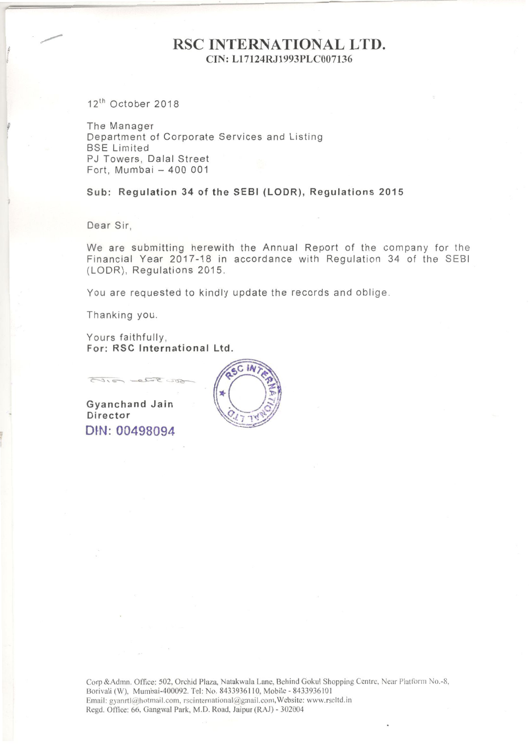# RSC INTERNATIONAL LTD.

**CIN: L17124RJ1993PLC007136**

12th October 2018

The Manager
Department of Corporate Services and Listing
BSE Limited
PJ Towers, Dalal Street
Fort, Mumbai – 400 001

**Sub: Regulation 34 of the SEBI (LODR), Regulations 2015**

Dear Sir,

We are submitting herewith the Annual Report of the company for the Financial Year 2017-18 in accordance with Regulation 34 of the SEBI (LODR), Regulations 2015.

You are requested to kindly update the records and oblige.

Thanking you.

Yours faithfully,
**For: RSC International Ltd.**

**Gyanchand Jain**
**Director**
DIN: 00498094

Corp &Admn. Office: 502, Orchid Plaza, Natakwala Lane, Behind Gokul Shopping Centre, Near Platform No.-8, Borivali (W), Mumbai-400092. Tel: No. 8433936110, Mobile - 8433936101
Email: gyanrtl@hotmail.com, rscinternational@gmail.com, Website: www.rscltd.in
Regd. Office: 66, Gangwal Park, M.D. Road, Jaipur (RAJ) - 302004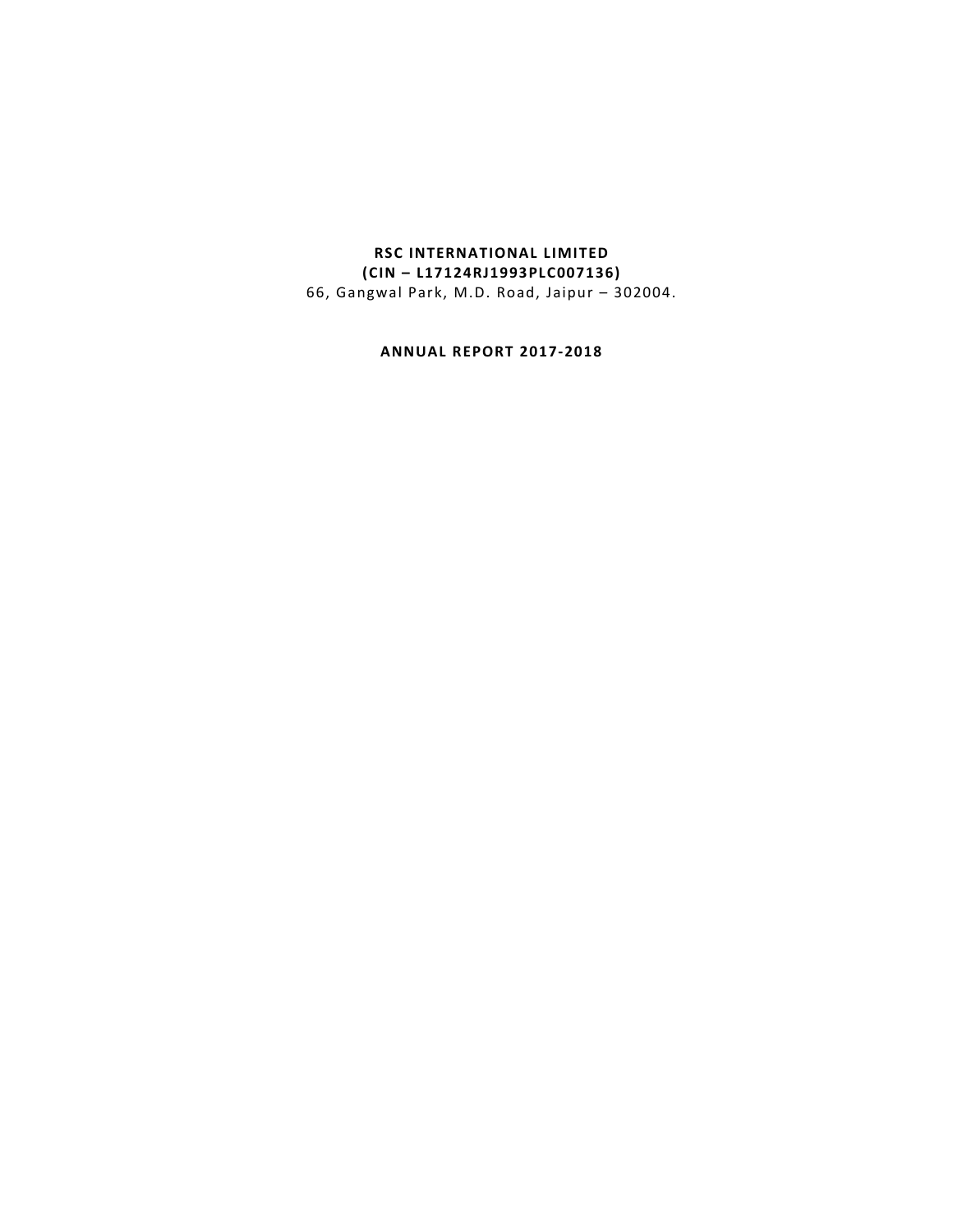**RSC INTERNATIONAL LIMITED**
**(CIN – L17124RJ1993PLC007136)**
66, Gangwal Park, M.D. Road, Jaipur – 302004.

**ANNUAL REPORT 2017-2018**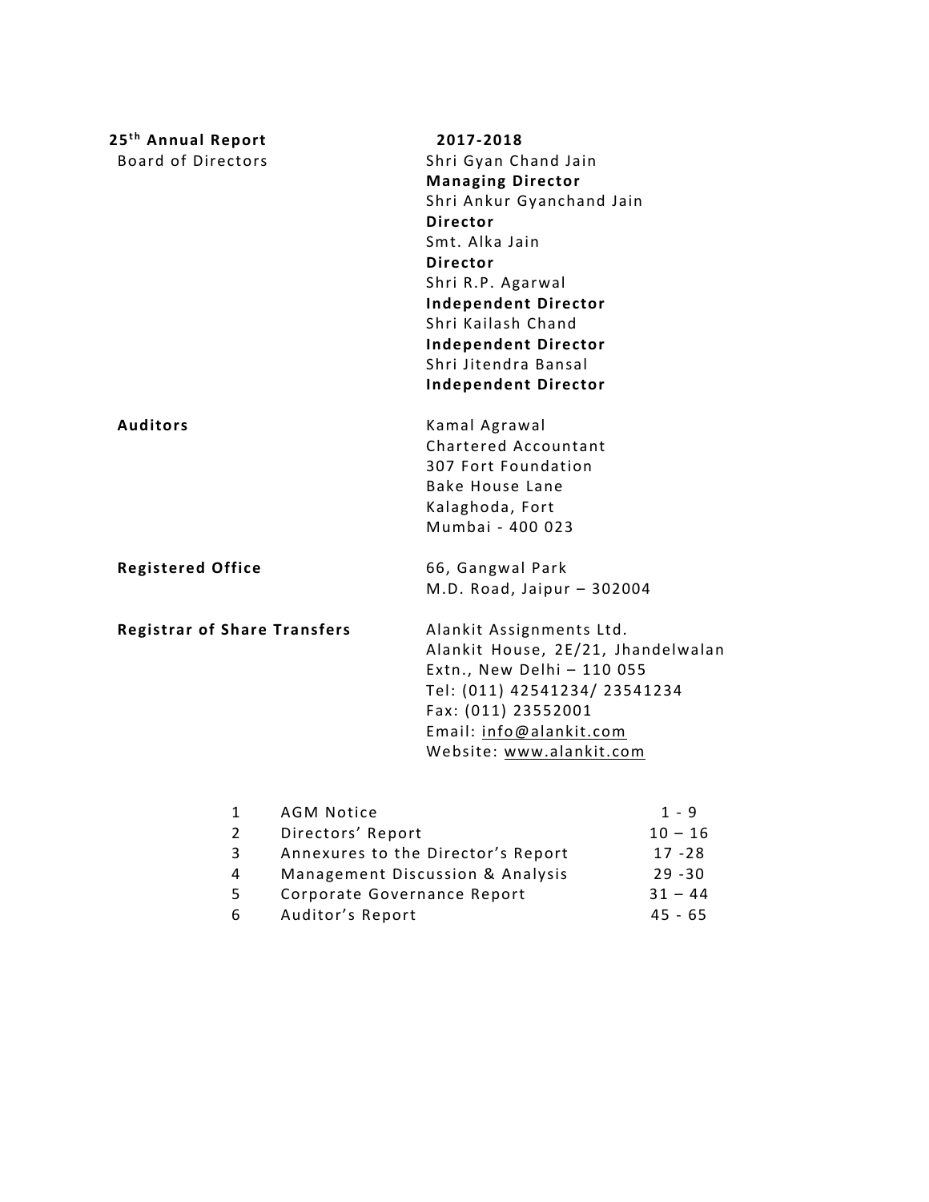**25th Annual Report** **2017-2018**

| | |
|---|---|
| Board of Directors | Shri Gyan Chand Jain<br>**Managing Director**<br>Shri Ankur Gyanchand Jain<br>**Director**<br>Smt. Alka Jain<br>**Director**<br>Shri R.P. Agarwal<br>**Independent Director**<br>Shri Kailash Chand<br>**Independent Director**<br>Shri Jitendra Bansal<br>**Independent Director** |
| **Auditors** | Kamal Agrawal<br>Chartered Accountant<br>307 Fort Foundation<br>Bake House Lane<br>Kalaghoda, Fort<br>Mumbai - 400 023 |
| **Registered Office** | 66, Gangwal Park<br>M.D. Road, Jaipur – 302004 |
| **Registrar of Share Transfers** | Alankit Assignments Ltd.<br>Alankit House, 2E/21, Jhandelwalan Extn., New Delhi – 110 055<br>Tel: (011) 42541234/ 23541234<br>Fax: (011) 23552001<br>Email: info@alankit.com<br>Website: www.alankit.com |

| | | |
|---|---|---|
| 1 | AGM Notice | 1 - 9 |
| 2 | Directors' Report | 10 – 16 |
| 3 | Annexures to the Director's Report | 17 -28 |
| 4 | Management Discussion & Analysis | 29 -30 |
| 5 | Corporate Governance Report | 31 – 44 |
| 6 | Auditor's Report | 45 - 65 |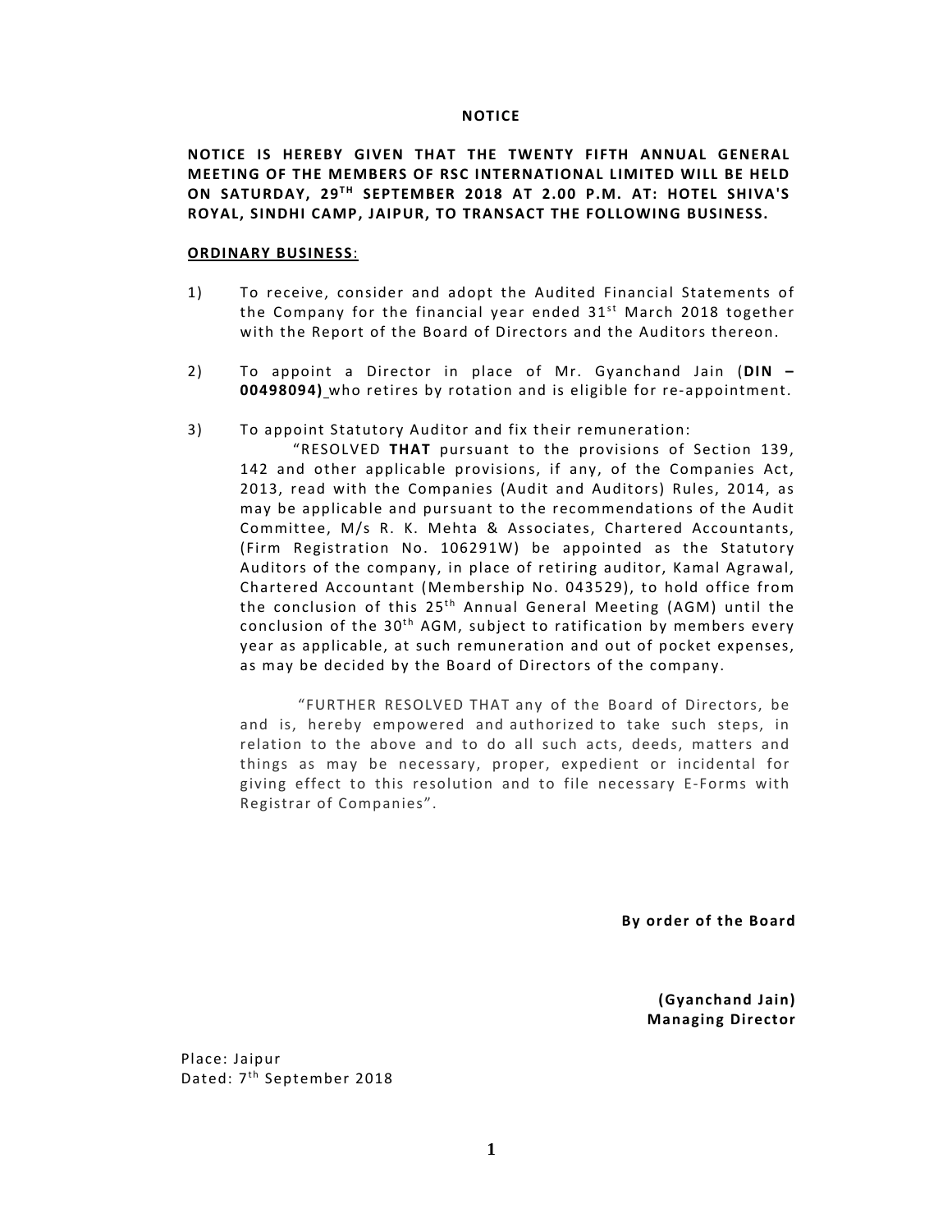# NOTICE

**NOTICE IS HEREBY GIVEN THAT THE TWENTY FIFTH ANNUAL GENERAL MEETING OF THE MEMBERS OF RSC INTERNATIONAL LIMITED WILL BE HELD ON SATURDAY, 29TH SEPTEMBER 2018 AT 2.00 P.M. AT: HOTEL SHIVA'S ROYAL, SINDHI CAMP, JAIPUR, TO TRANSACT THE FOLLOWING BUSINESS.**

## ORDINARY BUSINESS:

1) To receive, consider and adopt the Audited Financial Statements of the Company for the financial year ended 31st March 2018 together with the Report of the Board of Directors and the Auditors thereon.

2) To appoint a Director in place of Mr. Gyanchand Jain (**DIN – 00498094)** who retires by rotation and is eligible for re-appointment.

3) To appoint Statutory Auditor and fix their remuneration:

   "RESOLVED **THAT** pursuant to the provisions of Section 139, 142 and other applicable provisions, if any, of the Companies Act, 2013, read with the Companies (Audit and Auditors) Rules, 2014, as may be applicable and pursuant to the recommendations of the Audit Committee, M/s R. K. Mehta & Associates, Chartered Accountants, (Firm Registration No. 106291W) be appointed as the Statutory Auditors of the company, in place of retiring auditor, Kamal Agrawal, Chartered Accountant (Membership No. 043529), to hold office from the conclusion of this 25th Annual General Meeting (AGM) until the conclusion of the 30th AGM, subject to ratification by members every year as applicable, at such remuneration and out of pocket expenses, as may be decided by the Board of Directors of the company.

   "FURTHER RESOLVED THAT any of the Board of Directors, be and is, hereby empowered and authorized to take such steps, in relation to the above and to do all such acts, deeds, matters and things as may be necessary, proper, expedient or incidental for giving effect to this resolution and to file necessary E-Forms with Registrar of Companies".

**By order of the Board**

**(Gyanchand Jain)**
**Managing Director**

Place: Jaipur
Dated: 7th September 2018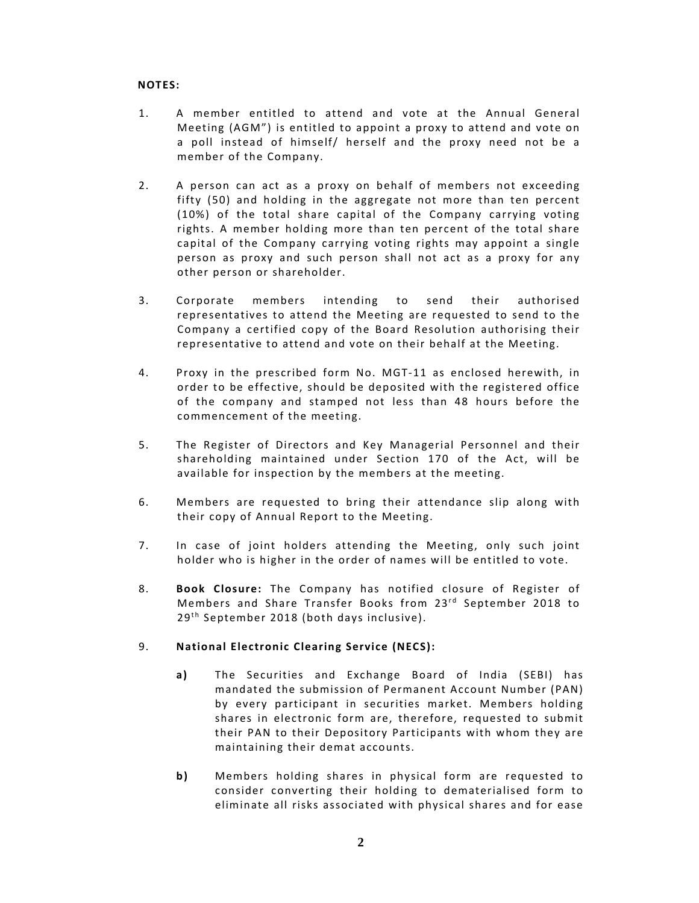**NOTES:**

1. A member entitled to attend and vote at the Annual General Meeting (AGM") is entitled to appoint a proxy to attend and vote on a poll instead of himself/ herself and the proxy need not be a member of the Company.

2. A person can act as a proxy on behalf of members not exceeding fifty (50) and holding in the aggregate not more than ten percent (10%) of the total share capital of the Company carrying voting rights. A member holding more than ten percent of the total share capital of the Company carrying voting rights may appoint a single person as proxy and such person shall not act as a proxy for any other person or shareholder.

3. Corporate members intending to send their authorised representatives to attend the Meeting are requested to send to the Company a certified copy of the Board Resolution authorising their representative to attend and vote on their behalf at the Meeting.

4. Proxy in the prescribed form No. MGT-11 as enclosed herewith, in order to be effective, should be deposited with the registered office of the company and stamped not less than 48 hours before the commencement of the meeting.

5. The Register of Directors and Key Managerial Personnel and their shareholding maintained under Section 170 of the Act, will be available for inspection by the members at the meeting.

6. Members are requested to bring their attendance slip along with their copy of Annual Report to the Meeting.

7. In case of joint holders attending the Meeting, only such joint holder who is higher in the order of names will be entitled to vote.

8. **Book Closure:** The Company has notified closure of Register of Members and Share Transfer Books from 23rd September 2018 to 29th September 2018 (both days inclusive).

9. **National Electronic Clearing Service (NECS):**

   **a)** The Securities and Exchange Board of India (SEBI) has mandated the submission of Permanent Account Number (PAN) by every participant in securities market. Members holding shares in electronic form are, therefore, requested to submit their PAN to their Depository Participants with whom they are maintaining their demat accounts.

   **b)** Members holding shares in physical form are requested to consider converting their holding to dematerialised form to eliminate all risks associated with physical shares and for ease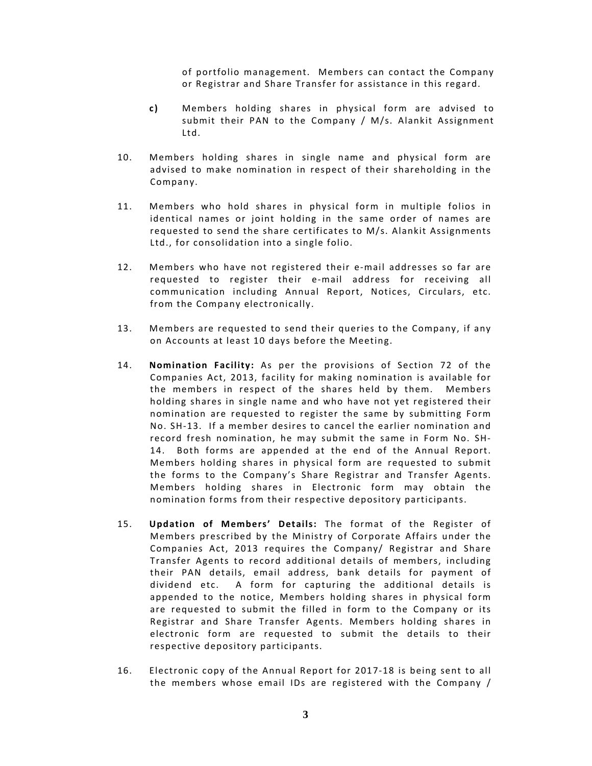of portfolio management. Members can contact the Company or Registrar and Share Transfer for assistance in this regard.

**c)** Members holding shares in physical form are advised to submit their PAN to the Company / M/s. Alankit Assignment Ltd.

10. Members holding shares in single name and physical form are advised to make nomination in respect of their shareholding in the Company.

11. Members who hold shares in physical form in multiple folios in identical names or joint holding in the same order of names are requested to send the share certificates to M/s. Alankit Assignments Ltd., for consolidation into a single folio.

12. Members who have not registered their e-mail addresses so far are requested to register their e-mail address for receiving all communication including Annual Report, Notices, Circulars, etc. from the Company electronically.

13. Members are requested to send their queries to the Company, if any on Accounts at least 10 days before the Meeting.

14. **Nomination Facility:** As per the provisions of Section 72 of the Companies Act, 2013, facility for making nomination is available for the members in respect of the shares held by them. Members holding shares in single name and who have not yet registered their nomination are requested to register the same by submitting Form No. SH-13. If a member desires to cancel the earlier nomination and record fresh nomination, he may submit the same in Form No. SH-14. Both forms are appended at the end of the Annual Report. Members holding shares in physical form are requested to submit the forms to the Company's Share Registrar and Transfer Agents. Members holding shares in Electronic form may obtain the nomination forms from their respective depository participants.

15. **Updation of Members' Details:** The format of the Register of Members prescribed by the Ministry of Corporate Affairs under the Companies Act, 2013 requires the Company/ Registrar and Share Transfer Agents to record additional details of members, including their PAN details, email address, bank details for payment of dividend etc. A form for capturing the additional details is appended to the notice, Members holding shares in physical form are requested to submit the filled in form to the Company or its Registrar and Share Transfer Agents. Members holding shares in electronic form are requested to submit the details to their respective depository participants.

16. Electronic copy of the Annual Report for 2017-18 is being sent to all the members whose email IDs are registered with the Company /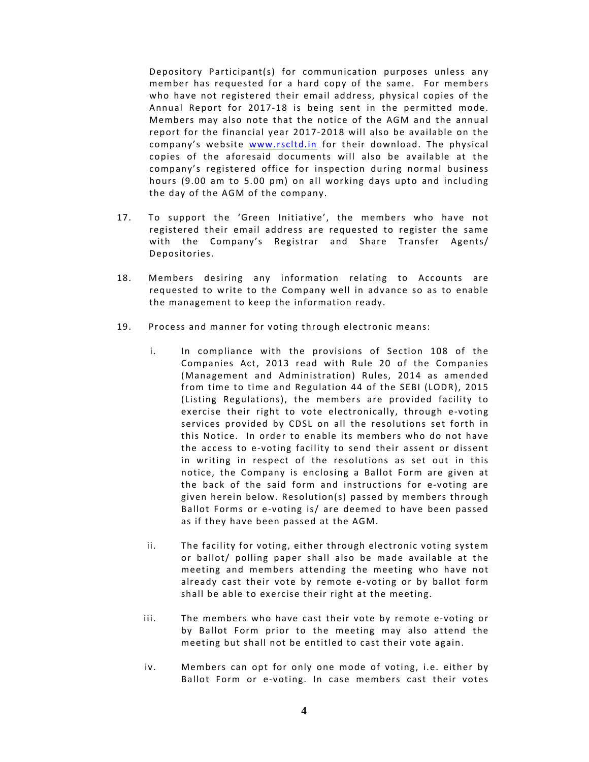Depository Participant(s) for communication purposes unless any member has requested for a hard copy of the same. For members who have not registered their email address, physical copies of the Annual Report for 2017-18 is being sent in the permitted mode. Members may also note that the notice of the AGM and the annual report for the financial year 2017-2018 will also be available on the company's website www.rscltd.in for their download. The physical copies of the aforesaid documents will also be available at the company's registered office for inspection during normal business hours (9.00 am to 5.00 pm) on all working days upto and including the day of the AGM of the company.

17. To support the 'Green Initiative', the members who have not registered their email address are requested to register the same with the Company's Registrar and Share Transfer Agents/ Depositories.

18. Members desiring any information relating to Accounts are requested to write to the Company well in advance so as to enable the management to keep the information ready.

19. Process and manner for voting through electronic means:

    i. In compliance with the provisions of Section 108 of the Companies Act, 2013 read with Rule 20 of the Companies (Management and Administration) Rules, 2014 as amended from time to time and Regulation 44 of the SEBI (LODR), 2015 (Listing Regulations), the members are provided facility to exercise their right to vote electronically, through e-voting services provided by CDSL on all the resolutions set forth in this Notice. In order to enable its members who do not have the access to e-voting facility to send their assent or dissent in writing in respect of the resolutions as set out in this notice, the Company is enclosing a Ballot Form are given at the back of the said form and instructions for e-voting are given herein below. Resolution(s) passed by members through Ballot Forms or e-voting is/ are deemed to have been passed as if they have been passed at the AGM.

    ii. The facility for voting, either through electronic voting system or ballot/ polling paper shall also be made available at the meeting and members attending the meeting who have not already cast their vote by remote e-voting or by ballot form shall be able to exercise their right at the meeting.

    iii. The members who have cast their vote by remote e-voting or by Ballot Form prior to the meeting may also attend the meeting but shall not be entitled to cast their vote again.

    iv. Members can opt for only one mode of voting, i.e. either by Ballot Form or e-voting. In case members cast their votes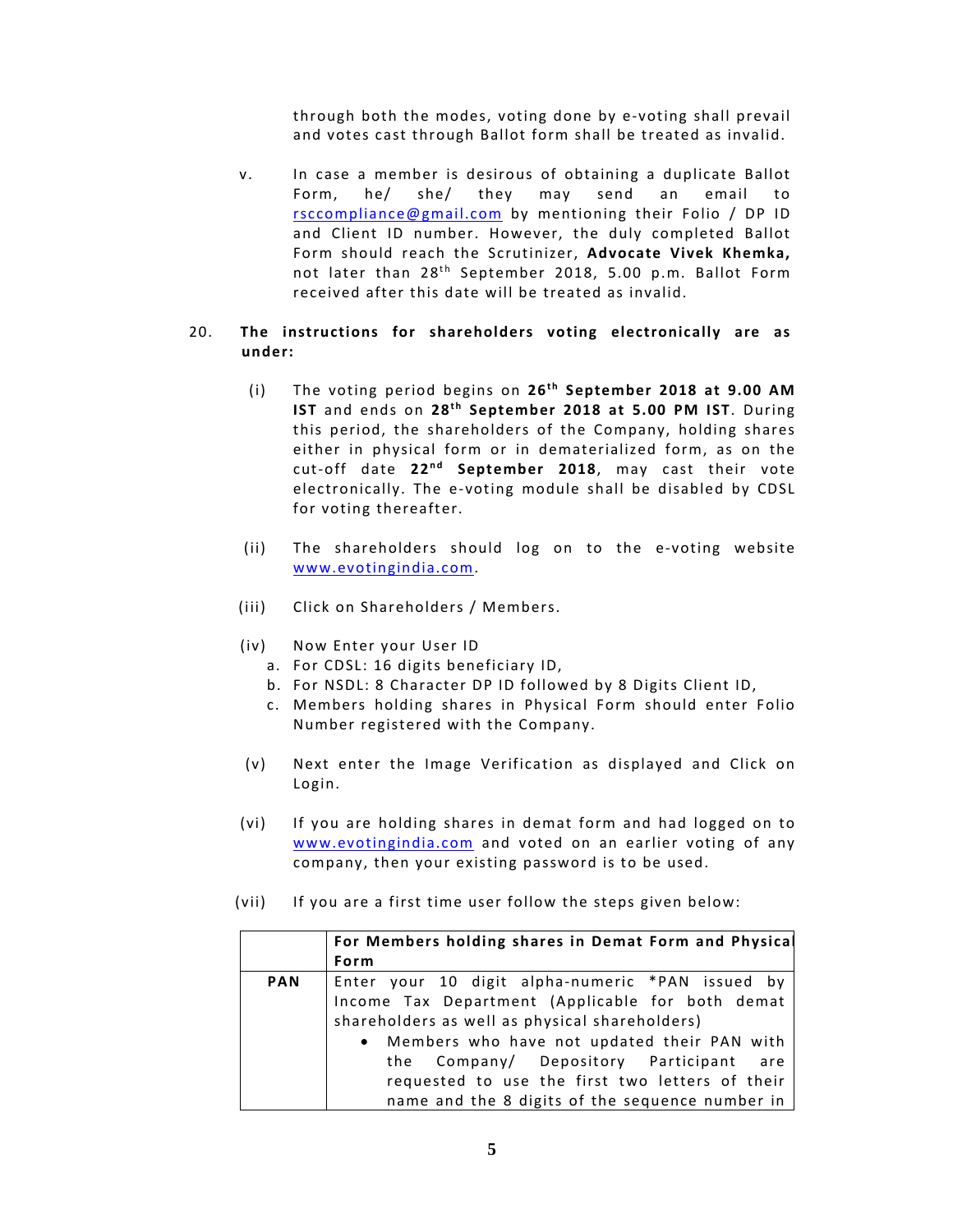through both the modes, voting done by e-voting shall prevail and votes cast through Ballot form shall be treated as invalid.

v. In case a member is desirous of obtaining a duplicate Ballot Form, he/ she/ they may send an email to rsccompliance@gmail.com by mentioning their Folio / DP ID and Client ID number. However, the duly completed Ballot Form should reach the Scrutinizer, **Advocate Vivek Khemka,** not later than 28th September 2018, 5.00 p.m. Ballot Form received after this date will be treated as invalid.

20. **The instructions for shareholders voting electronically are as under:**

(i) The voting period begins on **26th September 2018 at 9.00 AM IST** and ends on **28th September 2018 at 5.00 PM IST**. During this period, the shareholders of the Company, holding shares either in physical form or in dematerialized form, as on the cut-off date **22nd September 2018**, may cast their vote electronically. The e-voting module shall be disabled by CDSL for voting thereafter.

(ii) The shareholders should log on to the e-voting website www.evotingindia.com.

(iii) Click on Shareholders / Members.

(iv) Now Enter your User ID
   a. For CDSL: 16 digits beneficiary ID,
   b. For NSDL: 8 Character DP ID followed by 8 Digits Client ID,
   c. Members holding shares in Physical Form should enter Folio Number registered with the Company.

(v) Next enter the Image Verification as displayed and Click on Login.

(vi) If you are holding shares in demat form and had logged on to www.evotingindia.com and voted on an earlier voting of any company, then your existing password is to be used.

(vii) If you are a first time user follow the steps given below:

| | **For Members holding shares in Demat Form and Physical Form** |
|---|---|
| **PAN** | Enter your 10 digit alpha-numeric *PAN issued by Income Tax Department (Applicable for both demat shareholders as well as physical shareholders)<br>• Members who have not updated their PAN with the Company/ Depository Participant are requested to use the first two letters of their name and the 8 digits of the sequence number in |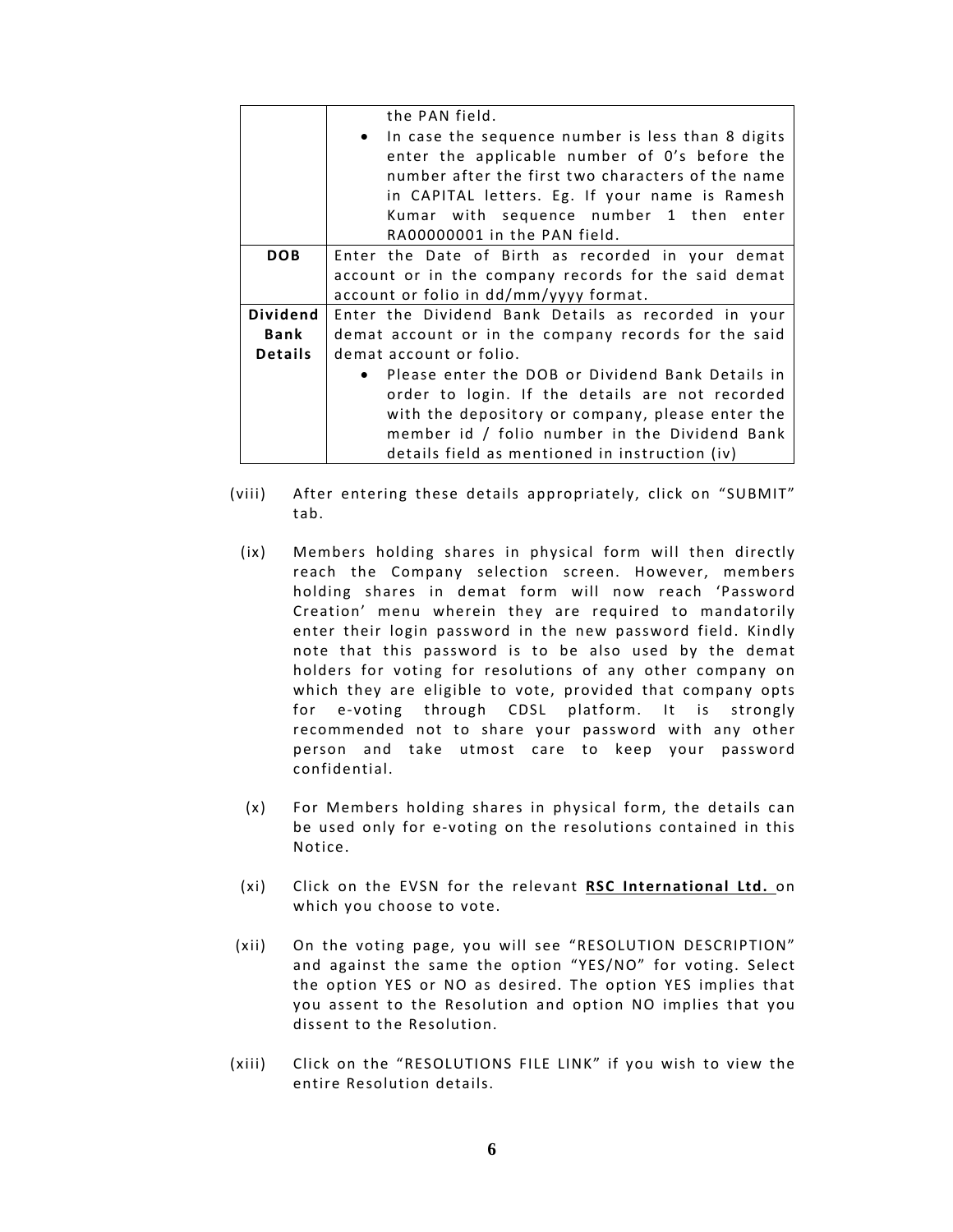|  |  |
|---|---|
|  | the PAN field.<br>• In case the sequence number is less than 8 digits enter the applicable number of 0's before the number after the first two characters of the name in CAPITAL letters. Eg. If your name is Ramesh Kumar with sequence number 1 then enter RA00000001 in the PAN field. |
| **DOB** | Enter the Date of Birth as recorded in your demat account or in the company records for the said demat account or folio in dd/mm/yyyy format. |
| **Dividend Bank Details** | Enter the Dividend Bank Details as recorded in your demat account or in the company records for the said demat account or folio.<br>• Please enter the DOB or Dividend Bank Details in order to login. If the details are not recorded with the depository or company, please enter the member id / folio number in the Dividend Bank details field as mentioned in instruction (iv) |

(viii) After entering these details appropriately, click on "SUBMIT" tab.

(ix) Members holding shares in physical form will then directly reach the Company selection screen. However, members holding shares in demat form will now reach 'Password Creation' menu wherein they are required to mandatorily enter their login password in the new password field. Kindly note that this password is to be also used by the demat holders for voting for resolutions of any other company on which they are eligible to vote, provided that company opts for e-voting through CDSL platform. It is strongly recommended not to share your password with any other person and take utmost care to keep your password confidential.

(x) For Members holding shares in physical form, the details can be used only for e-voting on the resolutions contained in this Notice.

(xi) Click on the EVSN for the relevant **RSC International Ltd.** on which you choose to vote.

(xii) On the voting page, you will see "RESOLUTION DESCRIPTION" and against the same the option "YES/NO" for voting. Select the option YES or NO as desired. The option YES implies that you assent to the Resolution and option NO implies that you dissent to the Resolution.

(xiii) Click on the "RESOLUTIONS FILE LINK" if you wish to view the entire Resolution details.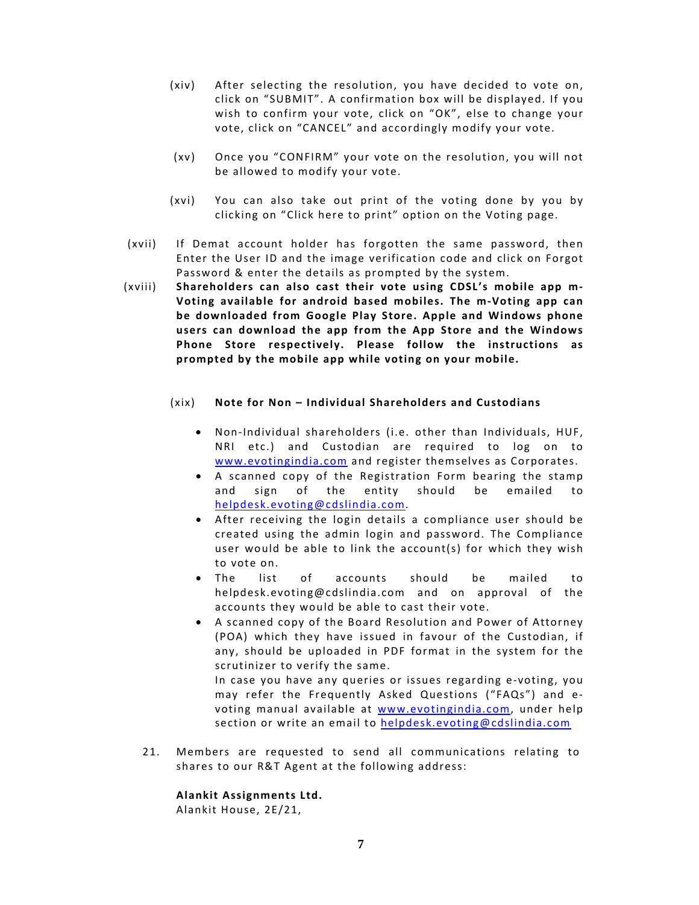(xiv) After selecting the resolution, you have decided to vote on, click on "SUBMIT". A confirmation box will be displayed. If you wish to confirm your vote, click on "OK", else to change your vote, click on "CANCEL" and accordingly modify your vote.

(xv) Once you "CONFIRM" your vote on the resolution, you will not be allowed to modify your vote.

(xvi) You can also take out print of the voting done by you by clicking on "Click here to print" option on the Voting page.

(xvii) If Demat account holder has forgotten the same password, then Enter the User ID and the image verification code and click on Forgot Password & enter the details as prompted by the system.

(xviii) **Shareholders can also cast their vote using CDSL's mobile app m-Voting available for android based mobiles. The m-Voting app can be downloaded from Google Play Store. Apple and Windows phone users can download the app from the App Store and the Windows Phone Store respectively. Please follow the instructions as prompted by the mobile app while voting on your mobile.**

(xix) **Note for Non – Individual Shareholders and Custodians**

- Non-Individual shareholders (i.e. other than Individuals, HUF, NRI etc.) and Custodian are required to log on to www.evotingindia.com and register themselves as Corporates.
- A scanned copy of the Registration Form bearing the stamp and sign of the entity should be emailed to helpdesk.evoting@cdslindia.com.
- After receiving the login details a compliance user should be created using the admin login and password. The Compliance user would be able to link the account(s) for which they wish to vote on.
- The list of accounts should be mailed to helpdesk.evoting@cdslindia.com and on approval of the accounts they would be able to cast their vote.
- A scanned copy of the Board Resolution and Power of Attorney (POA) which they have issued in favour of the Custodian, if any, should be uploaded in PDF format in the system for the scrutinizer to verify the same.

  In case you have any queries or issues regarding e-voting, you may refer the Frequently Asked Questions ("FAQs") and e-voting manual available at www.evotingindia.com, under help section or write an email to helpdesk.evoting@cdslindia.com

21. Members are requested to send all communications relating to shares to our R&T Agent at the following address:

**Alankit Assignments Ltd.**
Alankit House, 2E/21,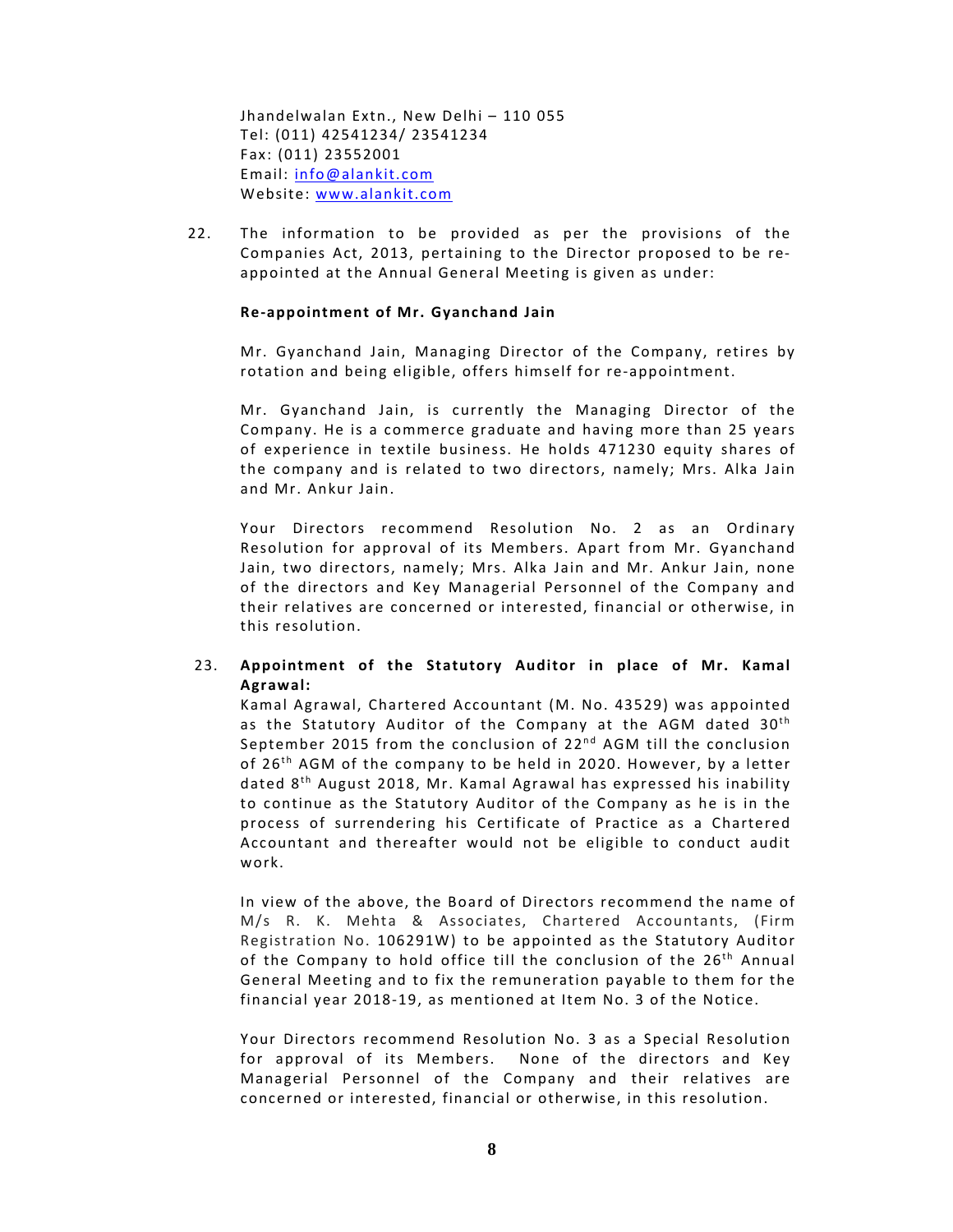Jhandelwalan Extn., New Delhi – 110 055
Tel: (011) 42541234/ 23541234
Fax: (011) 23552001
Email: info@alankit.com
Website: www.alankit.com

22. The information to be provided as per the provisions of the Companies Act, 2013, pertaining to the Director proposed to be re-appointed at the Annual General Meeting is given as under:

**Re-appointment of Mr. Gyanchand Jain**

Mr. Gyanchand Jain, Managing Director of the Company, retires by rotation and being eligible, offers himself for re-appointment.

Mr. Gyanchand Jain, is currently the Managing Director of the Company. He is a commerce graduate and having more than 25 years of experience in textile business. He holds 471230 equity shares of the company and is related to two directors, namely; Mrs. Alka Jain and Mr. Ankur Jain.

Your Directors recommend Resolution No. 2 as an Ordinary Resolution for approval of its Members. Apart from Mr. Gyanchand Jain, two directors, namely; Mrs. Alka Jain and Mr. Ankur Jain, none of the directors and Key Managerial Personnel of the Company and their relatives are concerned or interested, financial or otherwise, in this resolution.

23. **Appointment of the Statutory Auditor in place of Mr. Kamal Agrawal:**

Kamal Agrawal, Chartered Accountant (M. No. 43529) was appointed as the Statutory Auditor of the Company at the AGM dated 30th September 2015 from the conclusion of 22nd AGM till the conclusion of 26th AGM of the company to be held in 2020. However, by a letter dated 8th August 2018, Mr. Kamal Agrawal has expressed his inability to continue as the Statutory Auditor of the Company as he is in the process of surrendering his Certificate of Practice as a Chartered Accountant and thereafter would not be eligible to conduct audit work.

In view of the above, the Board of Directors recommend the name of M/s R. K. Mehta & Associates, Chartered Accountants, (Firm Registration No. 106291W) to be appointed as the Statutory Auditor of the Company to hold office till the conclusion of the 26th Annual General Meeting and to fix the remuneration payable to them for the financial year 2018-19, as mentioned at Item No. 3 of the Notice.

Your Directors recommend Resolution No. 3 as a Special Resolution for approval of its Members. None of the directors and Key Managerial Personnel of the Company and their relatives are concerned or interested, financial or otherwise, in this resolution.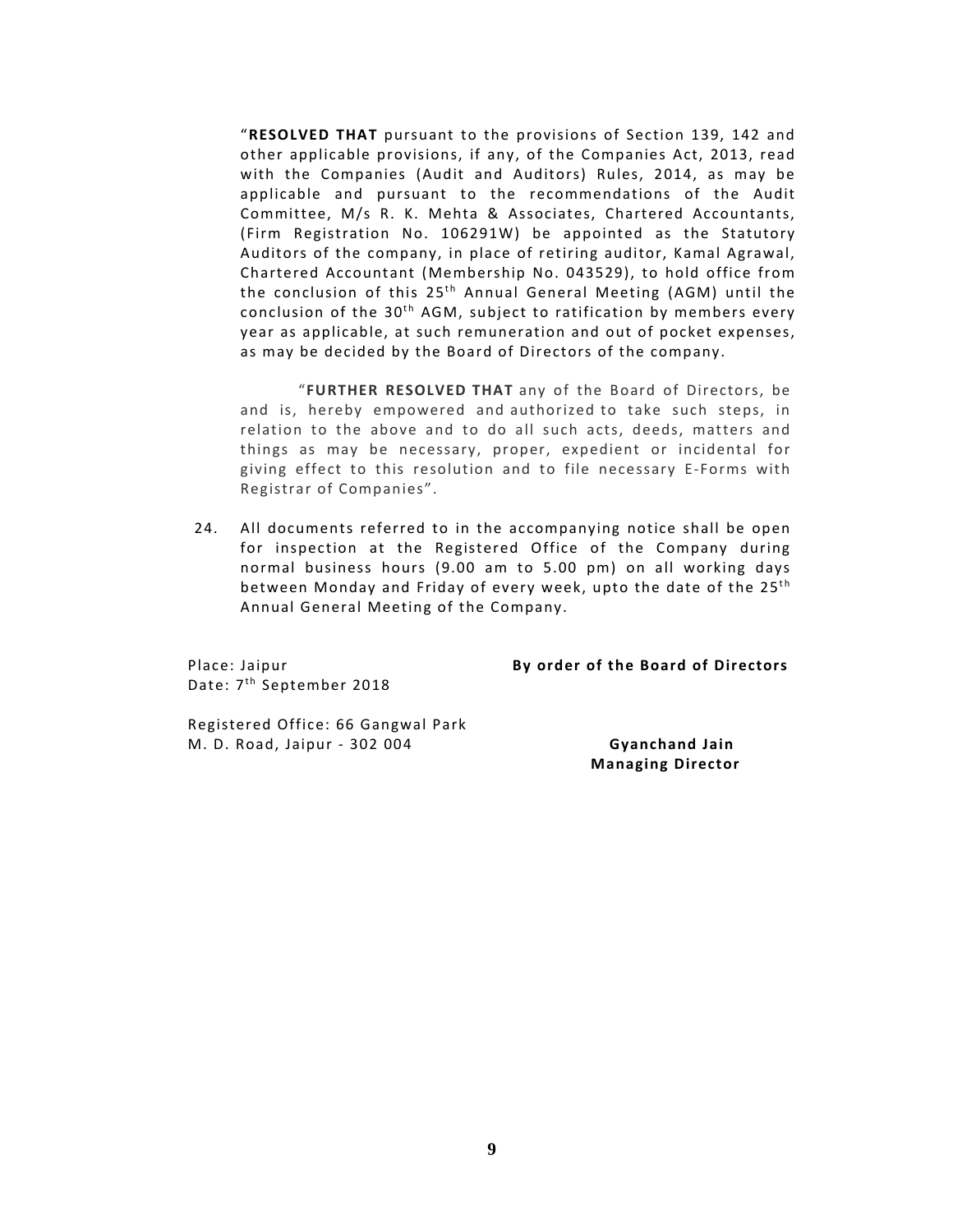"**RESOLVED THAT** pursuant to the provisions of Section 139, 142 and other applicable provisions, if any, of the Companies Act, 2013, read with the Companies (Audit and Auditors) Rules, 2014, as may be applicable and pursuant to the recommendations of the Audit Committee, M/s R. K. Mehta & Associates, Chartered Accountants, (Firm Registration No. 106291W) be appointed as the Statutory Auditors of the company, in place of retiring auditor, Kamal Agrawal, Chartered Accountant (Membership No. 043529), to hold office from the conclusion of this 25th Annual General Meeting (AGM) until the conclusion of the 30th AGM, subject to ratification by members every year as applicable, at such remuneration and out of pocket expenses, as may be decided by the Board of Directors of the company.

"**FURTHER RESOLVED THAT** any of the Board of Directors, be and is, hereby empowered and authorized to take such steps, in relation to the above and to do all such acts, deeds, matters and things as may be necessary, proper, expedient or incidental for giving effect to this resolution and to file necessary E-Forms with Registrar of Companies".

24. All documents referred to in the accompanying notice shall be open for inspection at the Registered Office of the Company during normal business hours (9.00 am to 5.00 pm) on all working days between Monday and Friday of every week, upto the date of the 25th Annual General Meeting of the Company.

Place: Jaipur
Date: 7th September 2018

**By order of the Board of Directors**

Registered Office: 66 Gangwal Park
M. D. Road, Jaipur - 302 004

**Gyanchand Jain**
**Managing Director**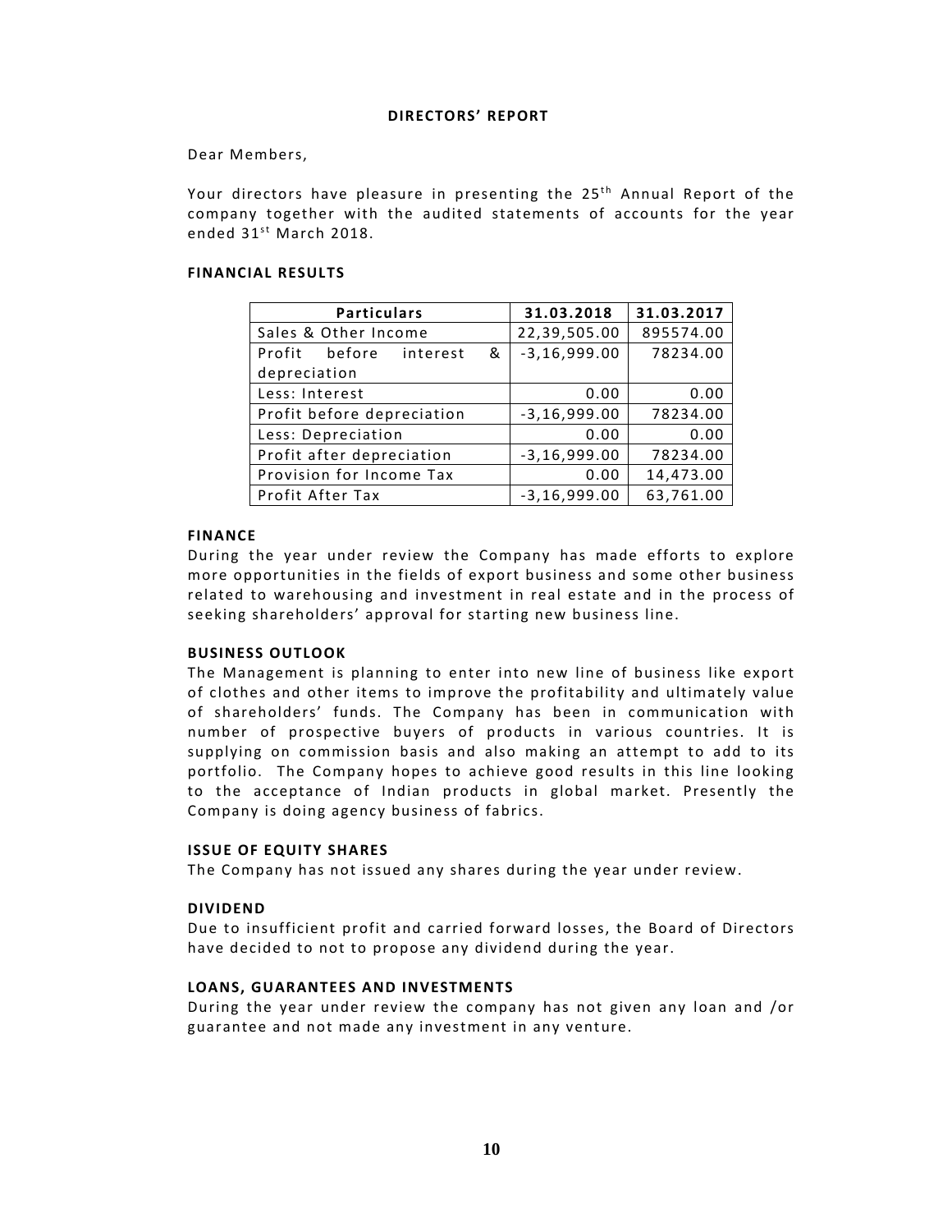# DIRECTORS' REPORT

Dear Members,

Your directors have pleasure in presenting the 25th Annual Report of the company together with the audited statements of accounts for the year ended 31st March 2018.

## FINANCIAL RESULTS

| Particulars | 31.03.2018 | 31.03.2017 |
|---|---|---|
| Sales & Other Income | 22,39,505.00 | 895574.00 |
| Profit before interest & depreciation | -3,16,999.00 | 78234.00 |
| Less: Interest | 0.00 | 0.00 |
| Profit before depreciation | -3,16,999.00 | 78234.00 |
| Less: Depreciation | 0.00 | 0.00 |
| Profit after depreciation | -3,16,999.00 | 78234.00 |
| Provision for Income Tax | 0.00 | 14,473.00 |
| Profit After Tax | -3,16,999.00 | 63,761.00 |

## FINANCE

During the year under review the Company has made efforts to explore more opportunities in the fields of export business and some other business related to warehousing and investment in real estate and in the process of seeking shareholders' approval for starting new business line.

## BUSINESS OUTLOOK

The Management is planning to enter into new line of business like export of clothes and other items to improve the profitability and ultimately value of shareholders' funds. The Company has been in communication with number of prospective buyers of products in various countries. It is supplying on commission basis and also making an attempt to add to its portfolio. The Company hopes to achieve good results in this line looking to the acceptance of Indian products in global market. Presently the Company is doing agency business of fabrics.

## ISSUE OF EQUITY SHARES

The Company has not issued any shares during the year under review.

## DIVIDEND

Due to insufficient profit and carried forward losses, the Board of Directors have decided to not to propose any dividend during the year.

## LOANS, GUARANTEES AND INVESTMENTS

During the year under review the company has not given any loan and /or guarantee and not made any investment in any venture.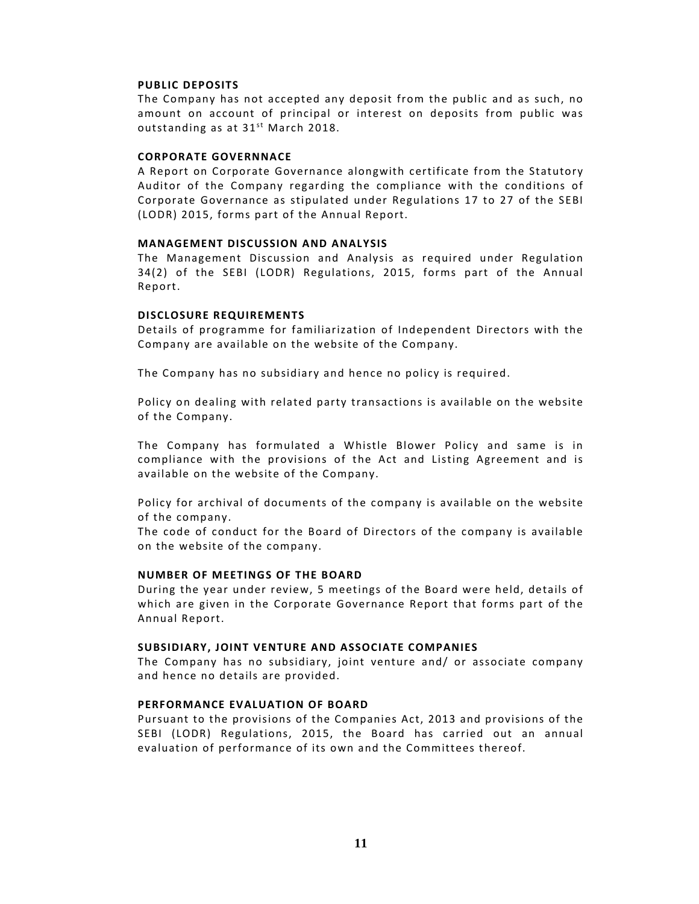### PUBLIC DEPOSITS

The Company has not accepted any deposit from the public and as such, no amount on account of principal or interest on deposits from public was outstanding as at 31st March 2018.

### CORPORATE GOVERNNACE

A Report on Corporate Governance alongwith certificate from the Statutory Auditor of the Company regarding the compliance with the conditions of Corporate Governance as stipulated under Regulations 17 to 27 of the SEBI (LODR) 2015, forms part of the Annual Report.

### MANAGEMENT DISCUSSION AND ANALYSIS

The Management Discussion and Analysis as required under Regulation 34(2) of the SEBI (LODR) Regulations, 2015, forms part of the Annual Report.

### DISCLOSURE REQUIREMENTS

Details of programme for familiarization of Independent Directors with the Company are available on the website of the Company.

The Company has no subsidiary and hence no policy is required.

Policy on dealing with related party transactions is available on the website of the Company.

The Company has formulated a Whistle Blower Policy and same is in compliance with the provisions of the Act and Listing Agreement and is available on the website of the Company.

Policy for archival of documents of the company is available on the website of the company.

The code of conduct for the Board of Directors of the company is available on the website of the company.

### NUMBER OF MEETINGS OF THE BOARD

During the year under review, 5 meetings of the Board were held, details of which are given in the Corporate Governance Report that forms part of the Annual Report.

### SUBSIDIARY, JOINT VENTURE AND ASSOCIATE COMPANIES

The Company has no subsidiary, joint venture and/ or associate company and hence no details are provided.

### PERFORMANCE EVALUATION OF BOARD

Pursuant to the provisions of the Companies Act, 2013 and provisions of the SEBI (LODR) Regulations, 2015, the Board has carried out an annual evaluation of performance of its own and the Committees thereof.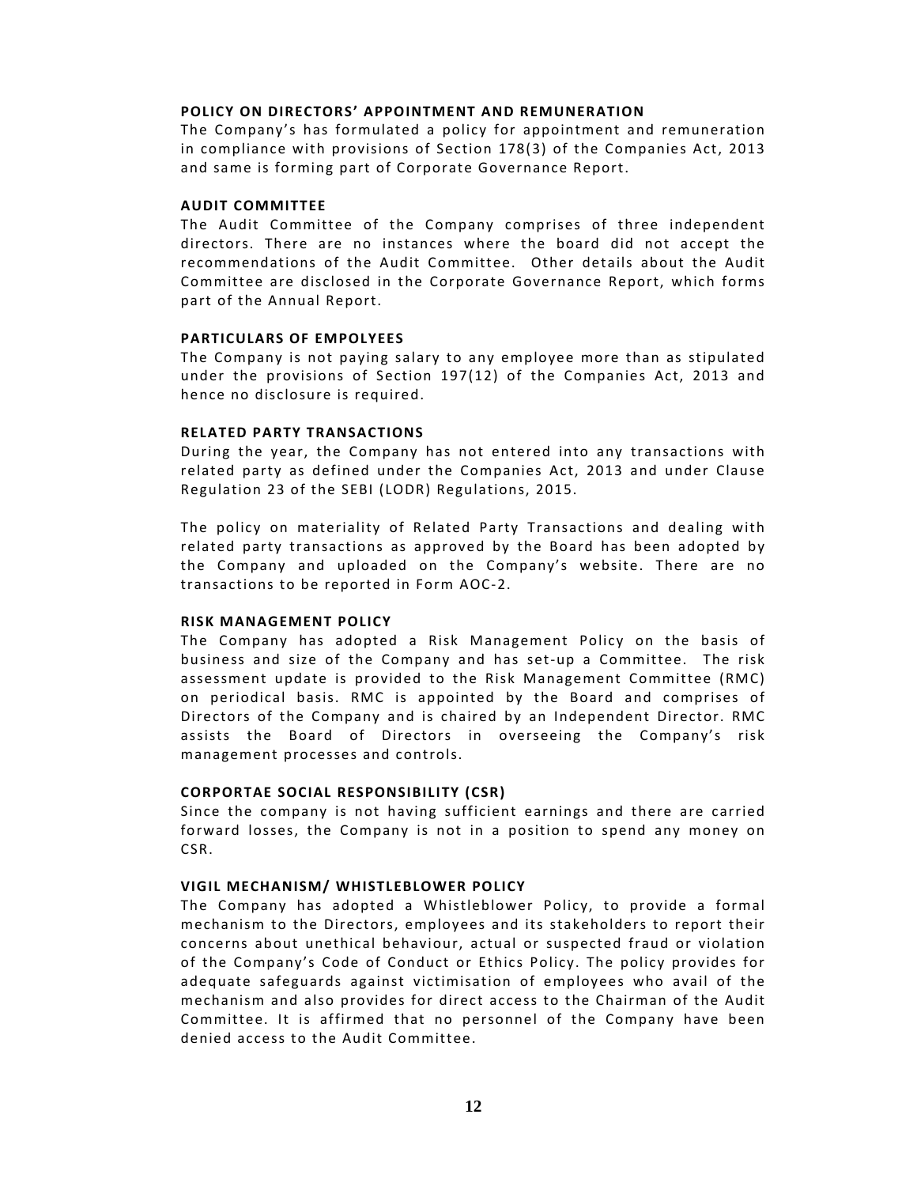### POLICY ON DIRECTORS' APPOINTMENT AND REMUNERATION

The Company's has formulated a policy for appointment and remuneration in compliance with provisions of Section 178(3) of the Companies Act, 2013 and same is forming part of Corporate Governance Report.

### AUDIT COMMITTEE

The Audit Committee of the Company comprises of three independent directors. There are no instances where the board did not accept the recommendations of the Audit Committee. Other details about the Audit Committee are disclosed in the Corporate Governance Report, which forms part of the Annual Report.

### PARTICULARS OF EMPOLYEES

The Company is not paying salary to any employee more than as stipulated under the provisions of Section 197(12) of the Companies Act, 2013 and hence no disclosure is required.

### RELATED PARTY TRANSACTIONS

During the year, the Company has not entered into any transactions with related party as defined under the Companies Act, 2013 and under Clause Regulation 23 of the SEBI (LODR) Regulations, 2015.

The policy on materiality of Related Party Transactions and dealing with related party transactions as approved by the Board has been adopted by the Company and uploaded on the Company's website. There are no transactions to be reported in Form AOC-2.

### RISK MANAGEMENT POLICY

The Company has adopted a Risk Management Policy on the basis of business and size of the Company and has set-up a Committee. The risk assessment update is provided to the Risk Management Committee (RMC) on periodical basis. RMC is appointed by the Board and comprises of Directors of the Company and is chaired by an Independent Director. RMC assists the Board of Directors in overseeing the Company's risk management processes and controls.

### CORPORTAE SOCIAL RESPONSIBILITY (CSR)

Since the company is not having sufficient earnings and there are carried forward losses, the Company is not in a position to spend any money on CSR.

### VIGIL MECHANISM/ WHISTLEBLOWER POLICY

The Company has adopted a Whistleblower Policy, to provide a formal mechanism to the Directors, employees and its stakeholders to report their concerns about unethical behaviour, actual or suspected fraud or violation of the Company's Code of Conduct or Ethics Policy. The policy provides for adequate safeguards against victimisation of employees who avail of the mechanism and also provides for direct access to the Chairman of the Audit Committee. It is affirmed that no personnel of the Company have been denied access to the Audit Committee.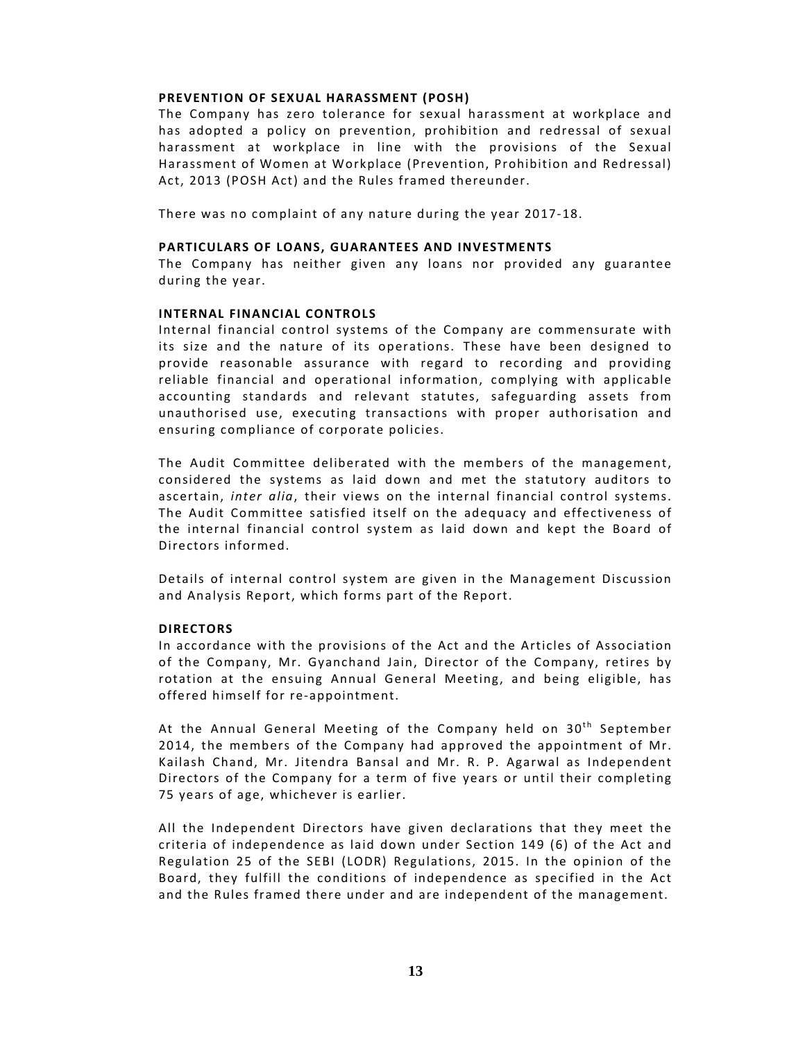**PREVENTION OF SEXUAL HARASSMENT (POSH)**

The Company has zero tolerance for sexual harassment at workplace and has adopted a policy on prevention, prohibition and redressal of sexual harassment at workplace in line with the provisions of the Sexual Harassment of Women at Workplace (Prevention, Prohibition and Redressal) Act, 2013 (POSH Act) and the Rules framed thereunder.

There was no complaint of any nature during the year 2017-18.

**PARTICULARS OF LOANS, GUARANTEES AND INVESTMENTS**

The Company has neither given any loans nor provided any guarantee during the year.

**INTERNAL FINANCIAL CONTROLS**

Internal financial control systems of the Company are commensurate with its size and the nature of its operations. These have been designed to provide reasonable assurance with regard to recording and providing reliable financial and operational information, complying with applicable accounting standards and relevant statutes, safeguarding assets from unauthorised use, executing transactions with proper authorisation and ensuring compliance of corporate policies.

The Audit Committee deliberated with the members of the management, considered the systems as laid down and met the statutory auditors to ascertain, *inter alia*, their views on the internal financial control systems. The Audit Committee satisfied itself on the adequacy and effectiveness of the internal financial control system as laid down and kept the Board of Directors informed.

Details of internal control system are given in the Management Discussion and Analysis Report, which forms part of the Report.

**DIRECTORS**

In accordance with the provisions of the Act and the Articles of Association of the Company, Mr. Gyanchand Jain, Director of the Company, retires by rotation at the ensuing Annual General Meeting, and being eligible, has offered himself for re-appointment.

At the Annual General Meeting of the Company held on 30th September 2014, the members of the Company had approved the appointment of Mr. Kailash Chand, Mr. Jitendra Bansal and Mr. R. P. Agarwal as Independent Directors of the Company for a term of five years or until their completing 75 years of age, whichever is earlier.

All the Independent Directors have given declarations that they meet the criteria of independence as laid down under Section 149 (6) of the Act and Regulation 25 of the SEBI (LODR) Regulations, 2015. In the opinion of the Board, they fulfill the conditions of independence as specified in the Act and the Rules framed there under and are independent of the management.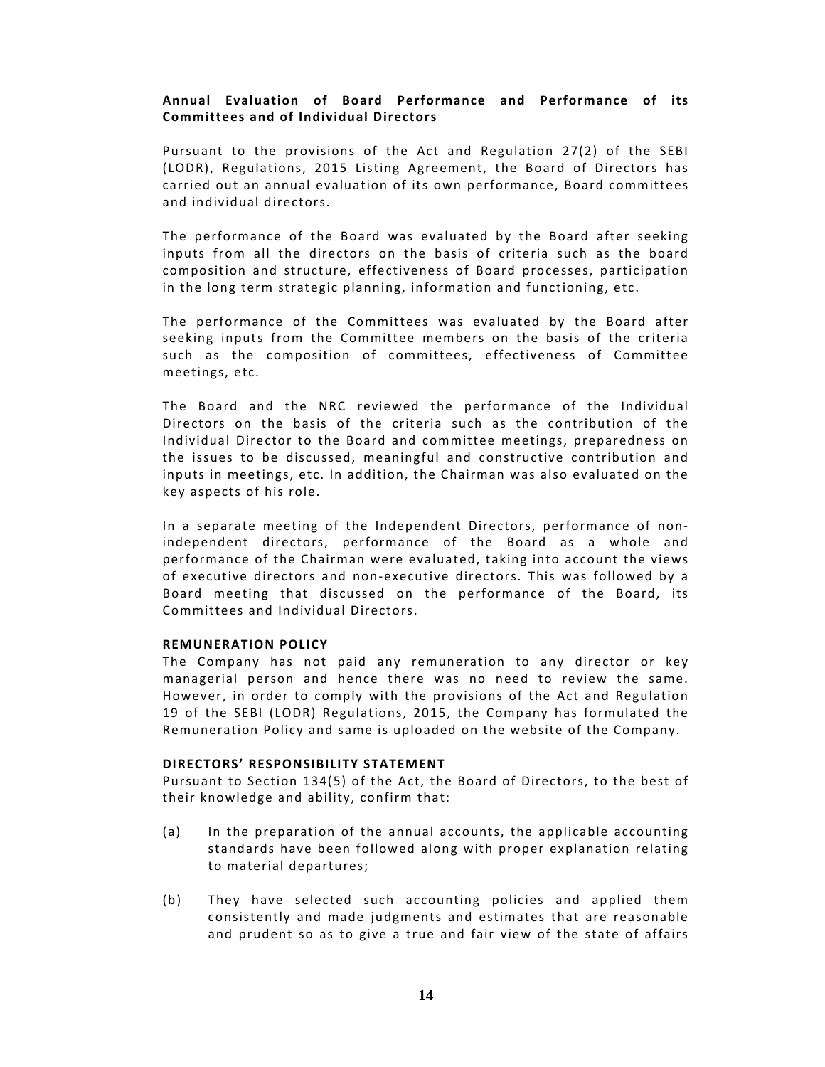## Annual Evaluation of Board Performance and Performance of its Committees and of Individual Directors

Pursuant to the provisions of the Act and Regulation 27(2) of the SEBI (LODR), Regulations, 2015 Listing Agreement, the Board of Directors has carried out an annual evaluation of its own performance, Board committees and individual directors.

The performance of the Board was evaluated by the Board after seeking inputs from all the directors on the basis of criteria such as the board composition and structure, effectiveness of Board processes, participation in the long term strategic planning, information and functioning, etc.

The performance of the Committees was evaluated by the Board after seeking inputs from the Committee members on the basis of the criteria such as the composition of committees, effectiveness of Committee meetings, etc.

The Board and the NRC reviewed the performance of the Individual Directors on the basis of the criteria such as the contribution of the Individual Director to the Board and committee meetings, preparedness on the issues to be discussed, meaningful and constructive contribution and inputs in meetings, etc. In addition, the Chairman was also evaluated on the key aspects of his role.

In a separate meeting of the Independent Directors, performance of non-independent directors, performance of the Board as a whole and performance of the Chairman were evaluated, taking into account the views of executive directors and non-executive directors. This was followed by a Board meeting that discussed on the performance of the Board, its Committees and Individual Directors.

## REMUNERATION POLICY

The Company has not paid any remuneration to any director or key managerial person and hence there was no need to review the same. However, in order to comply with the provisions of the Act and Regulation 19 of the SEBI (LODR) Regulations, 2015, the Company has formulated the Remuneration Policy and same is uploaded on the website of the Company.

## DIRECTORS' RESPONSIBILITY STATEMENT

Pursuant to Section 134(5) of the Act, the Board of Directors, to the best of their knowledge and ability, confirm that:

(a) In the preparation of the annual accounts, the applicable accounting standards have been followed along with proper explanation relating to material departures;

(b) They have selected such accounting policies and applied them consistently and made judgments and estimates that are reasonable and prudent so as to give a true and fair view of the state of affairs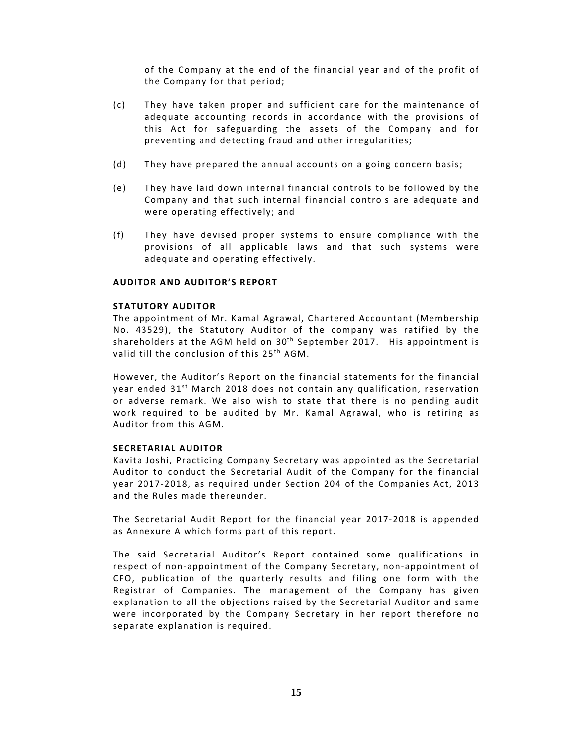of the Company at the end of the financial year and of the profit of the Company for that period;

(c) They have taken proper and sufficient care for the maintenance of adequate accounting records in accordance with the provisions of this Act for safeguarding the assets of the Company and for preventing and detecting fraud and other irregularities;

(d) They have prepared the annual accounts on a going concern basis;

(e) They have laid down internal financial controls to be followed by the Company and that such internal financial controls are adequate and were operating effectively; and

(f) They have devised proper systems to ensure compliance with the provisions of all applicable laws and that such systems were adequate and operating effectively.

**AUDITOR AND AUDITOR'S REPORT**

**STATUTORY AUDITOR**

The appointment of Mr. Kamal Agrawal, Chartered Accountant (Membership No. 43529), the Statutory Auditor of the company was ratified by the shareholders at the AGM held on 30th September 2017. His appointment is valid till the conclusion of this 25th AGM.

However, the Auditor's Report on the financial statements for the financial year ended 31st March 2018 does not contain any qualification, reservation or adverse remark. We also wish to state that there is no pending audit work required to be audited by Mr. Kamal Agrawal, who is retiring as Auditor from this AGM.

**SECRETARIAL AUDITOR**

Kavita Joshi, Practicing Company Secretary was appointed as the Secretarial Auditor to conduct the Secretarial Audit of the Company for the financial year 2017-2018, as required under Section 204 of the Companies Act, 2013 and the Rules made thereunder.

The Secretarial Audit Report for the financial year 2017-2018 is appended as Annexure A which forms part of this report.

The said Secretarial Auditor's Report contained some qualifications in respect of non-appointment of the Company Secretary, non-appointment of CFO, publication of the quarterly results and filing one form with the Registrar of Companies. The management of the Company has given explanation to all the objections raised by the Secretarial Auditor and same were incorporated by the Company Secretary in her report therefore no separate explanation is required.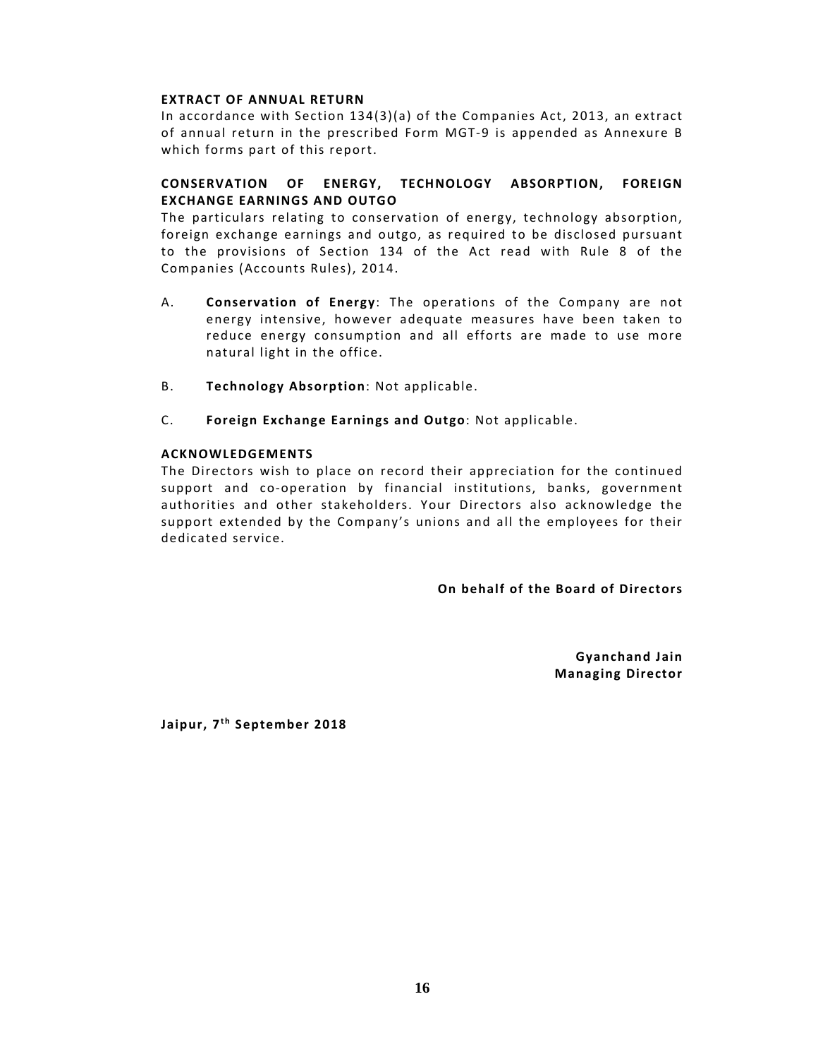## EXTRACT OF ANNUAL RETURN

In accordance with Section 134(3)(a) of the Companies Act, 2013, an extract of annual return in the prescribed Form MGT-9 is appended as Annexure B which forms part of this report.

## CONSERVATION OF ENERGY, TECHNOLOGY ABSORPTION, FOREIGN EXCHANGE EARNINGS AND OUTGO

The particulars relating to conservation of energy, technology absorption, foreign exchange earnings and outgo, as required to be disclosed pursuant to the provisions of Section 134 of the Act read with Rule 8 of the Companies (Accounts Rules), 2014.

A. **Conservation of Energy**: The operations of the Company are not energy intensive, however adequate measures have been taken to reduce energy consumption and all efforts are made to use more natural light in the office.

B. **Technology Absorption**: Not applicable.

C. **Foreign Exchange Earnings and Outgo**: Not applicable.

## ACKNOWLEDGEMENTS

The Directors wish to place on record their appreciation for the continued support and co-operation by financial institutions, banks, government authorities and other stakeholders. Your Directors also acknowledge the support extended by the Company's unions and all the employees for their dedicated service.

**On behalf of the Board of Directors**

**Gyanchand Jain**
**Managing Director**

**Jaipur, 7th September 2018**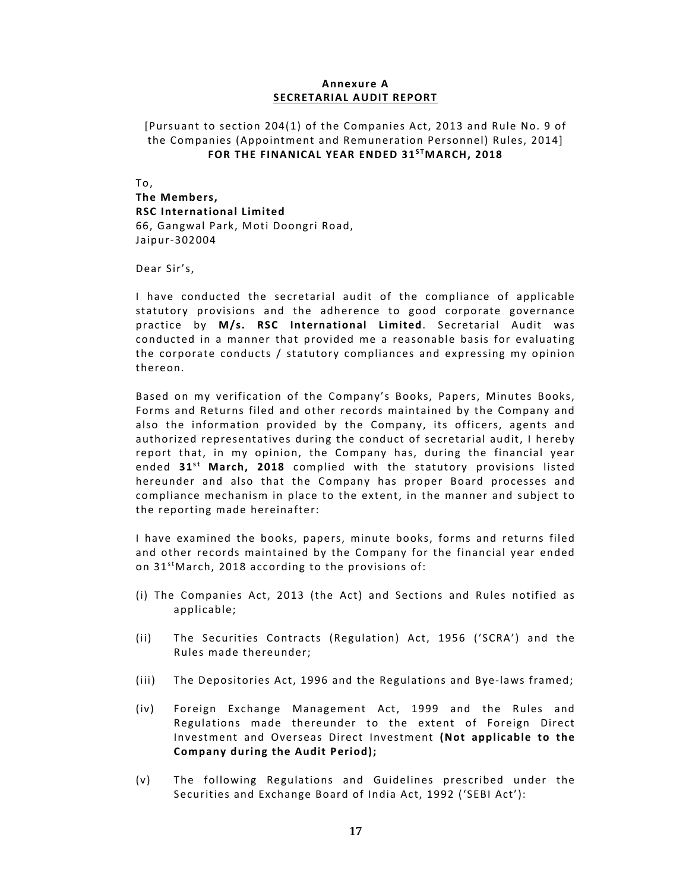# Annexure A

## SECRETARIAL AUDIT REPORT

[Pursuant to section 204(1) of the Companies Act, 2013 and Rule No. 9 of the Companies (Appointment and Remuneration Personnel) Rules, 2014]

**FOR THE FINANICAL YEAR ENDED 31ST MARCH, 2018**

To,

**The Members,**
**RSC International Limited**
66, Gangwal Park, Moti Doongri Road,
Jaipur-302004

Dear Sir's,

I have conducted the secretarial audit of the compliance of applicable statutory provisions and the adherence to good corporate governance practice by **M/s. RSC International Limited**. Secretarial Audit was conducted in a manner that provided me a reasonable basis for evaluating the corporate conducts / statutory compliances and expressing my opinion thereon.

Based on my verification of the Company's Books, Papers, Minutes Books, Forms and Returns filed and other records maintained by the Company and also the information provided by the Company, its officers, agents and authorized representatives during the conduct of secretarial audit, I hereby report that, in my opinion, the Company has, during the financial year ended **31st March, 2018** complied with the statutory provisions listed hereunder and also that the Company has proper Board processes and compliance mechanism in place to the extent, in the manner and subject to the reporting made hereinafter:

I have examined the books, papers, minute books, forms and returns filed and other records maintained by the Company for the financial year ended on 31st March, 2018 according to the provisions of:

(i) The Companies Act, 2013 (the Act) and Sections and Rules notified as applicable;

(ii) The Securities Contracts (Regulation) Act, 1956 ('SCRA') and the Rules made thereunder;

(iii) The Depositories Act, 1996 and the Regulations and Bye-laws framed;

(iv) Foreign Exchange Management Act, 1999 and the Rules and Regulations made thereunder to the extent of Foreign Direct Investment and Overseas Direct Investment **(Not applicable to the Company during the Audit Period);**

(v) The following Regulations and Guidelines prescribed under the Securities and Exchange Board of India Act, 1992 ('SEBI Act'):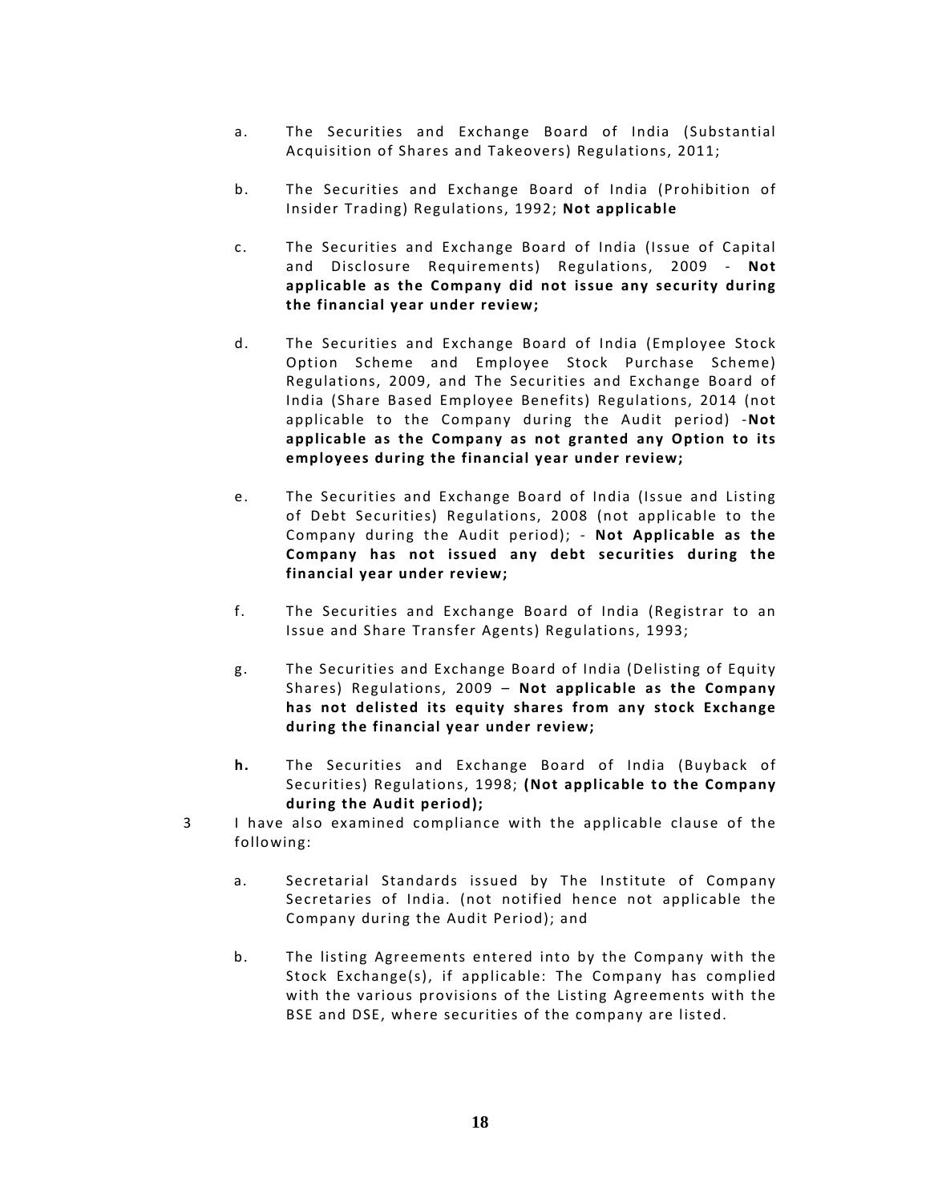a. The Securities and Exchange Board of India (Substantial Acquisition of Shares and Takeovers) Regulations, 2011;

b. The Securities and Exchange Board of India (Prohibition of Insider Trading) Regulations, 1992; **Not applicable**

c. The Securities and Exchange Board of India (Issue of Capital and Disclosure Requirements) Regulations, 2009 - **Not applicable as the Company did not issue any security during the financial year under review;**

d. The Securities and Exchange Board of India (Employee Stock Option Scheme and Employee Stock Purchase Scheme) Regulations, 2009, and The Securities and Exchange Board of India (Share Based Employee Benefits) Regulations, 2014 (not applicable to the Company during the Audit period) -**Not applicable as the Company as not granted any Option to its employees during the financial year under review;**

e. The Securities and Exchange Board of India (Issue and Listing of Debt Securities) Regulations, 2008 (not applicable to the Company during the Audit period); - **Not Applicable as the Company has not issued any debt securities during the financial year under review;**

f. The Securities and Exchange Board of India (Registrar to an Issue and Share Transfer Agents) Regulations, 1993;

g. The Securities and Exchange Board of India (Delisting of Equity Shares) Regulations, 2009 – **Not applicable as the Company has not delisted its equity shares from any stock Exchange during the financial year under review;**

**h.** The Securities and Exchange Board of India (Buyback of Securities) Regulations, 1998; **(Not applicable to the Company during the Audit period);**

3 I have also examined compliance with the applicable clause of the following:

a. Secretarial Standards issued by The Institute of Company Secretaries of India. (not notified hence not applicable the Company during the Audit Period); and

b. The listing Agreements entered into by the Company with the Stock Exchange(s), if applicable: The Company has complied with the various provisions of the Listing Agreements with the BSE and DSE, where securities of the company are listed.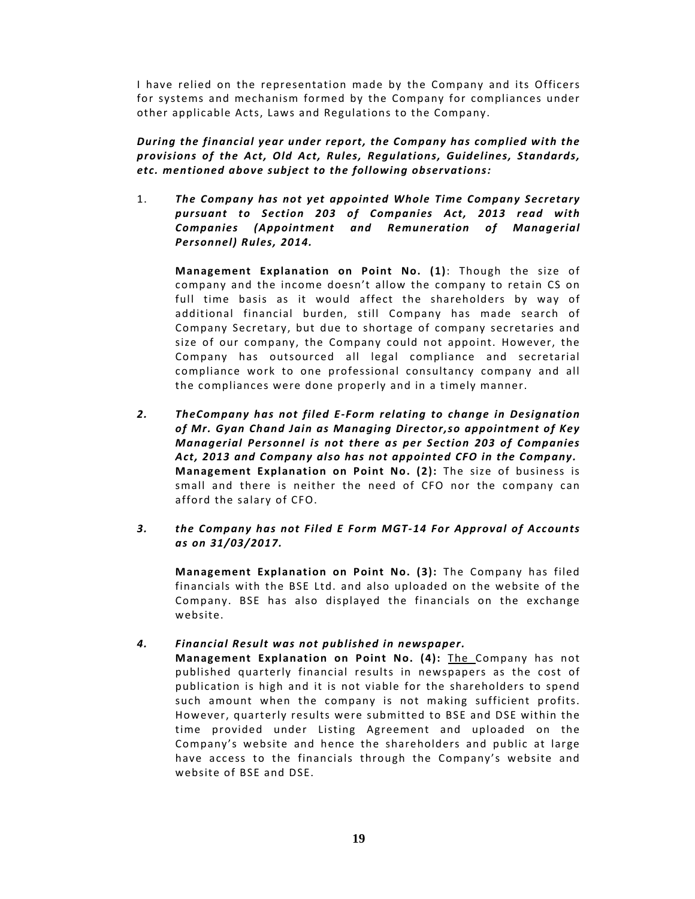I have relied on the representation made by the Company and its Officers for systems and mechanism formed by the Company for compliances under other applicable Acts, Laws and Regulations to the Company.

***During the financial year under report, the Company has complied with the provisions of the Act, Old Act, Rules, Regulations, Guidelines, Standards, etc. mentioned above subject to the following observations:***

1. ***The Company has not yet appointed Whole Time Company Secretary pursuant to Section 203 of Companies Act, 2013 read with Companies (Appointment and Remuneration of Managerial Personnel) Rules, 2014.***

   **Management Explanation on Point No. (1)**: Though the size of company and the income doesn't allow the company to retain CS on full time basis as it would affect the shareholders by way of additional financial burden, still Company has made search of Company Secretary, but due to shortage of company secretaries and size of our company, the Company could not appoint. However, the Company has outsourced all legal compliance and secretarial compliance work to one professional consultancy company and all the compliances were done properly and in a timely manner.

2. ***TheCompany has not filed E-Form relating to change in Designation of Mr. Gyan Chand Jain as Managing Director,so appointment of Key Managerial Personnel is not there as per Section 203 of Companies Act, 2013 and Company also has not appointed CFO in the Company.***
   **Management Explanation on Point No. (2):** The size of business is small and there is neither the need of CFO nor the company can afford the salary of CFO.

3. ***the Company has not Filed E Form MGT-14 For Approval of Accounts as on 31/03/2017.***

   **Management Explanation on Point No. (3):** The Company has filed financials with the BSE Ltd. and also uploaded on the website of the Company. BSE has also displayed the financials on the exchange website.

4. ***Financial Result was not published in newspaper.***
   **Management Explanation on Point No. (4):** The Company has not published quarterly financial results in newspapers as the cost of publication is high and it is not viable for the shareholders to spend such amount when the company is not making sufficient profits. However, quarterly results were submitted to BSE and DSE within the time provided under Listing Agreement and uploaded on the Company's website and hence the shareholders and public at large have access to the financials through the Company's website and website of BSE and DSE.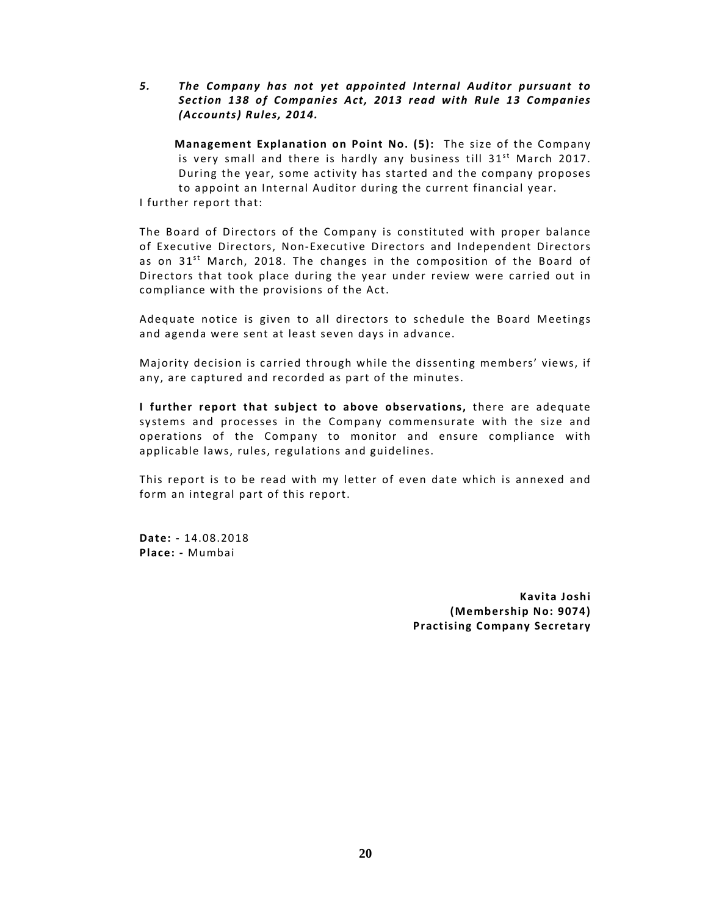***5. The Company has not yet appointed Internal Auditor pursuant to Section 138 of Companies Act, 2013 read with Rule 13 Companies (Accounts) Rules, 2014.***

**Management Explanation on Point No. (5):** The size of the Company is very small and there is hardly any business till 31st March 2017. During the year, some activity has started and the company proposes to appoint an Internal Auditor during the current financial year.

I further report that:

The Board of Directors of the Company is constituted with proper balance of Executive Directors, Non-Executive Directors and Independent Directors as on 31st March, 2018. The changes in the composition of the Board of Directors that took place during the year under review were carried out in compliance with the provisions of the Act.

Adequate notice is given to all directors to schedule the Board Meetings and agenda were sent at least seven days in advance.

Majority decision is carried through while the dissenting members' views, if any, are captured and recorded as part of the minutes.

**I further report that subject to above observations,** there are adequate systems and processes in the Company commensurate with the size and operations of the Company to monitor and ensure compliance with applicable laws, rules, regulations and guidelines.

This report is to be read with my letter of even date which is annexed and form an integral part of this report.

**Date: -** 14.08.2018
**Place: -** Mumbai

**Kavita Joshi**
**(Membership No: 9074)**
**Practising Company Secretary**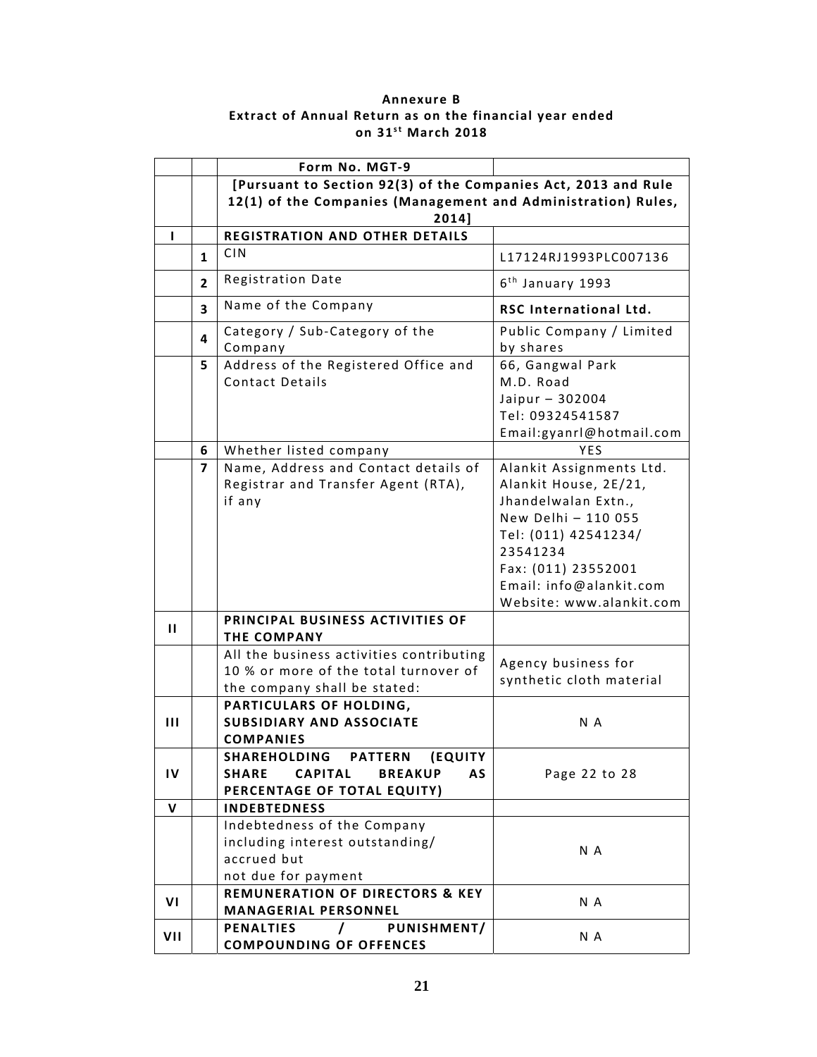**Annexure B**
**Extract of Annual Return as on the financial year ended on 31st March 2018**

| | | Form No. MGT-9 | |
|---|---|---|---|
| | | **[Pursuant to Section 92(3) of the Companies Act, 2013 and Rule 12(1) of the Companies (Management and Administration) Rules, 2014]** | |
| **I** | | **REGISTRATION AND OTHER DETAILS** | |
| | **1** | CIN | L17124RJ1993PLC007136 |
| | **2** | Registration Date | 6th January 1993 |
| | **3** | Name of the Company | **RSC International Ltd.** |
| | **4** | Category / Sub-Category of the Company | Public Company / Limited by shares |
| | **5** | Address of the Registered Office and Contact Details | 66, Gangwal Park<br>M.D. Road<br>Jaipur – 302004<br>Tel: 09324541587<br>Email:gyanrl@hotmail.com |
| | **6** | Whether listed company | YES |
| | **7** | Name, Address and Contact details of Registrar and Transfer Agent (RTA), if any | Alankit Assignments Ltd.<br>Alankit House, 2E/21,<br>Jhandelwalan Extn.,<br>New Delhi – 110 055<br>Tel: (011) 42541234/ 23541234<br>Fax: (011) 23552001<br>Email: info@alankit.com<br>Website: www.alankit.com |
| **II** | | **PRINCIPAL BUSINESS ACTIVITIES OF THE COMPANY** | |
| | | All the business activities contributing 10 % or more of the total turnover of the company shall be stated: | Agency business for synthetic cloth material |
| **III** | | **PARTICULARS OF HOLDING, SUBSIDIARY AND ASSOCIATE COMPANIES** | N A |
| **IV** | | **SHAREHOLDING PATTERN (EQUITY SHARE CAPITAL BREAKUP AS PERCENTAGE OF TOTAL EQUITY)** | Page 22 to 28 |
| **V** | | **INDEBTEDNESS** | |
| | | Indebtedness of the Company including interest outstanding/ accrued but not due for payment | N A |
| **VI** | | **REMUNERATION OF DIRECTORS & KEY MANAGERIAL PERSONNEL** | N A |
| **VII** | | **PENALTIES / PUNISHMENT/ COMPOUNDING OF OFFENCES** | N A |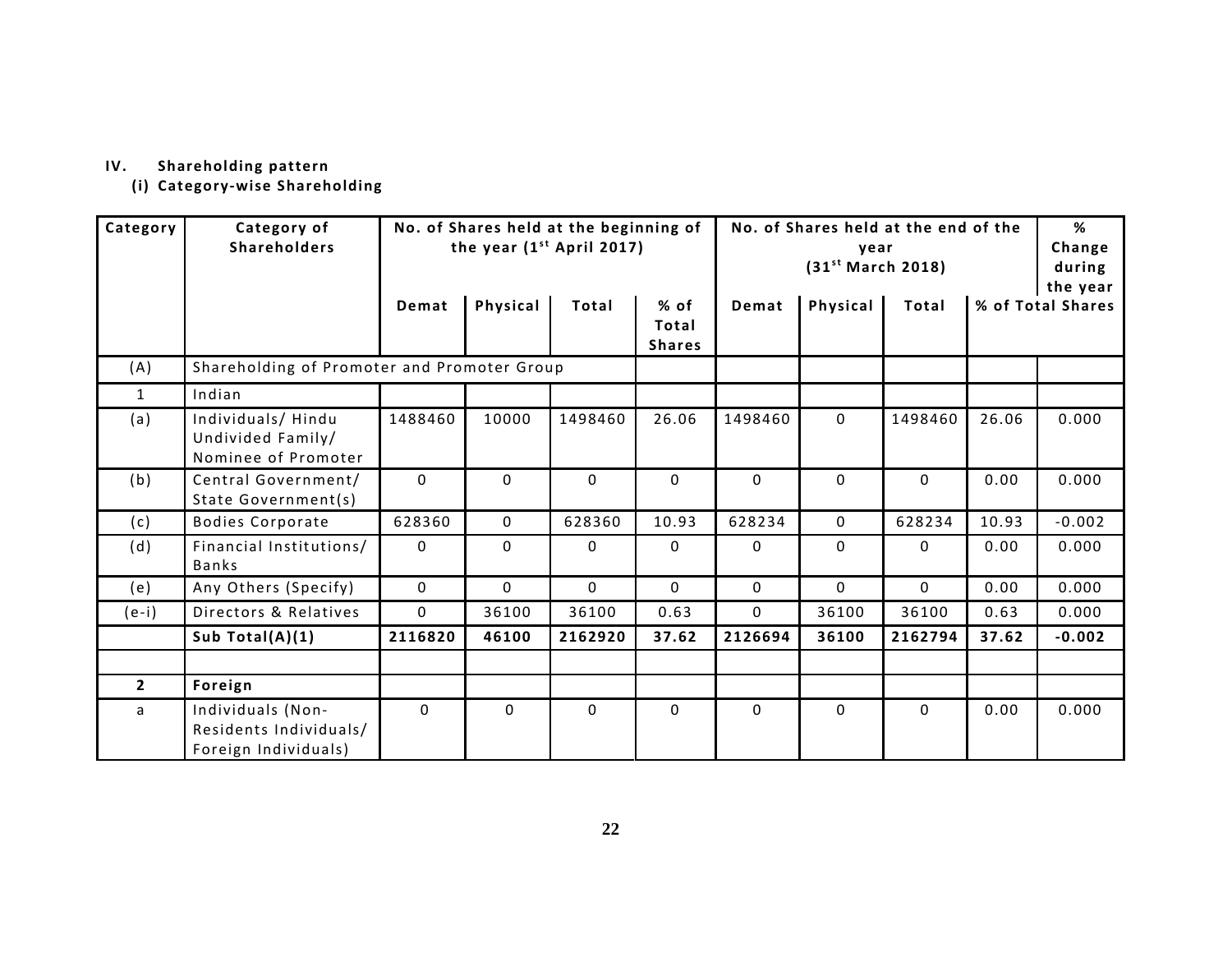IV. **Shareholding pattern**

**(i) Category-wise Shareholding**

| Category | Category of Shareholders | No. of Shares held at the beginning of the year (1st April 2017) | | | | No. of Shares held at the end of the year (31st March 2018) | | | | % Change during the year |
|---|---|---|---|---|---|---|---|---|---|---|
| | | Demat | Physical | Total | % of Total Shares | Demat | Physical | Total | % of Total Shares | |
| (A) | Shareholding of Promoter and Promoter Group | | | | | | | | | |
| 1 | Indian | | | | | | | | | |
| (a) | Individuals/ Hindu Undivided Family/ Nominee of Promoter | 1488460 | 10000 | 1498460 | 26.06 | 1498460 | 0 | 1498460 | 26.06 | 0.000 |
| (b) | Central Government/ State Government(s) | 0 | 0 | 0 | 0 | 0 | 0 | 0 | 0.00 | 0.000 |
| (c) | Bodies Corporate | 628360 | 0 | 628360 | 10.93 | 628234 | 0 | 628234 | 10.93 | -0.002 |
| (d) | Financial Institutions/ Banks | 0 | 0 | 0 | 0 | 0 | 0 | 0 | 0.00 | 0.000 |
| (e) | Any Others (Specify) | 0 | 0 | 0 | 0 | 0 | 0 | 0 | 0.00 | 0.000 |
| (e-i) | Directors & Relatives | 0 | 36100 | 36100 | 0.63 | 0 | 36100 | 36100 | 0.63 | 0.000 |
| | **Sub Total(A)(1)** | **2116820** | **46100** | **2162920** | **37.62** | **2126694** | **36100** | **2162794** | **37.62** | **-0.002** |
| | | | | | | | | | | |
| **2** | **Foreign** | | | | | | | | | |
| a | Individuals (Non-Residents Individuals/ Foreign Individuals) | 0 | 0 | 0 | 0 | 0 | 0 | 0 | 0.00 | 0.000 |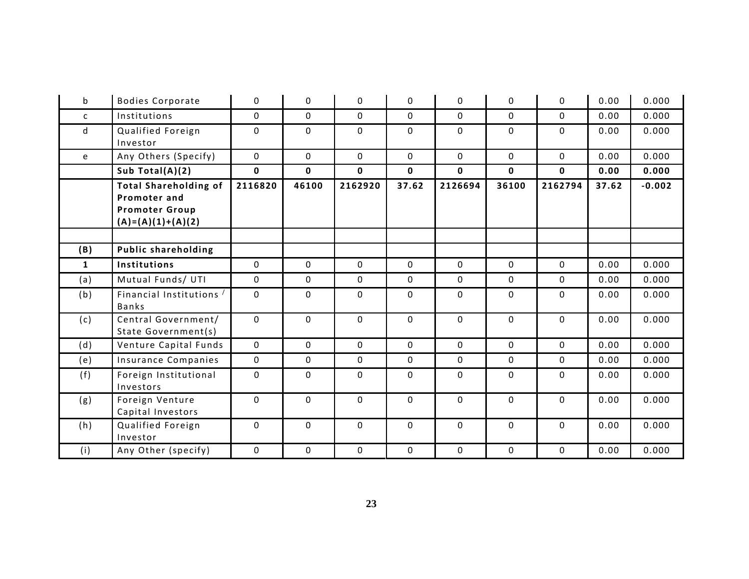| b | Bodies Corporate | 0 | 0 | 0 | 0 | 0 | 0 | 0 | 0.00 | 0.000 |
|---|---|---|---|---|---|---|---|---|---|---|
| c | Institutions | 0 | 0 | 0 | 0 | 0 | 0 | 0 | 0.00 | 0.000 |
| d | Qualified Foreign Investor | 0 | 0 | 0 | 0 | 0 | 0 | 0 | 0.00 | 0.000 |
| e | Any Others (Specify) | 0 | 0 | 0 | 0 | 0 | 0 | 0 | 0.00 | 0.000 |
| | **Sub Total(A)(2)** | **0** | **0** | **0** | **0** | **0** | **0** | **0** | **0.00** | **0.000** |
| | **Total Shareholding of Promoter and Promoter Group (A)=(A)(1)+(A)(2)** | **2116820** | **46100** | **2162920** | **37.62** | **2126694** | **36100** | **2162794** | **37.62** | **-0.002** |
| | | | | | | | | | | |
| **(B)** | **Public shareholding** | | | | | | | | | |
| **1** | **Institutions** | 0 | 0 | 0 | 0 | 0 | 0 | 0 | 0.00 | 0.000 |
| (a) | Mutual Funds/ UTI | 0 | 0 | 0 | 0 | 0 | 0 | 0 | 0.00 | 0.000 |
| (b) | Financial Institutions / Banks | 0 | 0 | 0 | 0 | 0 | 0 | 0 | 0.00 | 0.000 |
| (c) | Central Government/ State Government(s) | 0 | 0 | 0 | 0 | 0 | 0 | 0 | 0.00 | 0.000 |
| (d) | Venture Capital Funds | 0 | 0 | 0 | 0 | 0 | 0 | 0 | 0.00 | 0.000 |
| (e) | Insurance Companies | 0 | 0 | 0 | 0 | 0 | 0 | 0 | 0.00 | 0.000 |
| (f) | Foreign Institutional Investors | 0 | 0 | 0 | 0 | 0 | 0 | 0 | 0.00 | 0.000 |
| (g) | Foreign Venture Capital Investors | 0 | 0 | 0 | 0 | 0 | 0 | 0 | 0.00 | 0.000 |
| (h) | Qualified Foreign Investor | 0 | 0 | 0 | 0 | 0 | 0 | 0 | 0.00 | 0.000 |
| (i) | Any Other (specify) | 0 | 0 | 0 | 0 | 0 | 0 | 0 | 0.00 | 0.000 |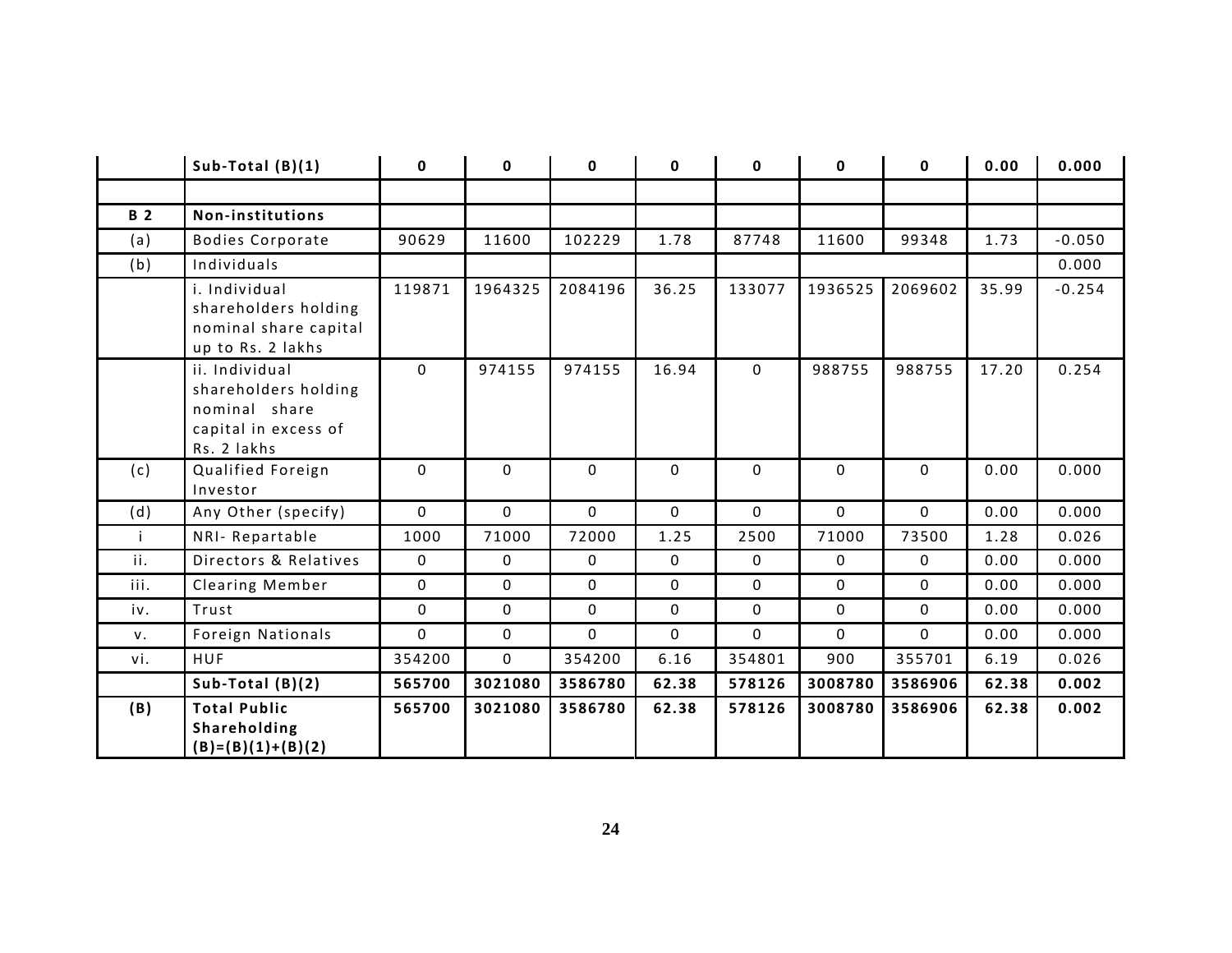| | Sub-Total (B)(1) | 0 | 0 | 0 | 0 | 0 | 0 | 0 | 0.00 | 0.000 |
|---|---|---|---|---|---|---|---|---|---|---|
| | | | | | | | | | | |
| **B 2** | **Non-institutions** | | | | | | | | | |
| (a) | Bodies Corporate | 90629 | 11600 | 102229 | 1.78 | 87748 | 11600 | 99348 | 1.73 | -0.050 |
| (b) | Individuals | | | | | | | | | 0.000 |
| | i. Individual shareholders holding nominal share capital up to Rs. 2 lakhs | 119871 | 1964325 | 2084196 | 36.25 | 133077 | 1936525 | 2069602 | 35.99 | -0.254 |
| | ii. Individual shareholders holding nominal share capital in excess of Rs. 2 lakhs | 0 | 974155 | 974155 | 16.94 | 0 | 988755 | 988755 | 17.20 | 0.254 |
| (c) | Qualified Foreign Investor | 0 | 0 | 0 | 0 | 0 | 0 | 0 | 0.00 | 0.000 |
| (d) | Any Other (specify) | 0 | 0 | 0 | 0 | 0 | 0 | 0 | 0.00 | 0.000 |
| i | NRI- Repartable | 1000 | 71000 | 72000 | 1.25 | 2500 | 71000 | 73500 | 1.28 | 0.026 |
| ii. | Directors & Relatives | 0 | 0 | 0 | 0 | 0 | 0 | 0 | 0.00 | 0.000 |
| iii. | Clearing Member | 0 | 0 | 0 | 0 | 0 | 0 | 0 | 0.00 | 0.000 |
| iv. | Trust | 0 | 0 | 0 | 0 | 0 | 0 | 0 | 0.00 | 0.000 |
| v. | Foreign Nationals | 0 | 0 | 0 | 0 | 0 | 0 | 0 | 0.00 | 0.000 |
| vi. | HUF | 354200 | 0 | 354200 | 6.16 | 354801 | 900 | 355701 | 6.19 | 0.026 |
| | **Sub-Total (B)(2)** | **565700** | **3021080** | **3586780** | **62.38** | **578126** | **3008780** | **3586906** | **62.38** | **0.002** |
| **(B)** | **Total Public Shareholding (B)=(B)(1)+(B)(2)** | **565700** | **3021080** | **3586780** | **62.38** | **578126** | **3008780** | **3586906** | **62.38** | **0.002** |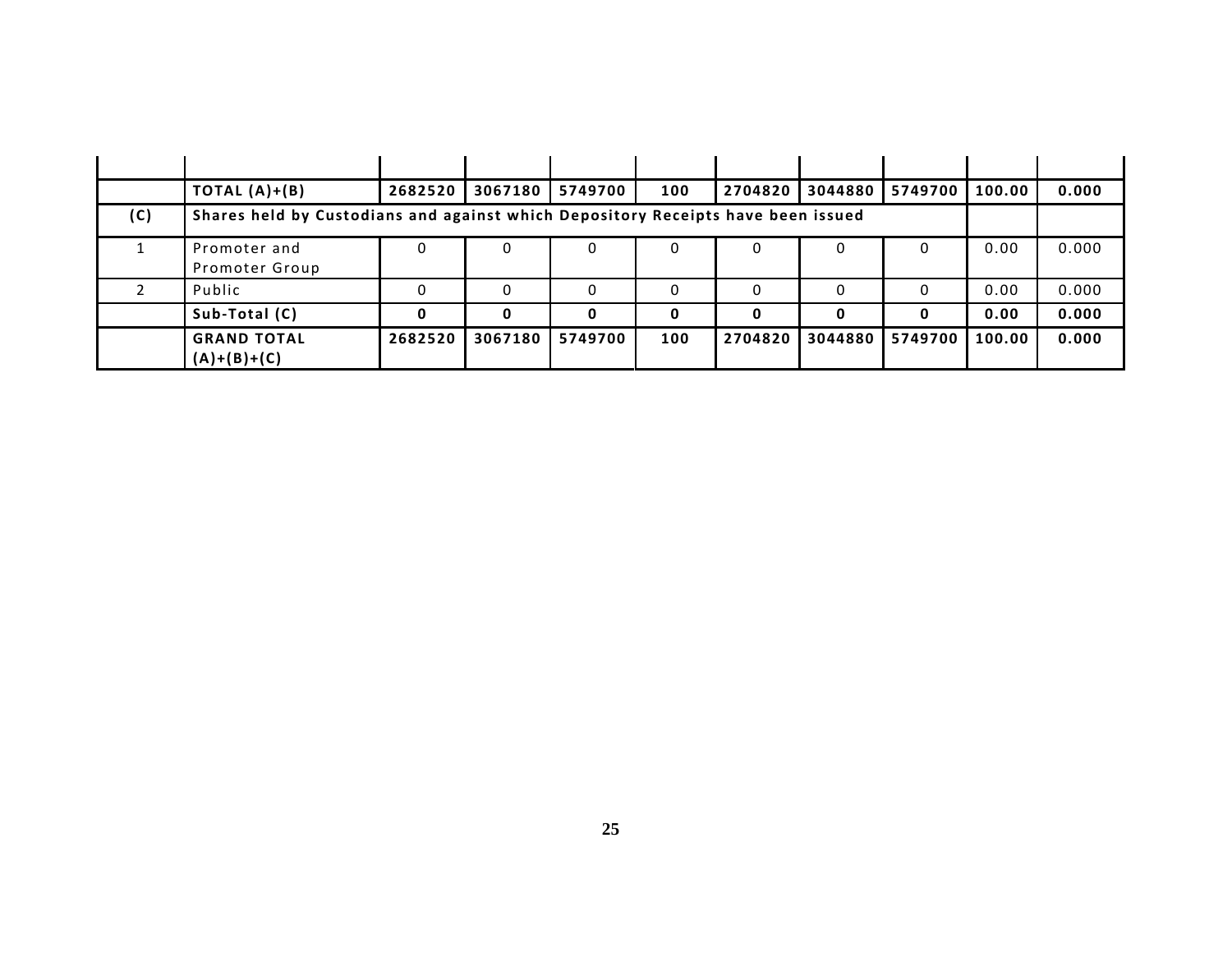| | | | | | | | | | | |
|---|---|---|---|---|---|---|---|---|---|---|
| | **TOTAL (A)+(B)** | **2682520** | **3067180** | **5749700** | **100** | **2704820** | **3044880** | **5749700** | **100.00** | **0.000** |
| **(C)** | **Shares held by Custodians and against which Depository Receipts have been issued** | | | | | | | | | |
| 1 | Promoter and Promoter Group | 0 | 0 | 0 | 0 | 0 | 0 | 0 | 0.00 | 0.000 |
| 2 | Public | 0 | 0 | 0 | 0 | 0 | 0 | 0 | 0.00 | 0.000 |
| | **Sub-Total (C)** | **0** | **0** | **0** | **0** | **0** | **0** | **0** | **0.00** | **0.000** |
| | **GRAND TOTAL (A)+(B)+(C)** | **2682520** | **3067180** | **5749700** | **100** | **2704820** | **3044880** | **5749700** | **100.00** | **0.000** |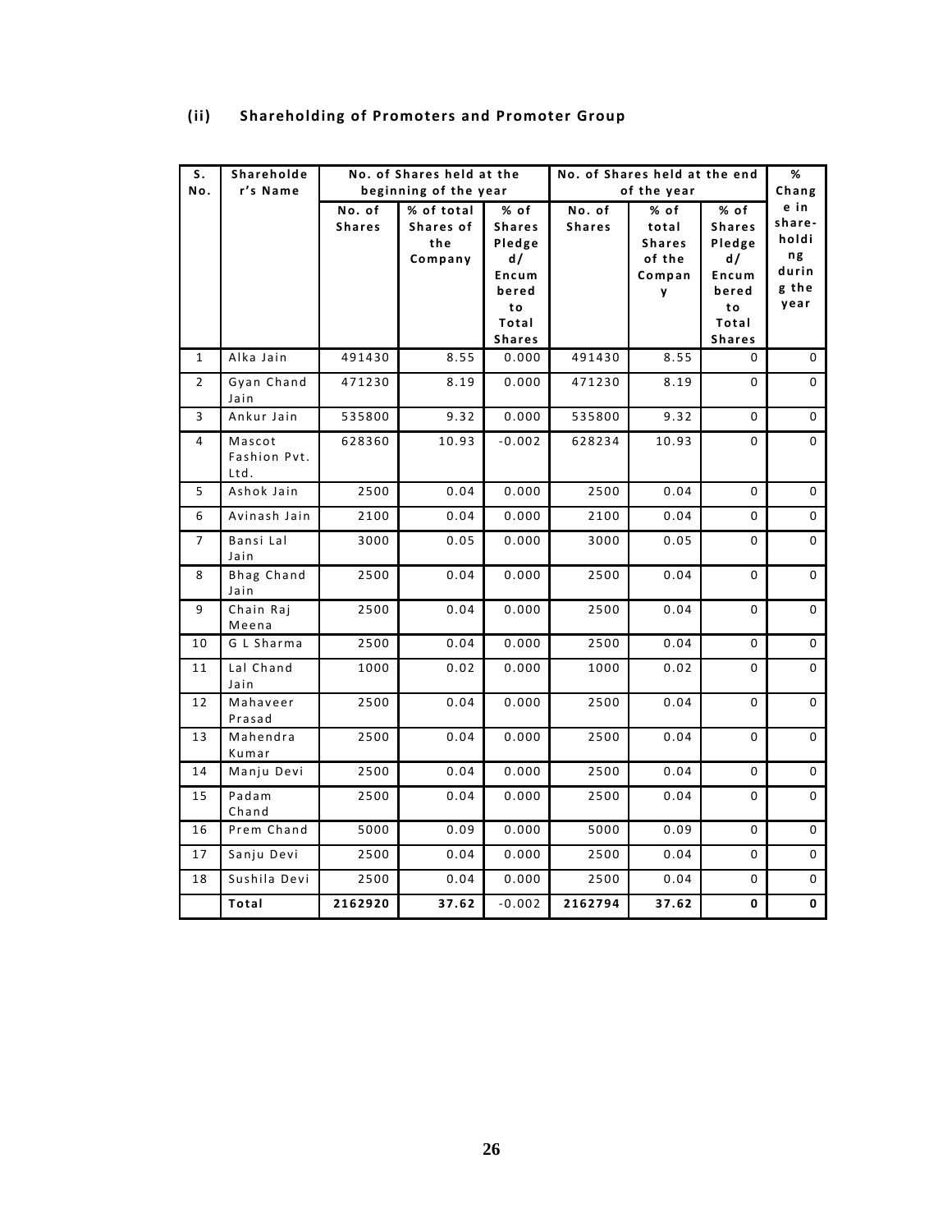### (ii) Shareholding of Promoters and Promoter Group

| S. No. | Shareholder's Name | No. of Shares held at the beginning of the year | | | No. of Shares held at the end of the year | | | % Change in share-holding during the year |
|---|---|---|---|---|---|---|---|---|
| | | No. of Shares | % of total Shares of the Company | % of Shares Pledged/ Encumbered to Total Shares | No. of Shares | % of total Shares of the Company | % of Shares Pledged/ Encumbered to Total Shares | |
| 1 | Alka Jain | 491430 | 8.55 | 0.000 | 491430 | 8.55 | 0 | 0 |
| 2 | Gyan Chand Jain | 471230 | 8.19 | 0.000 | 471230 | 8.19 | 0 | 0 |
| 3 | Ankur Jain | 535800 | 9.32 | 0.000 | 535800 | 9.32 | 0 | 0 |
| 4 | Mascot Fashion Pvt. Ltd. | 628360 | 10.93 | -0.002 | 628234 | 10.93 | 0 | 0 |
| 5 | Ashok Jain | 2500 | 0.04 | 0.000 | 2500 | 0.04 | 0 | 0 |
| 6 | Avinash Jain | 2100 | 0.04 | 0.000 | 2100 | 0.04 | 0 | 0 |
| 7 | Bansi Lal Jain | 3000 | 0.05 | 0.000 | 3000 | 0.05 | 0 | 0 |
| 8 | Bhag Chand Jain | 2500 | 0.04 | 0.000 | 2500 | 0.04 | 0 | 0 |
| 9 | Chain Raj Meena | 2500 | 0.04 | 0.000 | 2500 | 0.04 | 0 | 0 |
| 10 | G L Sharma | 2500 | 0.04 | 0.000 | 2500 | 0.04 | 0 | 0 |
| 11 | Lal Chand Jain | 1000 | 0.02 | 0.000 | 1000 | 0.02 | 0 | 0 |
| 12 | Mahaveer Prasad | 2500 | 0.04 | 0.000 | 2500 | 0.04 | 0 | 0 |
| 13 | Mahendra Kumar | 2500 | 0.04 | 0.000 | 2500 | 0.04 | 0 | 0 |
| 14 | Manju Devi | 2500 | 0.04 | 0.000 | 2500 | 0.04 | 0 | 0 |
| 15 | Padam Chand | 2500 | 0.04 | 0.000 | 2500 | 0.04 | 0 | 0 |
| 16 | Prem Chand | 5000 | 0.09 | 0.000 | 5000 | 0.09 | 0 | 0 |
| 17 | Sanju Devi | 2500 | 0.04 | 0.000 | 2500 | 0.04 | 0 | 0 |
| 18 | Sushila Devi | 2500 | 0.04 | 0.000 | 2500 | 0.04 | 0 | 0 |
| | **Total** | **2162920** | **37.62** | -0.002 | **2162794** | **37.62** | **0** | **0** |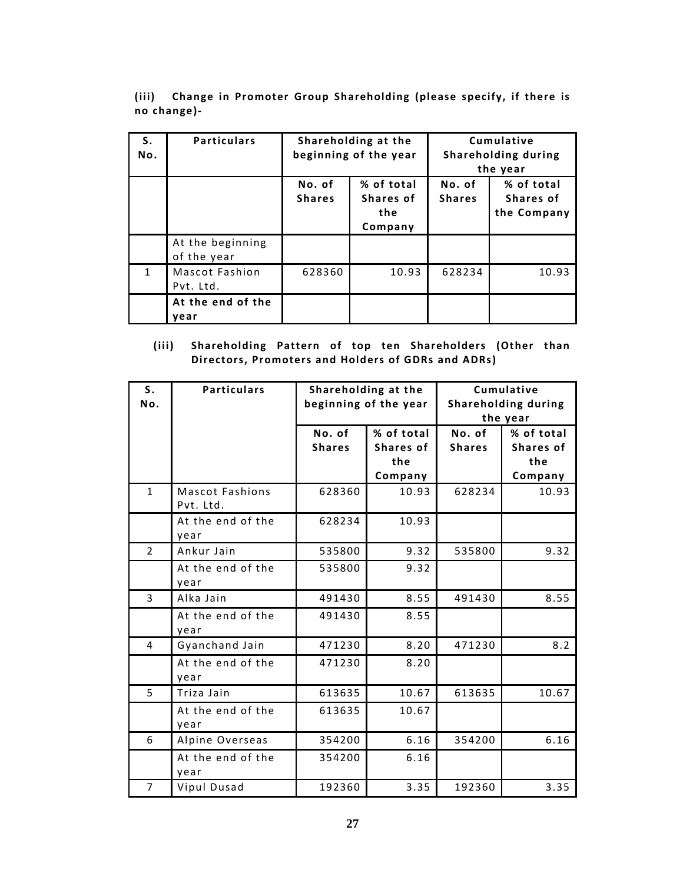**(iii) Change in Promoter Group Shareholding (please specify, if there is no change)-**

| S. No. | Particulars | Shareholding at the beginning of the year | | Cumulative Shareholding during the year | |
|---|---|---|---|---|---|
| | | No. of Shares | % of total Shares of the Company | No. of Shares | % of total Shares of the Company |
| | At the beginning of the year | | | | |
| 1 | Mascot Fashion Pvt. Ltd. | 628360 | 10.93 | 628234 | 10.93 |
| | **At the end of the year** | | | | |

**(iii) Shareholding Pattern of top ten Shareholders (Other than Directors, Promoters and Holders of GDRs and ADRs)**

| S. No. | Particulars | Shareholding at the beginning of the year | | Cumulative Shareholding during the year | |
|---|---|---|---|---|---|
| | | No. of Shares | % of total Shares of the Company | No. of Shares | % of total Shares of the Company |
| 1 | Mascot Fashions Pvt. Ltd. | 628360 | 10.93 | 628234 | 10.93 |
| | At the end of the year | 628234 | 10.93 | | |
| 2 | Ankur Jain | 535800 | 9.32 | 535800 | 9.32 |
| | At the end of the year | 535800 | 9.32 | | |
| 3 | Alka Jain | 491430 | 8.55 | 491430 | 8.55 |
| | At the end of the year | 491430 | 8.55 | | |
| 4 | Gyanchand Jain | 471230 | 8.20 | 471230 | 8.2 |
| | At the end of the year | 471230 | 8.20 | | |
| 5 | Triza Jain | 613635 | 10.67 | 613635 | 10.67 |
| | At the end of the year | 613635 | 10.67 | | |
| 6 | Alpine Overseas | 354200 | 6.16 | 354200 | 6.16 |
| | At the end of the year | 354200 | 6.16 | | |
| 7 | Vipul Dusad | 192360 | 3.35 | 192360 | 3.35 |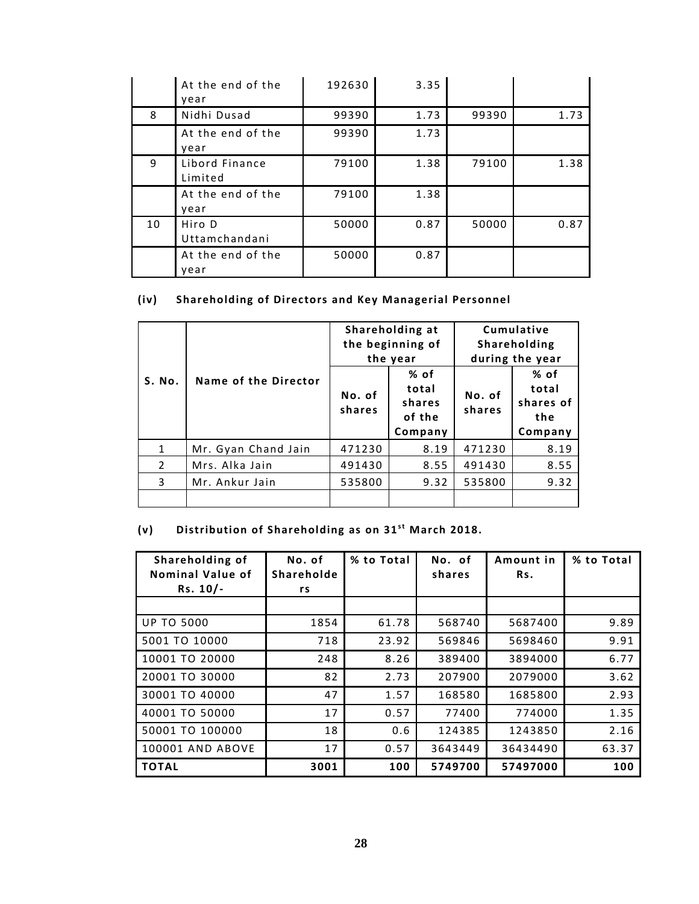| | | | | | |
|---|---|---|---|---|---|
| | At the end of the year | 192630 | 3.35 | | |
| 8 | Nidhi Dusad | 99390 | 1.73 | 99390 | 1.73 |
| | At the end of the year | 99390 | 1.73 | | |
| 9 | Libord Finance Limited | 79100 | 1.38 | 79100 | 1.38 |
| | At the end of the year | 79100 | 1.38 | | |
| 10 | Hiro D Uttamchandani | 50000 | 0.87 | 50000 | 0.87 |
| | At the end of the year | 50000 | 0.87 | | |

**(iv) Shareholding of Directors and Key Managerial Personnel**

| S. No. | Name of the Director | Shareholding at the beginning of the year | | Cumulative Shareholding during the year | |
|---|---|---|---|---|---|
| | | No. of shares | % of total shares of the Company | No. of shares | % of total shares of the Company |
| 1 | Mr. Gyan Chand Jain | 471230 | 8.19 | 471230 | 8.19 |
| 2 | Mrs. Alka Jain | 491430 | 8.55 | 491430 | 8.55 |
| 3 | Mr. Ankur Jain | 535800 | 9.32 | 535800 | 9.32 |
| | | | | | |

**(v) Distribution of Shareholding as on 31st March 2018.**

| Shareholding of Nominal Value of Rs. 10/- | No. of Shareholders | % to Total | No. of shares | Amount in Rs. | % to Total |
|---|---|---|---|---|---|
| | | | | | |
| UP TO 5000 | 1854 | 61.78 | 568740 | 5687400 | 9.89 |
| 5001 TO 10000 | 718 | 23.92 | 569846 | 5698460 | 9.91 |
| 10001 TO 20000 | 248 | 8.26 | 389400 | 3894000 | 6.77 |
| 20001 TO 30000 | 82 | 2.73 | 207900 | 2079000 | 3.62 |
| 30001 TO 40000 | 47 | 1.57 | 168580 | 1685800 | 2.93 |
| 40001 TO 50000 | 17 | 0.57 | 77400 | 774000 | 1.35 |
| 50001 TO 100000 | 18 | 0.6 | 124385 | 1243850 | 2.16 |
| 100001 AND ABOVE | 17 | 0.57 | 3643449 | 36434490 | 63.37 |
| **TOTAL** | **3001** | **100** | **5749700** | **57497000** | **100** |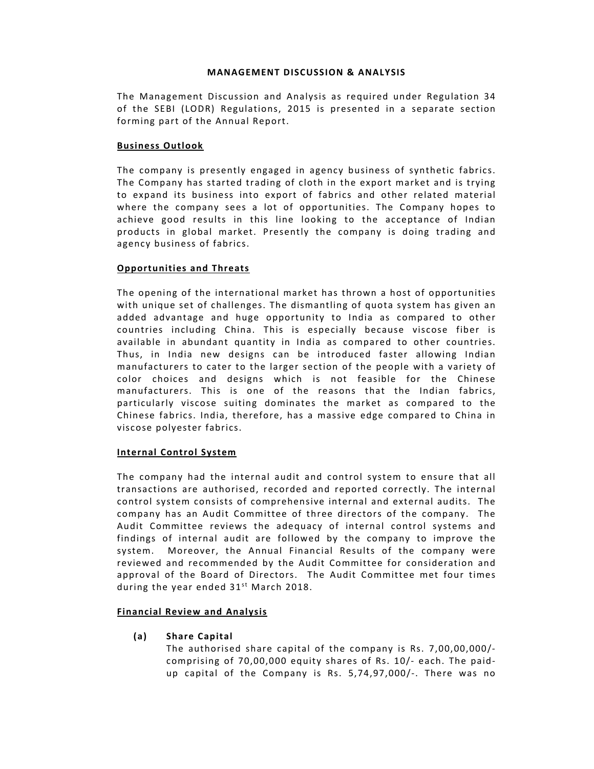**MANAGEMENT DISCUSSION & ANALYSIS**

The Management Discussion and Analysis as required under Regulation 34 of the SEBI (LODR) Regulations, 2015 is presented in a separate section forming part of the Annual Report.

**Business Outlook**

The company is presently engaged in agency business of synthetic fabrics. The Company has started trading of cloth in the export market and is trying to expand its business into export of fabrics and other related material where the company sees a lot of opportunities. The Company hopes to achieve good results in this line looking to the acceptance of Indian products in global market. Presently the company is doing trading and agency business of fabrics.

**Opportunities and Threats**

The opening of the international market has thrown a host of opportunities with unique set of challenges. The dismantling of quota system has given an added advantage and huge opportunity to India as compared to other countries including China. This is especially because viscose fiber is available in abundant quantity in India as compared to other countries. Thus, in India new designs can be introduced faster allowing Indian manufacturers to cater to the larger section of the people with a variety of color choices and designs which is not feasible for the Chinese manufacturers. This is one of the reasons that the Indian fabrics, particularly viscose suiting dominates the market as compared to the Chinese fabrics. India, therefore, has a massive edge compared to China in viscose polyester fabrics.

**Internal Control System**

The company had the internal audit and control system to ensure that all transactions are authorised, recorded and reported correctly. The internal control system consists of comprehensive internal and external audits. The company has an Audit Committee of three directors of the company. The Audit Committee reviews the adequacy of internal control systems and findings of internal audit are followed by the company to improve the system. Moreover, the Annual Financial Results of the company were reviewed and recommended by the Audit Committee for consideration and approval of the Board of Directors. The Audit Committee met four times during the year ended 31st March 2018.

**Financial Review and Analysis**

**(a) Share Capital**

The authorised share capital of the company is Rs. 7,00,00,000/- comprising of 70,00,000 equity shares of Rs. 10/- each. The paid-up capital of the Company is Rs. 5,74,97,000/-. There was no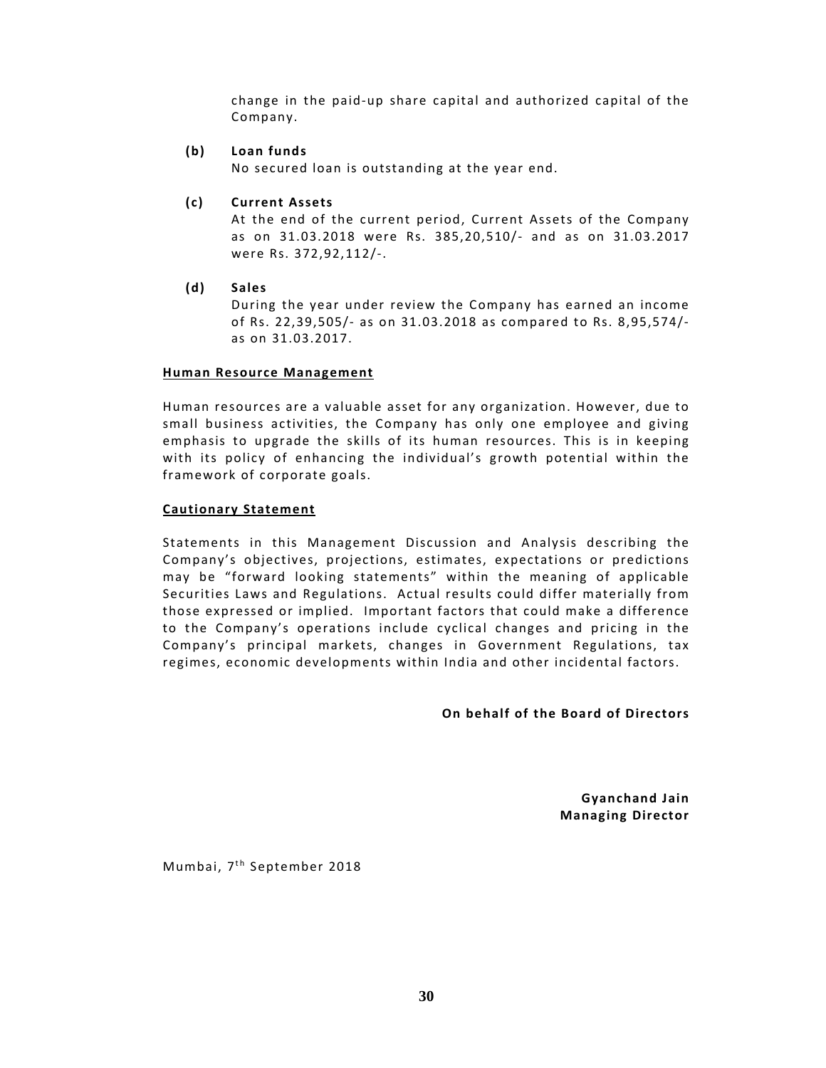change in the paid-up share capital and authorized capital of the Company.

**(b) Loan funds**

No secured loan is outstanding at the year end.

**(c) Current Assets**

At the end of the current period, Current Assets of the Company as on 31.03.2018 were Rs. 385,20,510/- and as on 31.03.2017 were Rs. 372,92,112/-.

**(d) Sales**

During the year under review the Company has earned an income of Rs. 22,39,505/- as on 31.03.2018 as compared to Rs. 8,95,574/- as on 31.03.2017.

**Human Resource Management**

Human resources are a valuable asset for any organization. However, due to small business activities, the Company has only one employee and giving emphasis to upgrade the skills of its human resources. This is in keeping with its policy of enhancing the individual's growth potential within the framework of corporate goals.

**Cautionary Statement**

Statements in this Management Discussion and Analysis describing the Company's objectives, projections, estimates, expectations or predictions may be "forward looking statements" within the meaning of applicable Securities Laws and Regulations. Actual results could differ materially from those expressed or implied. Important factors that could make a difference to the Company's operations include cyclical changes and pricing in the Company's principal markets, changes in Government Regulations, tax regimes, economic developments within India and other incidental factors.

**On behalf of the Board of Directors**

**Gyanchand Jain**
**Managing Director**

Mumbai, 7th September 2018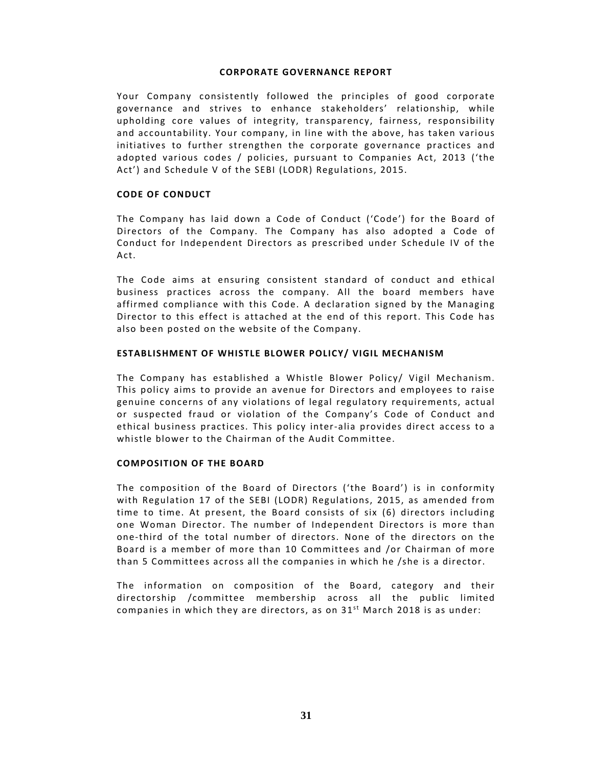## CORPORATE GOVERNANCE REPORT

Your Company consistently followed the principles of good corporate governance and strives to enhance stakeholders' relationship, while upholding core values of integrity, transparency, fairness, responsibility and accountability. Your company, in line with the above, has taken various initiatives to further strengthen the corporate governance practices and adopted various codes / policies, pursuant to Companies Act, 2013 ('the Act') and Schedule V of the SEBI (LODR) Regulations, 2015.

### CODE OF CONDUCT

The Company has laid down a Code of Conduct ('Code') for the Board of Directors of the Company. The Company has also adopted a Code of Conduct for Independent Directors as prescribed under Schedule IV of the Act.

The Code aims at ensuring consistent standard of conduct and ethical business practices across the company. All the board members have affirmed compliance with this Code. A declaration signed by the Managing Director to this effect is attached at the end of this report. This Code has also been posted on the website of the Company.

### ESTABLISHMENT OF WHISTLE BLOWER POLICY/ VIGIL MECHANISM

The Company has established a Whistle Blower Policy/ Vigil Mechanism. This policy aims to provide an avenue for Directors and employees to raise genuine concerns of any violations of legal regulatory requirements, actual or suspected fraud or violation of the Company's Code of Conduct and ethical business practices. This policy inter-alia provides direct access to a whistle blower to the Chairman of the Audit Committee.

### COMPOSITION OF THE BOARD

The composition of the Board of Directors ('the Board') is in conformity with Regulation 17 of the SEBI (LODR) Regulations, 2015, as amended from time to time. At present, the Board consists of six (6) directors including one Woman Director. The number of Independent Directors is more than one-third of the total number of directors. None of the directors on the Board is a member of more than 10 Committees and /or Chairman of more than 5 Committees across all the companies in which he /she is a director.

The information on composition of the Board, category and their directorship /committee membership across all the public limited companies in which they are directors, as on 31st March 2018 is as under: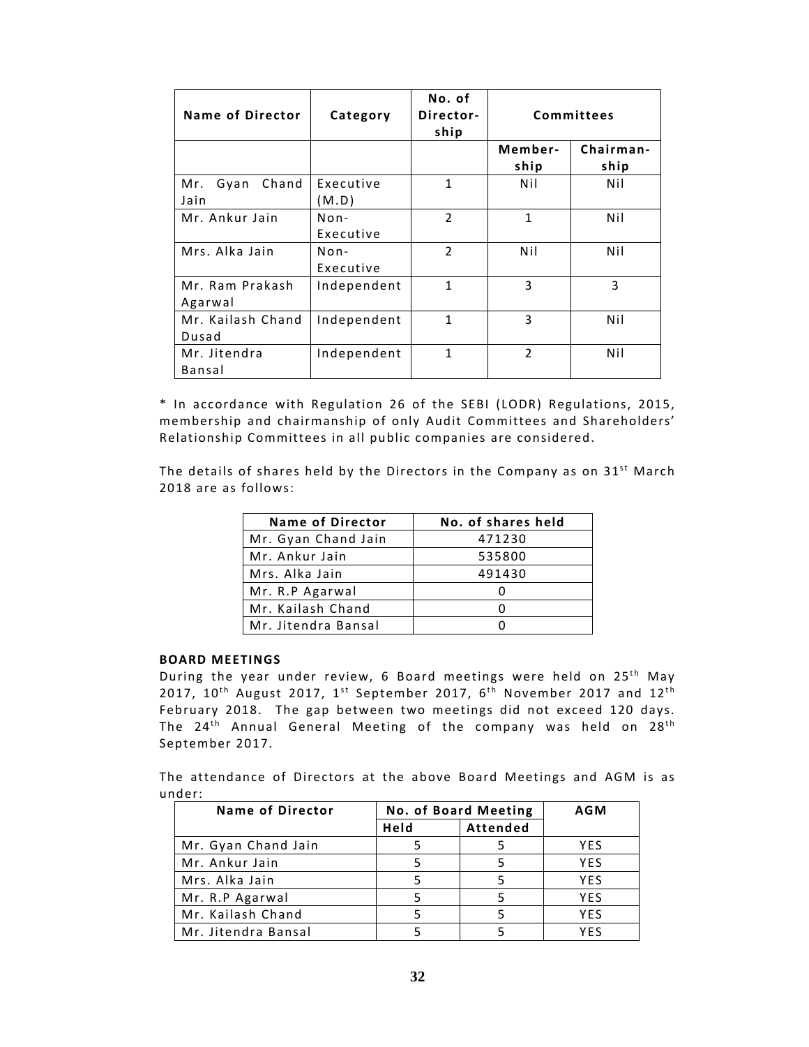| Name of Director | Category | No. of Director-ship | Committees | |
|---|---|---|---|---|
| | | | Member-ship | Chairman-ship |
| Mr. Gyan Chand Jain | Executive (M.D) | 1 | Nil | Nil |
| Mr. Ankur Jain | Non-Executive | 2 | 1 | Nil |
| Mrs. Alka Jain | Non-Executive | 2 | Nil | Nil |
| Mr. Ram Prakash Agarwal | Independent | 1 | 3 | 3 |
| Mr. Kailash Chand Dusad | Independent | 1 | 3 | Nil |
| Mr. Jitendra Bansal | Independent | 1 | 2 | Nil |

* In accordance with Regulation 26 of the SEBI (LODR) Regulations, 2015, membership and chairmanship of only Audit Committees and Shareholders' Relationship Committees in all public companies are considered.

The details of shares held by the Directors in the Company as on 31st March 2018 are as follows:

| Name of Director | No. of shares held |
|---|---|
| Mr. Gyan Chand Jain | 471230 |
| Mr. Ankur Jain | 535800 |
| Mrs. Alka Jain | 491430 |
| Mr. R.P Agarwal | 0 |
| Mr. Kailash Chand | 0 |
| Mr. Jitendra Bansal | 0 |

**BOARD MEETINGS**

During the year under review, 6 Board meetings were held on 25th May 2017, 10th August 2017, 1st September 2017, 6th November 2017 and 12th February 2018. The gap between two meetings did not exceed 120 days. The 24th Annual General Meeting of the company was held on 28th September 2017.

The attendance of Directors at the above Board Meetings and AGM is as under:

| Name of Director | No. of Board Meeting | | AGM |
|---|---|---|---|
| | Held | Attended | |
| Mr. Gyan Chand Jain | 5 | 5 | YES |
| Mr. Ankur Jain | 5 | 5 | YES |
| Mrs. Alka Jain | 5 | 5 | YES |
| Mr. R.P Agarwal | 5 | 5 | YES |
| Mr. Kailash Chand | 5 | 5 | YES |
| Mr. Jitendra Bansal | 5 | 5 | YES |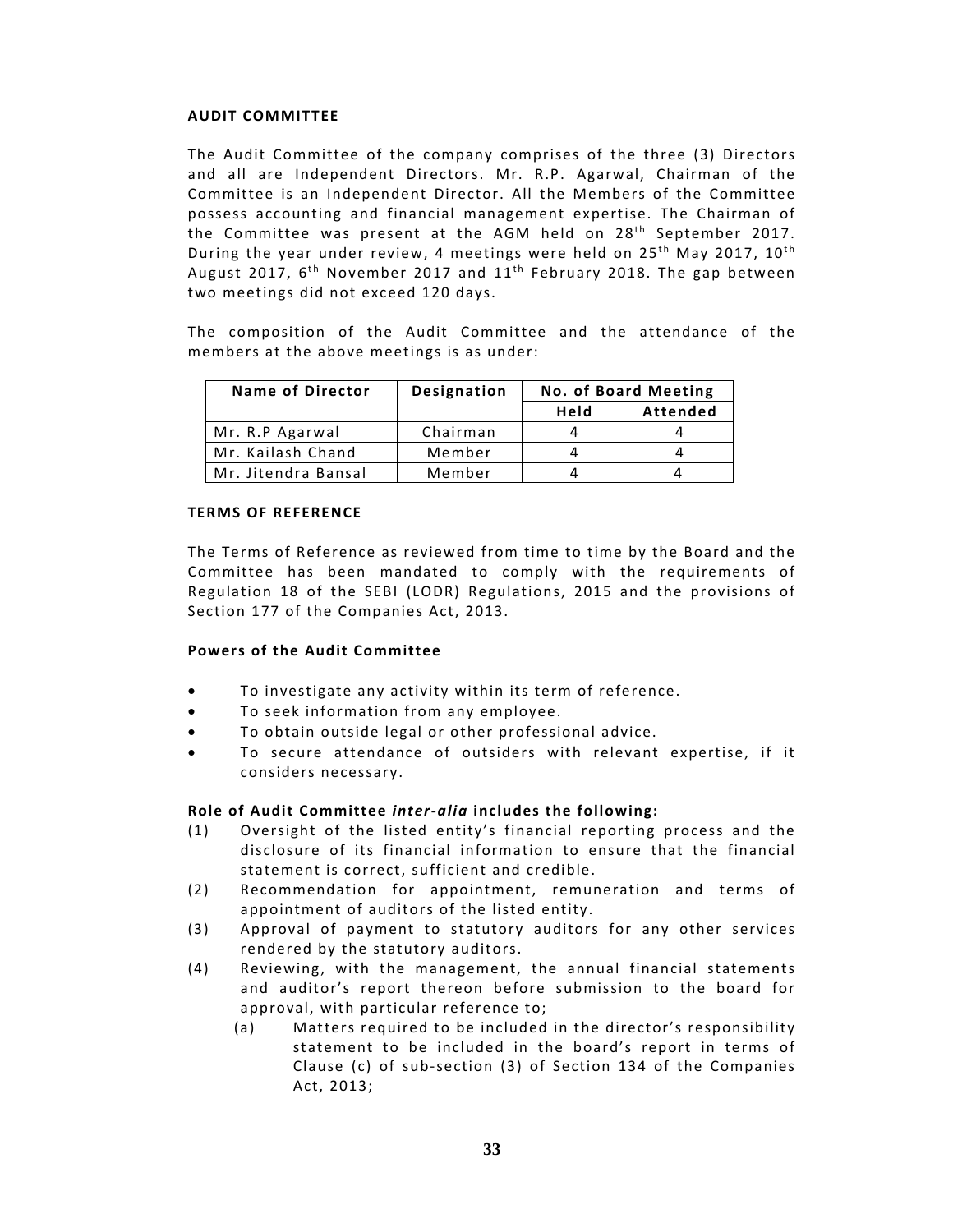**AUDIT COMMITTEE**

The Audit Committee of the company comprises of the three (3) Directors and all are Independent Directors. Mr. R.P. Agarwal, Chairman of the Committee is an Independent Director. All the Members of the Committee possess accounting and financial management expertise. The Chairman of the Committee was present at the AGM held on 28th September 2017. During the year under review, 4 meetings were held on 25th May 2017, 10th August 2017, 6th November 2017 and 11th February 2018. The gap between two meetings did not exceed 120 days.

The composition of the Audit Committee and the attendance of the members at the above meetings is as under:

| Name of Director | Designation | No. of Board Meeting | |
|---|---|---|---|
| | | Held | Attended |
| Mr. R.P Agarwal | Chairman | 4 | 4 |
| Mr. Kailash Chand | Member | 4 | 4 |
| Mr. Jitendra Bansal | Member | 4 | 4 |

**TERMS OF REFERENCE**

The Terms of Reference as reviewed from time to time by the Board and the Committee has been mandated to comply with the requirements of Regulation 18 of the SEBI (LODR) Regulations, 2015 and the provisions of Section 177 of the Companies Act, 2013.

**Powers of the Audit Committee**

- To investigate any activity within its term of reference.
- To seek information from any employee.
- To obtain outside legal or other professional advice.
- To secure attendance of outsiders with relevant expertise, if it considers necessary.

**Role of Audit Committee *inter-alia* includes the following:**

(1) Oversight of the listed entity's financial reporting process and the disclosure of its financial information to ensure that the financial statement is correct, sufficient and credible.

(2) Recommendation for appointment, remuneration and terms of appointment of auditors of the listed entity.

(3) Approval of payment to statutory auditors for any other services rendered by the statutory auditors.

(4) Reviewing, with the management, the annual financial statements and auditor's report thereon before submission to the board for approval, with particular reference to;

   (a) Matters required to be included in the director's responsibility statement to be included in the board's report in terms of Clause (c) of sub-section (3) of Section 134 of the Companies Act, 2013;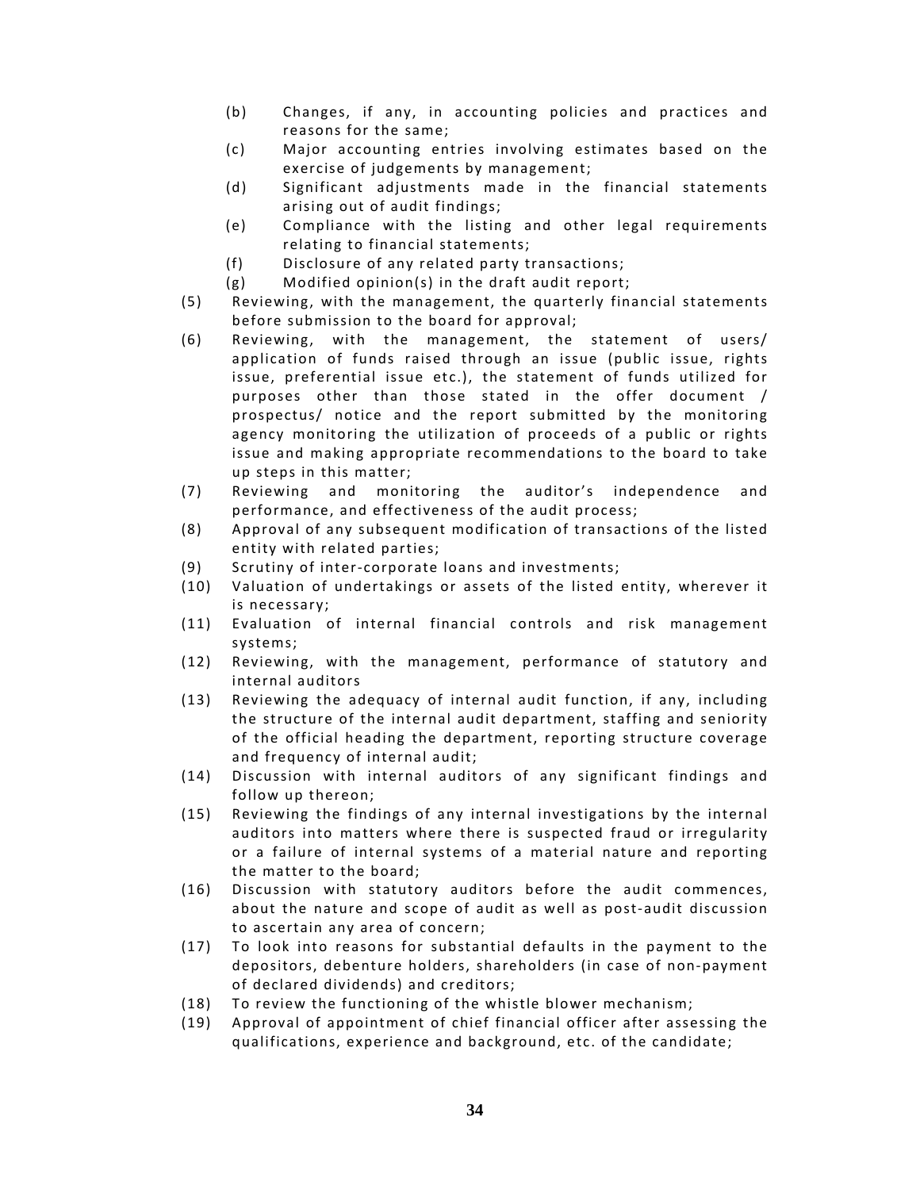(b) Changes, if any, in accounting policies and practices and reasons for the same;

(c) Major accounting entries involving estimates based on the exercise of judgements by management;

(d) Significant adjustments made in the financial statements arising out of audit findings;

(e) Compliance with the listing and other legal requirements relating to financial statements;

(f) Disclosure of any related party transactions;

(g) Modified opinion(s) in the draft audit report;

(5) Reviewing, with the management, the quarterly financial statements before submission to the board for approval;

(6) Reviewing, with the management, the statement of users/ application of funds raised through an issue (public issue, rights issue, preferential issue etc.), the statement of funds utilized for purposes other than those stated in the offer document / prospectus/ notice and the report submitted by the monitoring agency monitoring the utilization of proceeds of a public or rights issue and making appropriate recommendations to the board to take up steps in this matter;

(7) Reviewing and monitoring the auditor's independence and performance, and effectiveness of the audit process;

(8) Approval of any subsequent modification of transactions of the listed entity with related parties;

(9) Scrutiny of inter-corporate loans and investments;

(10) Valuation of undertakings or assets of the listed entity, wherever it is necessary;

(11) Evaluation of internal financial controls and risk management systems;

(12) Reviewing, with the management, performance of statutory and internal auditors

(13) Reviewing the adequacy of internal audit function, if any, including the structure of the internal audit department, staffing and seniority of the official heading the department, reporting structure coverage and frequency of internal audit;

(14) Discussion with internal auditors of any significant findings and follow up thereon;

(15) Reviewing the findings of any internal investigations by the internal auditors into matters where there is suspected fraud or irregularity or a failure of internal systems of a material nature and reporting the matter to the board;

(16) Discussion with statutory auditors before the audit commences, about the nature and scope of audit as well as post-audit discussion to ascertain any area of concern;

(17) To look into reasons for substantial defaults in the payment to the depositors, debenture holders, shareholders (in case of non-payment of declared dividends) and creditors;

(18) To review the functioning of the whistle blower mechanism;

(19) Approval of appointment of chief financial officer after assessing the qualifications, experience and background, etc. of the candidate;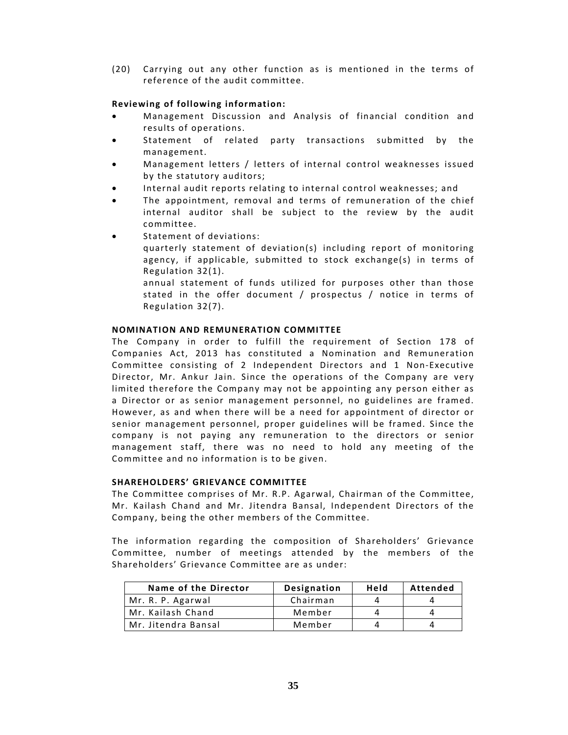(20) Carrying out any other function as is mentioned in the terms of reference of the audit committee.

**Reviewing of following information:**

- Management Discussion and Analysis of financial condition and results of operations.
- Statement of related party transactions submitted by the management.
- Management letters / letters of internal control weaknesses issued by the statutory auditors;
- Internal audit reports relating to internal control weaknesses; and
- The appointment, removal and terms of remuneration of the chief internal auditor shall be subject to the review by the audit committee.
- Statement of deviations:
  quarterly statement of deviation(s) including report of monitoring agency, if applicable, submitted to stock exchange(s) in terms of Regulation 32(1).
  annual statement of funds utilized for purposes other than those stated in the offer document / prospectus / notice in terms of Regulation 32(7).

**NOMINATION AND REMUNERATION COMMITTEE**

The Company in order to fulfill the requirement of Section 178 of Companies Act, 2013 has constituted a Nomination and Remuneration Committee consisting of 2 Independent Directors and 1 Non-Executive Director, Mr. Ankur Jain. Since the operations of the Company are very limited therefore the Company may not be appointing any person either as a Director or as senior management personnel, no guidelines are framed. However, as and when there will be a need for appointment of director or senior management personnel, proper guidelines will be framed. Since the company is not paying any remuneration to the directors or senior management staff, there was no need to hold any meeting of the Committee and no information is to be given.

**SHAREHOLDERS' GRIEVANCE COMMITTEE**

The Committee comprises of Mr. R.P. Agarwal, Chairman of the Committee, Mr. Kailash Chand and Mr. Jitendra Bansal, Independent Directors of the Company, being the other members of the Committee.

The information regarding the composition of Shareholders' Grievance Committee, number of meetings attended by the members of the Shareholders' Grievance Committee are as under:

| Name of the Director | Designation | Held | Attended |
|---|---|---|---|
| Mr. R. P. Agarwal | Chairman | 4 | 4 |
| Mr. Kailash Chand | Member | 4 | 4 |
| Mr. Jitendra Bansal | Member | 4 | 4 |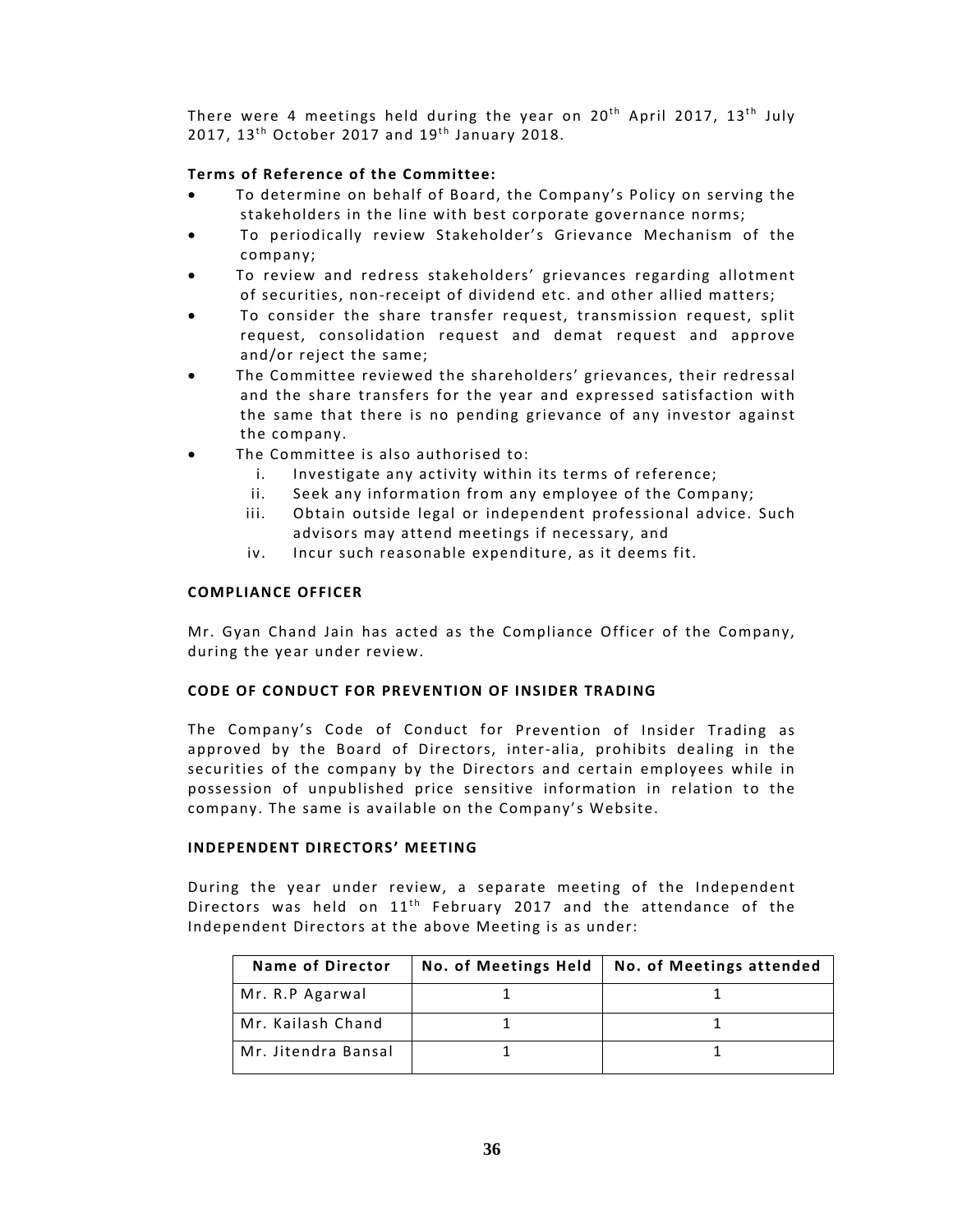There were 4 meetings held during the year on 20th April 2017, 13th July 2017, 13th October 2017 and 19th January 2018.

**Terms of Reference of the Committee:**

- To determine on behalf of Board, the Company's Policy on serving the stakeholders in the line with best corporate governance norms;
- To periodically review Stakeholder's Grievance Mechanism of the company;
- To review and redress stakeholders' grievances regarding allotment of securities, non-receipt of dividend etc. and other allied matters;
- To consider the share transfer request, transmission request, split request, consolidation request and demat request and approve and/or reject the same;
- The Committee reviewed the shareholders' grievances, their redressal and the share transfers for the year and expressed satisfaction with the same that there is no pending grievance of any investor against the company.
- The Committee is also authorised to:
    1. Investigate any activity within its terms of reference;
    2. Seek any information from any employee of the Company;
    3. Obtain outside legal or independent professional advice. Such advisors may attend meetings if necessary, and
    4. Incur such reasonable expenditure, as it deems fit.

**COMPLIANCE OFFICER**

Mr. Gyan Chand Jain has acted as the Compliance Officer of the Company, during the year under review.

**CODE OF CONDUCT FOR PREVENTION OF INSIDER TRADING**

The Company's Code of Conduct for Prevention of Insider Trading as approved by the Board of Directors, inter-alia, prohibits dealing in the securities of the company by the Directors and certain employees while in possession of unpublished price sensitive information in relation to the company. The same is available on the Company's Website.

**INDEPENDENT DIRECTORS' MEETING**

During the year under review, a separate meeting of the Independent Directors was held on 11th February 2017 and the attendance of the Independent Directors at the above Meeting is as under:

| Name of Director | No. of Meetings Held | No. of Meetings attended |
|---|---|---|
| Mr. R.P Agarwal | 1 | 1 |
| Mr. Kailash Chand | 1 | 1 |
| Mr. Jitendra Bansal | 1 | 1 |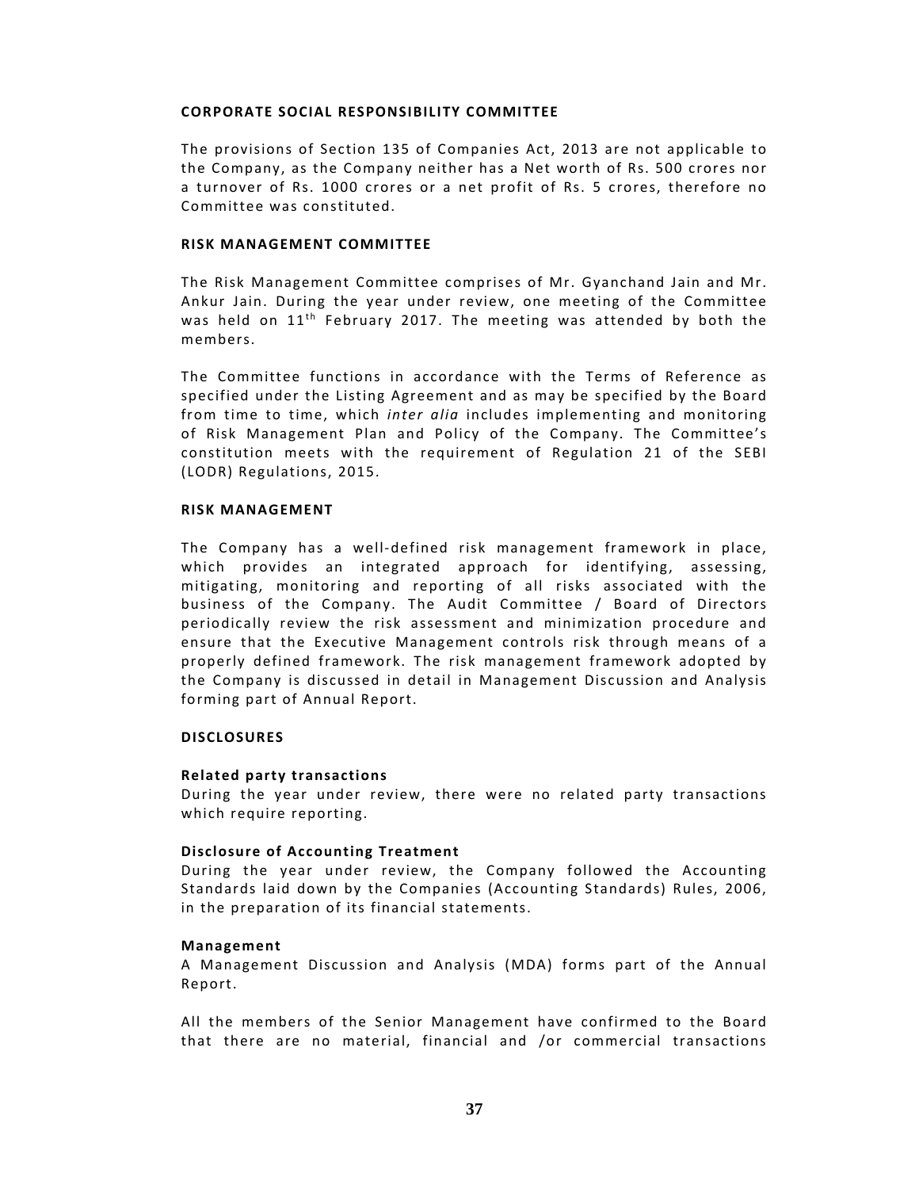**CORPORATE SOCIAL RESPONSIBILITY COMMITTEE**

The provisions of Section 135 of Companies Act, 2013 are not applicable to the Company, as the Company neither has a Net worth of Rs. 500 crores nor a turnover of Rs. 1000 crores or a net profit of Rs. 5 crores, therefore no Committee was constituted.

**RISK MANAGEMENT COMMITTEE**

The Risk Management Committee comprises of Mr. Gyanchand Jain and Mr. Ankur Jain. During the year under review, one meeting of the Committee was held on 11th February 2017. The meeting was attended by both the members.

The Committee functions in accordance with the Terms of Reference as specified under the Listing Agreement and as may be specified by the Board from time to time, which *inter alia* includes implementing and monitoring of Risk Management Plan and Policy of the Company. The Committee's constitution meets with the requirement of Regulation 21 of the SEBI (LODR) Regulations, 2015.

**RISK MANAGEMENT**

The Company has a well-defined risk management framework in place, which provides an integrated approach for identifying, assessing, mitigating, monitoring and reporting of all risks associated with the business of the Company. The Audit Committee / Board of Directors periodically review the risk assessment and minimization procedure and ensure that the Executive Management controls risk through means of a properly defined framework. The risk management framework adopted by the Company is discussed in detail in Management Discussion and Analysis forming part of Annual Report.

**DISCLOSURES**

**Related party transactions**
During the year under review, there were no related party transactions which require reporting.

**Disclosure of Accounting Treatment**
During the year under review, the Company followed the Accounting Standards laid down by the Companies (Accounting Standards) Rules, 2006, in the preparation of its financial statements.

**Management**
A Management Discussion and Analysis (MDA) forms part of the Annual Report.

All the members of the Senior Management have confirmed to the Board that there are no material, financial and /or commercial transactions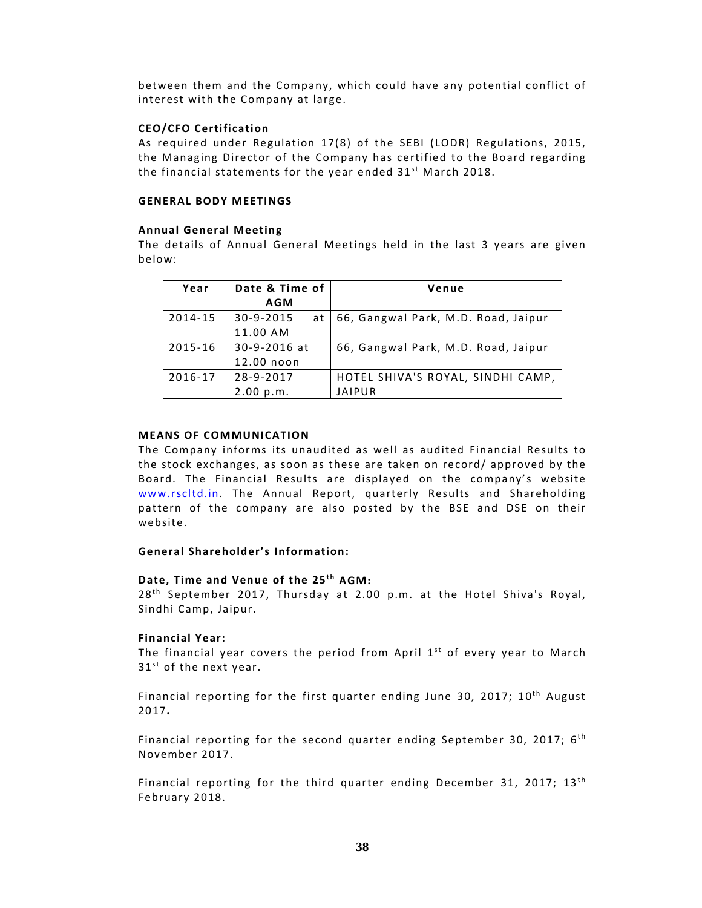between them and the Company, which could have any potential conflict of interest with the Company at large.

**CEO/CFO Certification**

As required under Regulation 17(8) of the SEBI (LODR) Regulations, 2015, the Managing Director of the Company has certified to the Board regarding the financial statements for the year ended 31st March 2018.

**GENERAL BODY MEETINGS**

**Annual General Meeting**

The details of Annual General Meetings held in the last 3 years are given below:

| Year | Date & Time of AGM | Venue |
|---|---|---|
| 2014-15 | 30-9-2015 at 11.00 AM | 66, Gangwal Park, M.D. Road, Jaipur |
| 2015-16 | 30-9-2016 at 12.00 noon | 66, Gangwal Park, M.D. Road, Jaipur |
| 2016-17 | 28-9-2017 2.00 p.m. | HOTEL SHIVA'S ROYAL, SINDHI CAMP, JAIPUR |

**MEANS OF COMMUNICATION**

The Company informs its unaudited as well as audited Financial Results to the stock exchanges, as soon as these are taken on record/ approved by the Board. The Financial Results are displayed on the company's website www.rscltd.in. The Annual Report, quarterly Results and Shareholding pattern of the company are also posted by the BSE and DSE on their website.

**General Shareholder's Information:**

**Date, Time and Venue of the 25th AGM:**

28th September 2017, Thursday at 2.00 p.m. at the Hotel Shiva's Royal, Sindhi Camp, Jaipur.

**Financial Year:**

The financial year covers the period from April 1st of every year to March 31st of the next year.

Financial reporting for the first quarter ending June 30, 2017; 10th August 2017**.**

Financial reporting for the second quarter ending September 30, 2017; 6th November 2017.

Financial reporting for the third quarter ending December 31, 2017; 13th February 2018.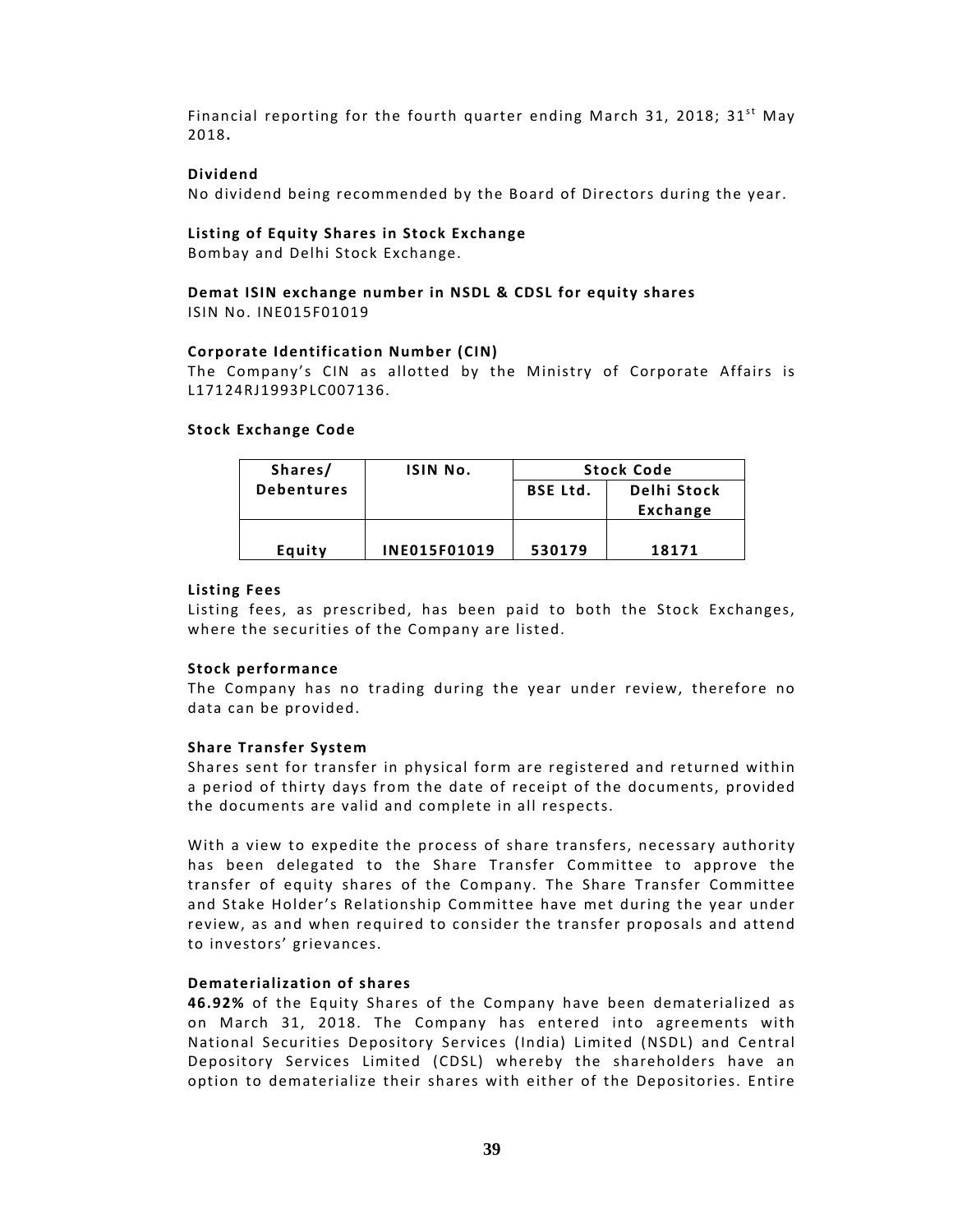Financial reporting for the fourth quarter ending March 31, 2018; 31st May 2018**.**

**Dividend**

No dividend being recommended by the Board of Directors during the year.

**Listing of Equity Shares in Stock Exchange**

Bombay and Delhi Stock Exchange.

**Demat ISIN exchange number in NSDL & CDSL for equity shares**

ISIN No. INE015F01019

**Corporate Identification Number (CIN)**

The Company's CIN as allotted by the Ministry of Corporate Affairs is L17124RJ1993PLC007136.

**Stock Exchange Code**

| Shares/ Debentures | ISIN No. | Stock Code | |
|---|---|---|---|
| | | BSE Ltd. | Delhi Stock Exchange |
| Equity | INE015F01019 | 530179 | 18171 |

**Listing Fees**

Listing fees, as prescribed, has been paid to both the Stock Exchanges, where the securities of the Company are listed.

**Stock performance**

The Company has no trading during the year under review, therefore no data can be provided.

**Share Transfer System**

Shares sent for transfer in physical form are registered and returned within a period of thirty days from the date of receipt of the documents, provided the documents are valid and complete in all respects.

With a view to expedite the process of share transfers, necessary authority has been delegated to the Share Transfer Committee to approve the transfer of equity shares of the Company. The Share Transfer Committee and Stake Holder's Relationship Committee have met during the year under review, as and when required to consider the transfer proposals and attend to investors' grievances.

**Dematerialization of shares**

**46.92%** of the Equity Shares of the Company have been dematerialized as on March 31, 2018. The Company has entered into agreements with National Securities Depository Services (India) Limited (NSDL) and Central Depository Services Limited (CDSL) whereby the shareholders have an option to dematerialize their shares with either of the Depositories. Entire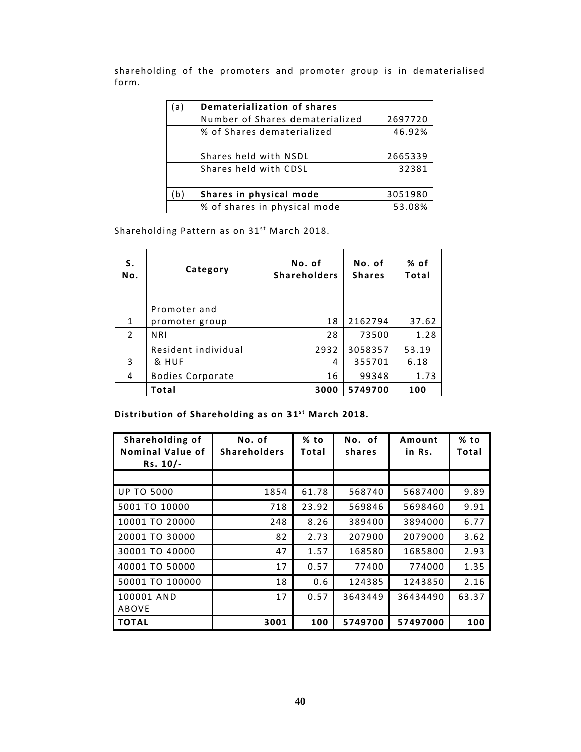shareholding of the promoters and promoter group is in dematerialised form.

| (a) | **Dematerialization of shares** | |
|---|---|---|
| | Number of Shares dematerialized | 2697720 |
| | % of Shares dematerialized | 46.92% |
| | | |
| | Shares held with NSDL | 2665339 |
| | Shares held with CDSL | 32381 |
| | | |
| (b) | **Shares in physical mode** | 3051980 |
| | % of shares in physical mode | 53.08% |

Shareholding Pattern as on 31[st] March 2018.

| S. No. | Category | No. of Shareholders | No. of Shares | % of Total |
|---|---|---|---|---|
| 1 | Promoter and promoter group | 18 | 2162794 | 37.62 |
| 2 | NRI | 28 | 73500 | 1.28 |
| 3 | Resident individual & HUF | 2932<br>4 | 3058357<br>355701 | 53.19<br>6.18 |
| 4 | Bodies Corporate | 16 | 99348 | 1.73 |
| | **Total** | **3000** | **5749700** | **100** |

**Distribution of Shareholding as on 31[st] March 2018.**

| Shareholding of Nominal Value of Rs. 10/- | No. of Shareholders | % to Total | No. of shares | Amount in Rs. | % to Total |
|---|---|---|---|---|---|
| | | | | | |
| UP TO 5000 | 1854 | 61.78 | 568740 | 5687400 | 9.89 |
| 5001 TO 10000 | 718 | 23.92 | 569846 | 5698460 | 9.91 |
| 10001 TO 20000 | 248 | 8.26 | 389400 | 3894000 | 6.77 |
| 20001 TO 30000 | 82 | 2.73 | 207900 | 2079000 | 3.62 |
| 30001 TO 40000 | 47 | 1.57 | 168580 | 1685800 | 2.93 |
| 40001 TO 50000 | 17 | 0.57 | 77400 | 774000 | 1.35 |
| 50001 TO 100000 | 18 | 0.6 | 124385 | 1243850 | 2.16 |
| 100001 AND ABOVE | 17 | 0.57 | 3643449 | 36434490 | 63.37 |
| **TOTAL** | **3001** | **100** | **5749700** | **57497000** | **100** |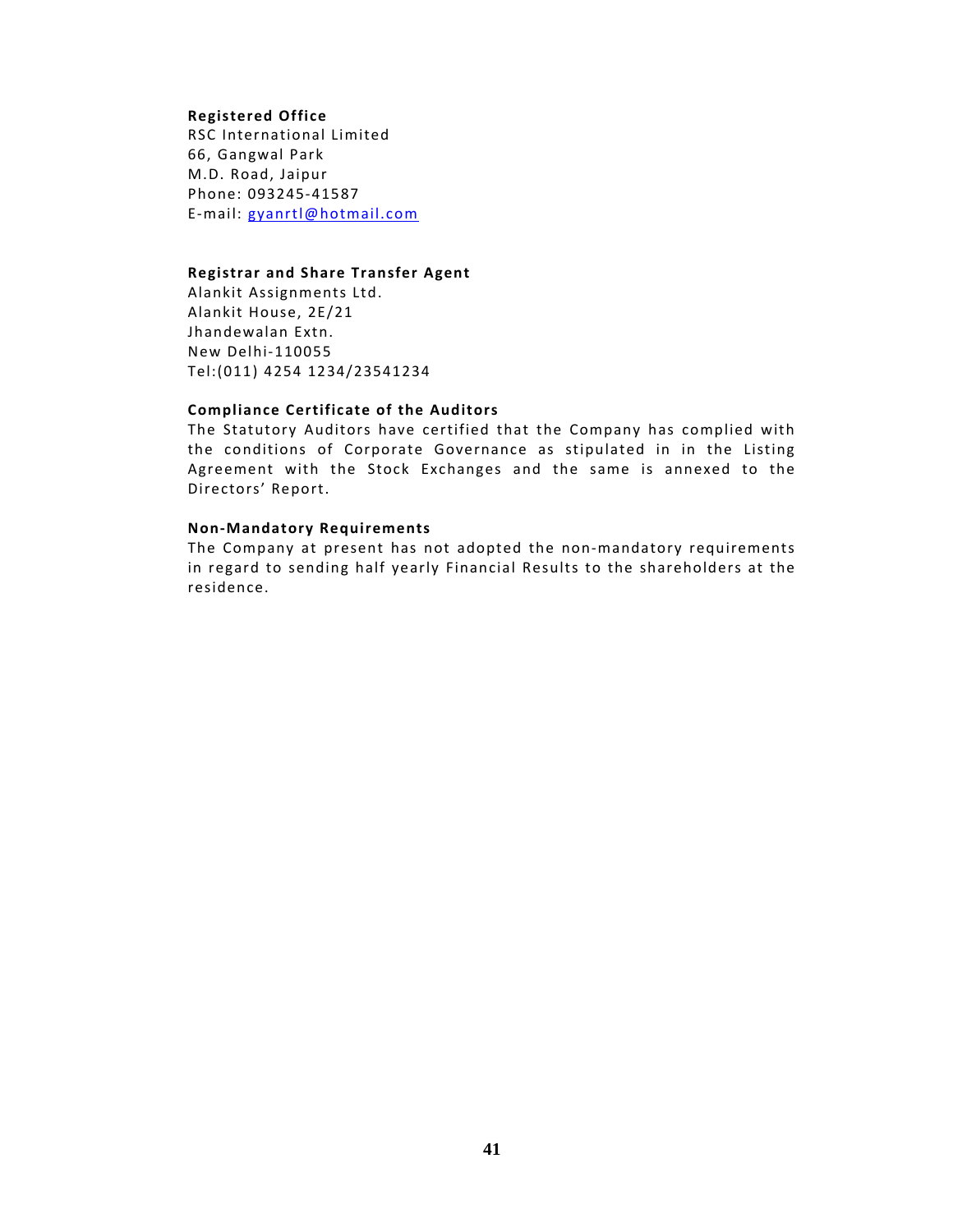**Registered Office**

RSC International Limited
66, Gangwal Park
M.D. Road, Jaipur
Phone: 093245-41587
E-mail: gyanrtl@hotmail.com

**Registrar and Share Transfer Agent**

Alankit Assignments Ltd.
Alankit House, 2E/21
Jhandewalan Extn.
New Delhi-110055
Tel:(011) 4254 1234/23541234

**Compliance Certificate of the Auditors**

The Statutory Auditors have certified that the Company has complied with the conditions of Corporate Governance as stipulated in in the Listing Agreement with the Stock Exchanges and the same is annexed to the Directors' Report.

**Non-Mandatory Requirements**

The Company at present has not adopted the non-mandatory requirements in regard to sending half yearly Financial Results to the shareholders at the residence.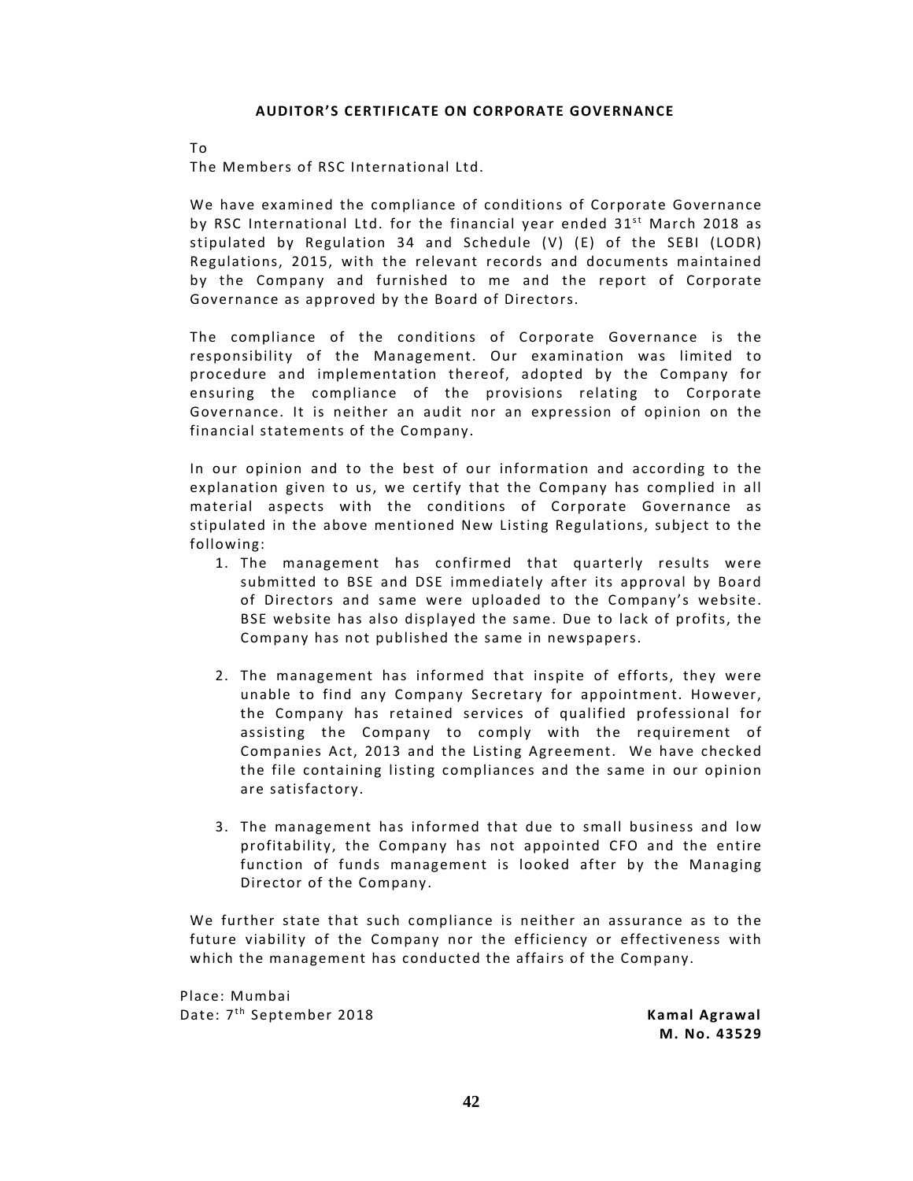# AUDITOR'S CERTIFICATE ON CORPORATE GOVERNANCE

To

The Members of RSC International Ltd.

We have examined the compliance of conditions of Corporate Governance by RSC International Ltd. for the financial year ended 31st March 2018 as stipulated by Regulation 34 and Schedule (V) (E) of the SEBI (LODR) Regulations, 2015, with the relevant records and documents maintained by the Company and furnished to me and the report of Corporate Governance as approved by the Board of Directors.

The compliance of the conditions of Corporate Governance is the responsibility of the Management. Our examination was limited to procedure and implementation thereof, adopted by the Company for ensuring the compliance of the provisions relating to Corporate Governance. It is neither an audit nor an expression of opinion on the financial statements of the Company.

In our opinion and to the best of our information and according to the explanation given to us, we certify that the Company has complied in all material aspects with the conditions of Corporate Governance as stipulated in the above mentioned New Listing Regulations, subject to the following:

1. The management has confirmed that quarterly results were submitted to BSE and DSE immediately after its approval by Board of Directors and same were uploaded to the Company's website. BSE website has also displayed the same. Due to lack of profits, the Company has not published the same in newspapers.

2. The management has informed that inspite of efforts, they were unable to find any Company Secretary for appointment. However, the Company has retained services of qualified professional for assisting the Company to comply with the requirement of Companies Act, 2013 and the Listing Agreement. We have checked the file containing listing compliances and the same in our opinion are satisfactory.

3. The management has informed that due to small business and low profitability, the Company has not appointed CFO and the entire function of funds management is looked after by the Managing Director of the Company.

We further state that such compliance is neither an assurance as to the future viability of the Company nor the efficiency or effectiveness with which the management has conducted the affairs of the Company.

Place: Mumbai
Date: 7th September 2018

**Kamal Agrawal**
**M. No. 43529**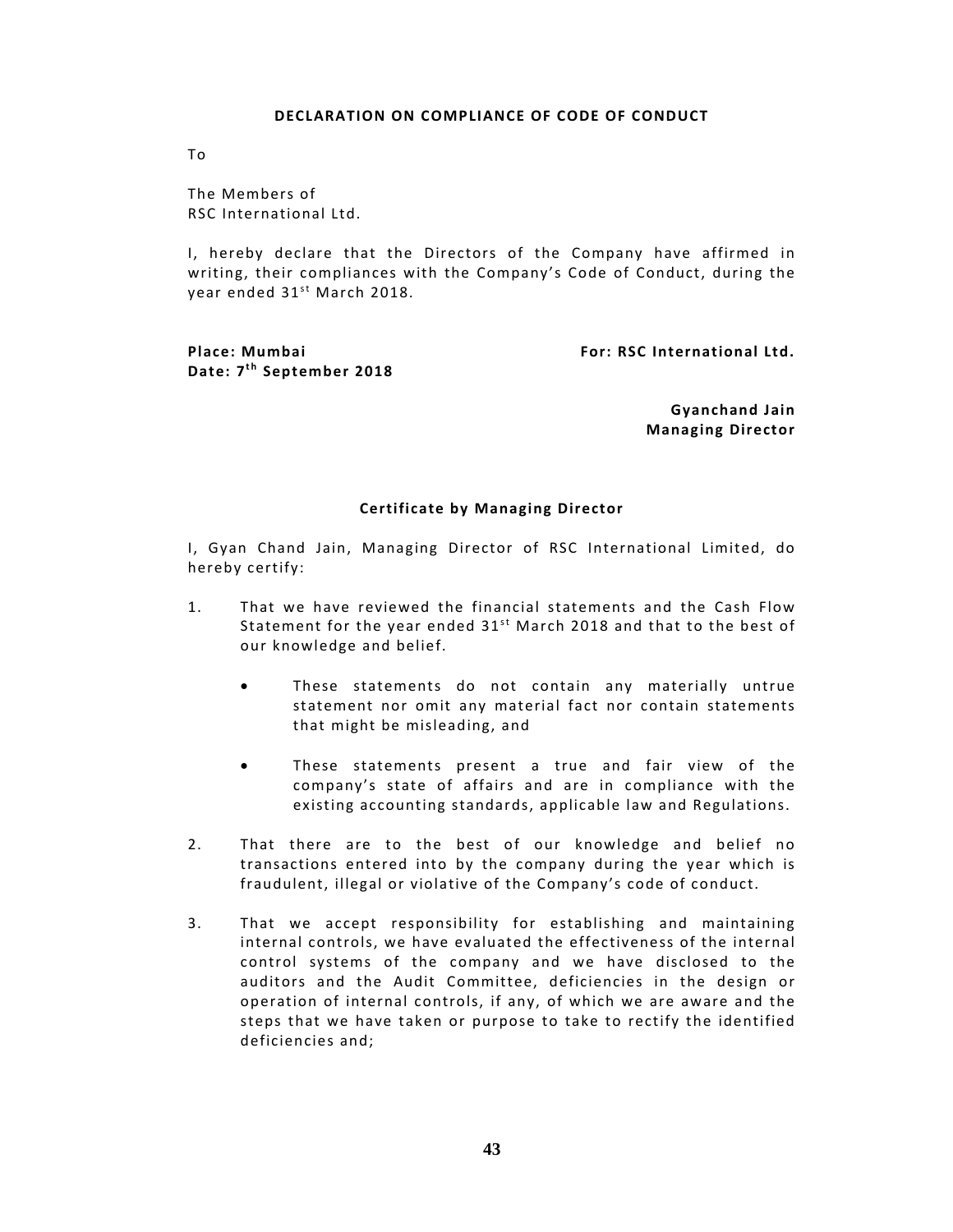## DECLARATION ON COMPLIANCE OF CODE OF CONDUCT

To

The Members of
RSC International Ltd.

I, hereby declare that the Directors of the Company have affirmed in writing, their compliances with the Company's Code of Conduct, during the year ended 31st March 2018.

**Place: Mumbai**
**Date: 7th September 2018**

**For: RSC International Ltd.**

**Gyanchand Jain**
**Managing Director**

## Certificate by Managing Director

I, Gyan Chand Jain, Managing Director of RSC International Limited, do hereby certify:

1. That we have reviewed the financial statements and the Cash Flow Statement for the year ended 31st March 2018 and that to the best of our knowledge and belief.

   - These statements do not contain any materially untrue statement nor omit any material fact nor contain statements that might be misleading, and

   - These statements present a true and fair view of the company's state of affairs and are in compliance with the existing accounting standards, applicable law and Regulations.

2. That there are to the best of our knowledge and belief no transactions entered into by the company during the year which is fraudulent, illegal or violative of the Company's code of conduct.

3. That we accept responsibility for establishing and maintaining internal controls, we have evaluated the effectiveness of the internal control systems of the company and we have disclosed to the auditors and the Audit Committee, deficiencies in the design or operation of internal controls, if any, of which we are aware and the steps that we have taken or purpose to take to rectify the identified deficiencies and;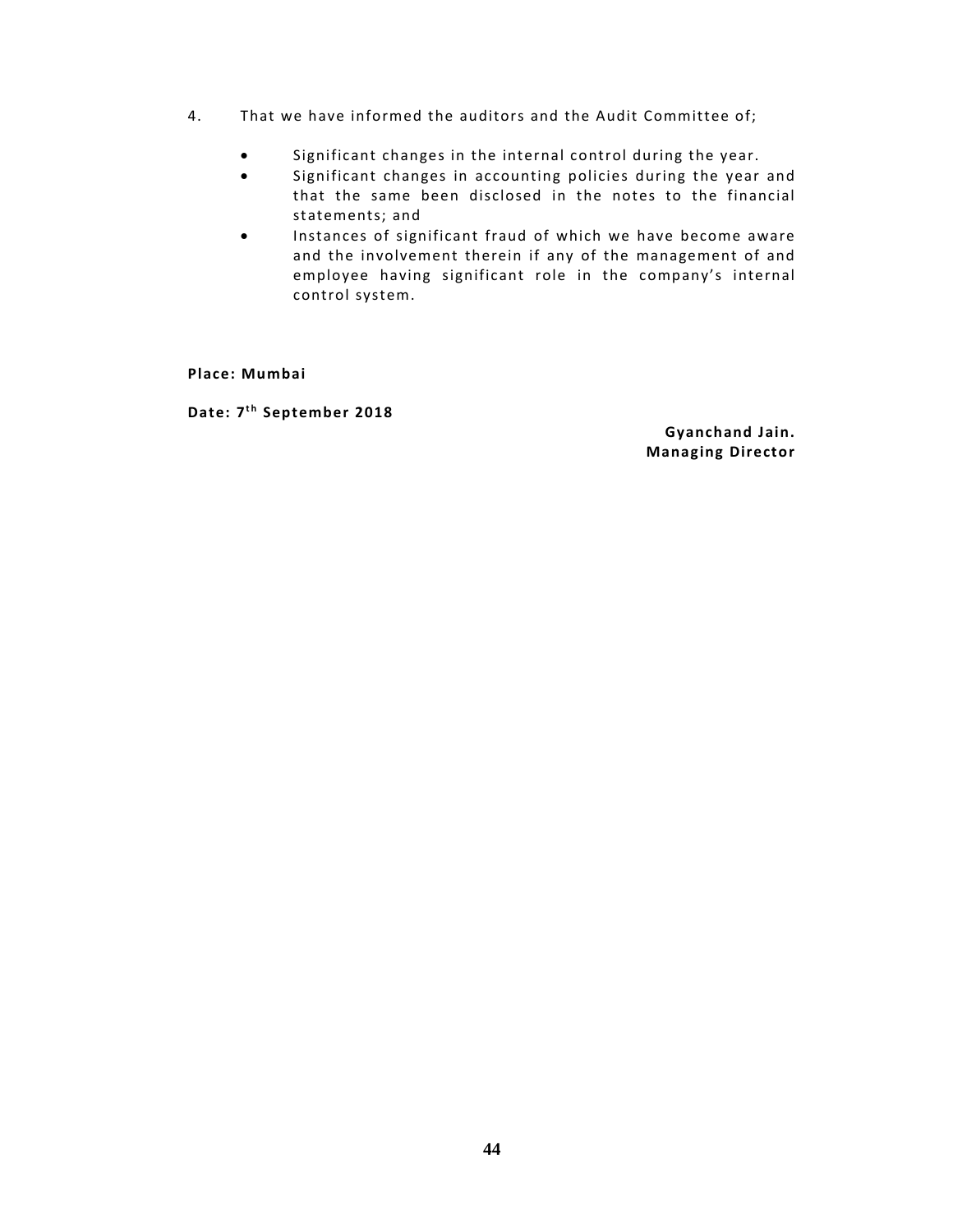4. That we have informed the auditors and the Audit Committee of;

- Significant changes in the internal control during the year.
- Significant changes in accounting policies during the year and that the same been disclosed in the notes to the financial statements; and
- Instances of significant fraud of which we have become aware and the involvement therein if any of the management of and employee having significant role in the company's internal control system.

**Place: Mumbai**

**Date: 7th September 2018**

**Gyanchand Jain.**
**Managing Director**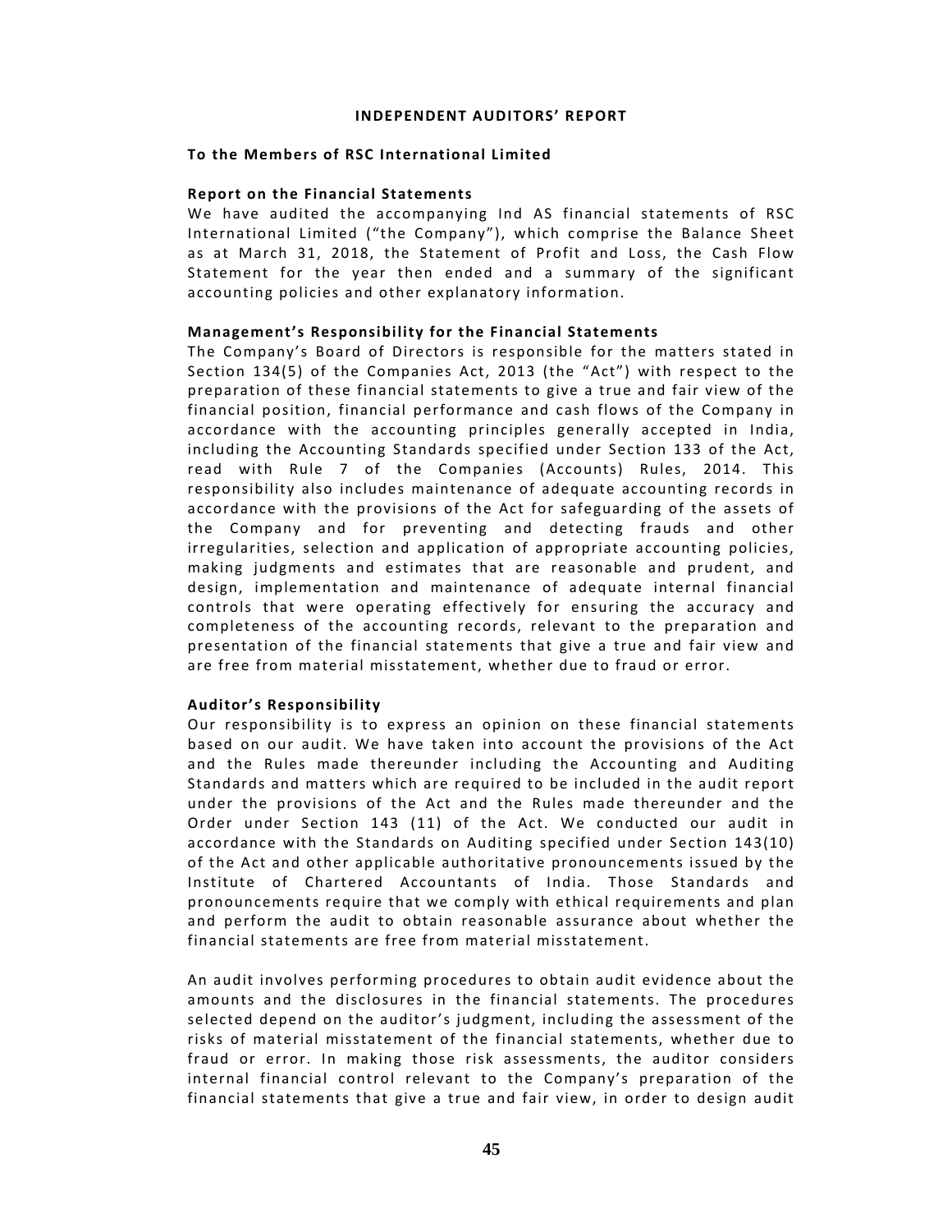**INDEPENDENT AUDITORS' REPORT**

**To the Members of RSC International Limited**

**Report on the Financial Statements**

We have audited the accompanying Ind AS financial statements of RSC International Limited ("the Company"), which comprise the Balance Sheet as at March 31, 2018, the Statement of Profit and Loss, the Cash Flow Statement for the year then ended and a summary of the significant accounting policies and other explanatory information.

**Management's Responsibility for the Financial Statements**

The Company's Board of Directors is responsible for the matters stated in Section 134(5) of the Companies Act, 2013 (the "Act") with respect to the preparation of these financial statements to give a true and fair view of the financial position, financial performance and cash flows of the Company in accordance with the accounting principles generally accepted in India, including the Accounting Standards specified under Section 133 of the Act, read with Rule 7 of the Companies (Accounts) Rules, 2014. This responsibility also includes maintenance of adequate accounting records in accordance with the provisions of the Act for safeguarding of the assets of the Company and for preventing and detecting frauds and other irregularities, selection and application of appropriate accounting policies, making judgments and estimates that are reasonable and prudent, and design, implementation and maintenance of adequate internal financial controls that were operating effectively for ensuring the accuracy and completeness of the accounting records, relevant to the preparation and presentation of the financial statements that give a true and fair view and are free from material misstatement, whether due to fraud or error.

**Auditor's Responsibility**

Our responsibility is to express an opinion on these financial statements based on our audit. We have taken into account the provisions of the Act and the Rules made thereunder including the Accounting and Auditing Standards and matters which are required to be included in the audit report under the provisions of the Act and the Rules made thereunder and the Order under Section 143 (11) of the Act. We conducted our audit in accordance with the Standards on Auditing specified under Section 143(10) of the Act and other applicable authoritative pronouncements issued by the Institute of Chartered Accountants of India. Those Standards and pronouncements require that we comply with ethical requirements and plan and perform the audit to obtain reasonable assurance about whether the financial statements are free from material misstatement.

An audit involves performing procedures to obtain audit evidence about the amounts and the disclosures in the financial statements. The procedures selected depend on the auditor's judgment, including the assessment of the risks of material misstatement of the financial statements, whether due to fraud or error. In making those risk assessments, the auditor considers internal financial control relevant to the Company's preparation of the financial statements that give a true and fair view, in order to design audit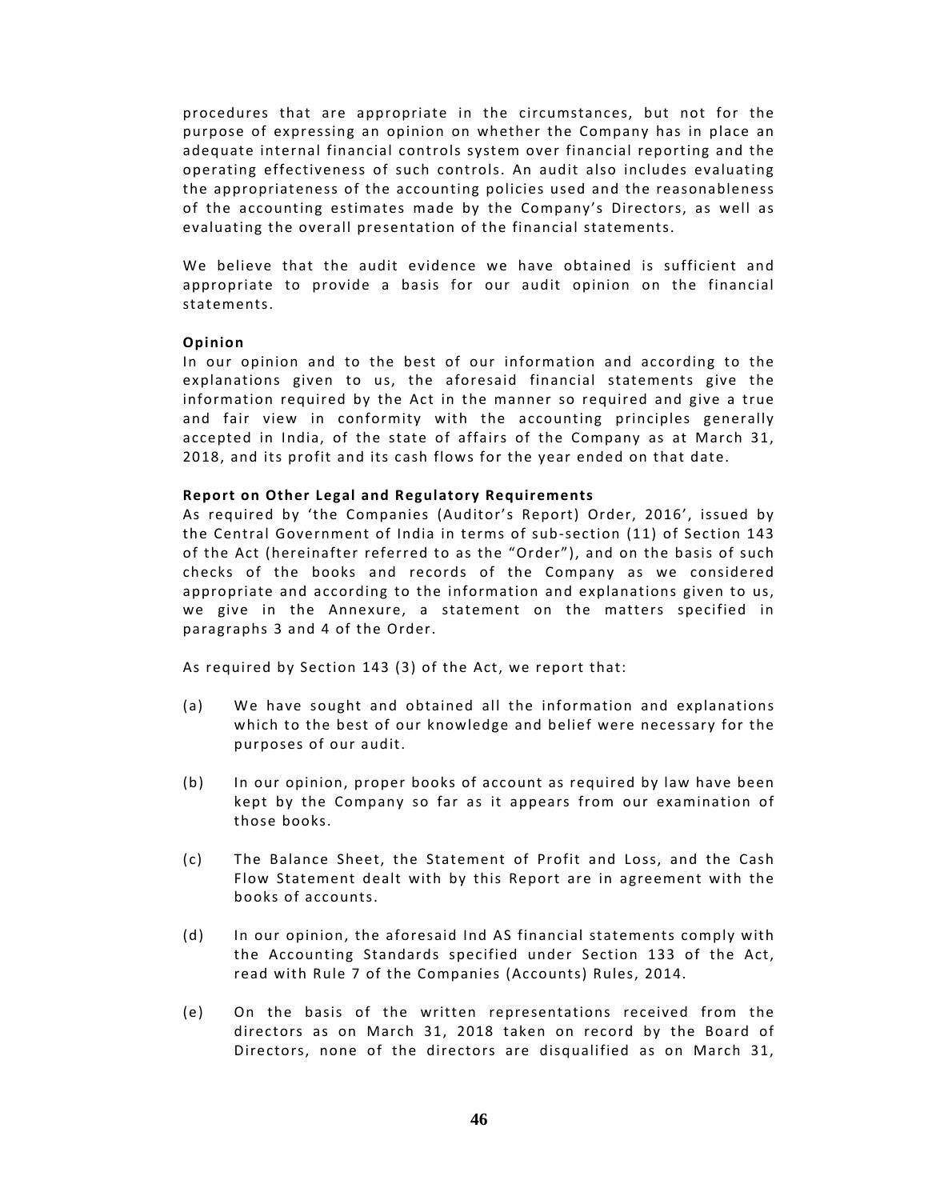procedures that are appropriate in the circumstances, but not for the purpose of expressing an opinion on whether the Company has in place an adequate internal financial controls system over financial reporting and the operating effectiveness of such controls. An audit also includes evaluating the appropriateness of the accounting policies used and the reasonableness of the accounting estimates made by the Company's Directors, as well as evaluating the overall presentation of the financial statements.

We believe that the audit evidence we have obtained is sufficient and appropriate to provide a basis for our audit opinion on the financial statements.

**Opinion**

In our opinion and to the best of our information and according to the explanations given to us, the aforesaid financial statements give the information required by the Act in the manner so required and give a true and fair view in conformity with the accounting principles generally accepted in India, of the state of affairs of the Company as at March 31, 2018, and its profit and its cash flows for the year ended on that date.

**Report on Other Legal and Regulatory Requirements**

As required by 'the Companies (Auditor's Report) Order, 2016', issued by the Central Government of India in terms of sub-section (11) of Section 143 of the Act (hereinafter referred to as the "Order"), and on the basis of such checks of the books and records of the Company as we considered appropriate and according to the information and explanations given to us, we give in the Annexure, a statement on the matters specified in paragraphs 3 and 4 of the Order.

As required by Section 143 (3) of the Act, we report that:

(a) We have sought and obtained all the information and explanations which to the best of our knowledge and belief were necessary for the purposes of our audit.

(b) In our opinion, proper books of account as required by law have been kept by the Company so far as it appears from our examination of those books.

(c) The Balance Sheet, the Statement of Profit and Loss, and the Cash Flow Statement dealt with by this Report are in agreement with the books of accounts.

(d) In our opinion, the aforesaid Ind AS financial statements comply with the Accounting Standards specified under Section 133 of the Act, read with Rule 7 of the Companies (Accounts) Rules, 2014.

(e) On the basis of the written representations received from the directors as on March 31, 2018 taken on record by the Board of Directors, none of the directors are disqualified as on March 31,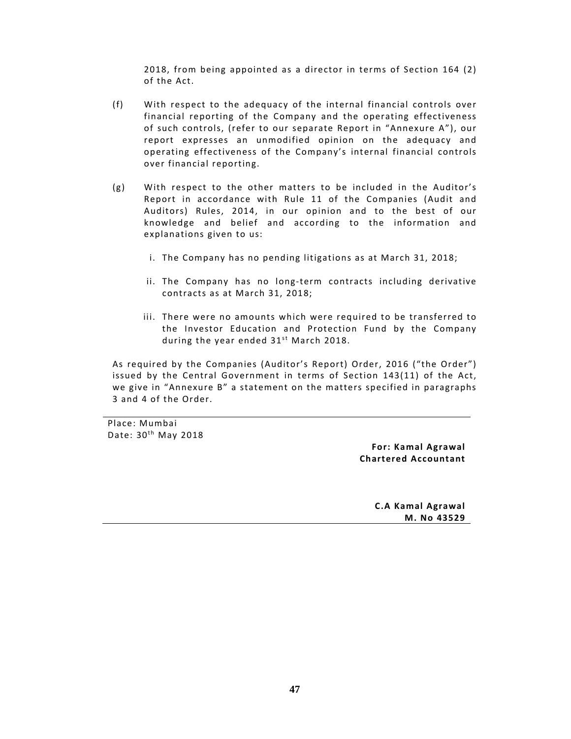2018, from being appointed as a director in terms of Section 164 (2) of the Act.

(f) With respect to the adequacy of the internal financial controls over financial reporting of the Company and the operating effectiveness of such controls, (refer to our separate Report in "Annexure A"), our report expresses an unmodified opinion on the adequacy and operating effectiveness of the Company's internal financial controls over financial reporting.

(g) With respect to the other matters to be included in the Auditor's Report in accordance with Rule 11 of the Companies (Audit and Auditors) Rules, 2014, in our opinion and to the best of our knowledge and belief and according to the information and explanations given to us:

i. The Company has no pending litigations as at March 31, 2018;

ii. The Company has no long-term contracts including derivative contracts as at March 31, 2018;

iii. There were no amounts which were required to be transferred to the Investor Education and Protection Fund by the Company during the year ended 31st March 2018.

As required by the Companies (Auditor's Report) Order, 2016 ("the Order") issued by the Central Government in terms of Section 143(11) of the Act, we give in "Annexure B" a statement on the matters specified in paragraphs 3 and 4 of the Order.

Place: Mumbai
Date: 30th May 2018

**For: Kamal Agrawal**
**Chartered Accountant**

**C.A Kamal Agrawal**
**M. No 43529**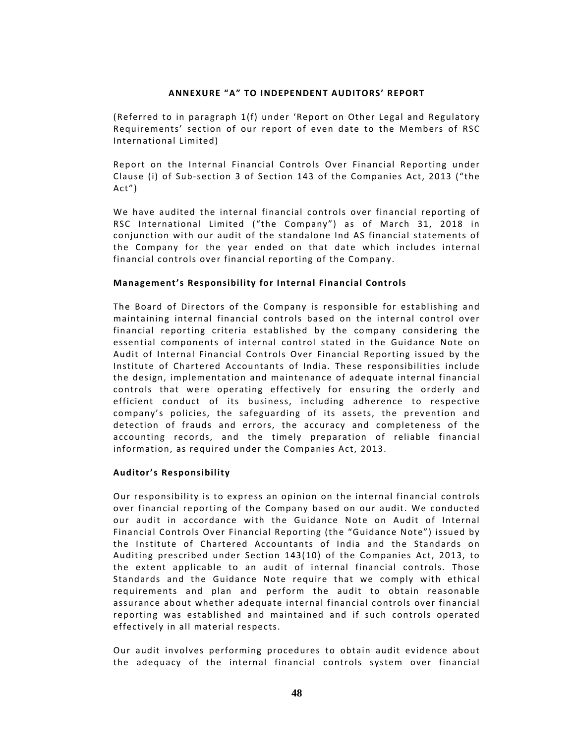## ANNEXURE "A" TO INDEPENDENT AUDITORS' REPORT

(Referred to in paragraph 1(f) under 'Report on Other Legal and Regulatory Requirements' section of our report of even date to the Members of RSC International Limited)

Report on the Internal Financial Controls Over Financial Reporting under Clause (i) of Sub-section 3 of Section 143 of the Companies Act, 2013 ("the Act")

We have audited the internal financial controls over financial reporting of RSC International Limited ("the Company") as of March 31, 2018 in conjunction with our audit of the standalone Ind AS financial statements of the Company for the year ended on that date which includes internal financial controls over financial reporting of the Company.

### Management's Responsibility for Internal Financial Controls

The Board of Directors of the Company is responsible for establishing and maintaining internal financial controls based on the internal control over financial reporting criteria established by the company considering the essential components of internal control stated in the Guidance Note on Audit of Internal Financial Controls Over Financial Reporting issued by the Institute of Chartered Accountants of India. These responsibilities include the design, implementation and maintenance of adequate internal financial controls that were operating effectively for ensuring the orderly and efficient conduct of its business, including adherence to respective company's policies, the safeguarding of its assets, the prevention and detection of frauds and errors, the accuracy and completeness of the accounting records, and the timely preparation of reliable financial information, as required under the Companies Act, 2013.

### Auditor's Responsibility

Our responsibility is to express an opinion on the internal financial controls over financial reporting of the Company based on our audit. We conducted our audit in accordance with the Guidance Note on Audit of Internal Financial Controls Over Financial Reporting (the "Guidance Note") issued by the Institute of Chartered Accountants of India and the Standards on Auditing prescribed under Section 143(10) of the Companies Act, 2013, to the extent applicable to an audit of internal financial controls. Those Standards and the Guidance Note require that we comply with ethical requirements and plan and perform the audit to obtain reasonable assurance about whether adequate internal financial controls over financial reporting was established and maintained and if such controls operated effectively in all material respects.

Our audit involves performing procedures to obtain audit evidence about the adequacy of the internal financial controls system over financial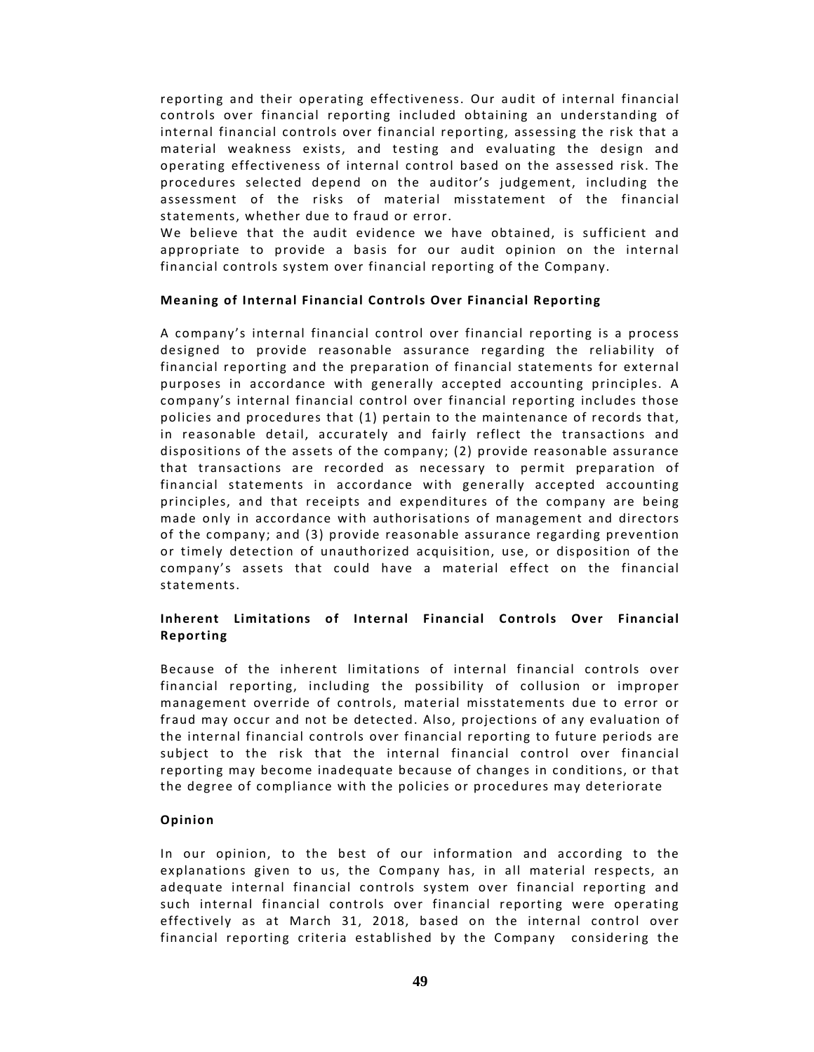reporting and their operating effectiveness. Our audit of internal financial controls over financial reporting included obtaining an understanding of internal financial controls over financial reporting, assessing the risk that a material weakness exists, and testing and evaluating the design and operating effectiveness of internal control based on the assessed risk. The procedures selected depend on the auditor's judgement, including the assessment of the risks of material misstatement of the financial statements, whether due to fraud or error.

We believe that the audit evidence we have obtained, is sufficient and appropriate to provide a basis for our audit opinion on the internal financial controls system over financial reporting of the Company.

**Meaning of Internal Financial Controls Over Financial Reporting**

A company's internal financial control over financial reporting is a process designed to provide reasonable assurance regarding the reliability of financial reporting and the preparation of financial statements for external purposes in accordance with generally accepted accounting principles. A company's internal financial control over financial reporting includes those policies and procedures that (1) pertain to the maintenance of records that, in reasonable detail, accurately and fairly reflect the transactions and dispositions of the assets of the company; (2) provide reasonable assurance that transactions are recorded as necessary to permit preparation of financial statements in accordance with generally accepted accounting principles, and that receipts and expenditures of the company are being made only in accordance with authorisations of management and directors of the company; and (3) provide reasonable assurance regarding prevention or timely detection of unauthorized acquisition, use, or disposition of the company's assets that could have a material effect on the financial statements.

**Inherent Limitations of Internal Financial Controls Over Financial Reporting**

Because of the inherent limitations of internal financial controls over financial reporting, including the possibility of collusion or improper management override of controls, material misstatements due to error or fraud may occur and not be detected. Also, projections of any evaluation of the internal financial controls over financial reporting to future periods are subject to the risk that the internal financial control over financial reporting may become inadequate because of changes in conditions, or that the degree of compliance with the policies or procedures may deteriorate

**Opinion**

In our opinion, to the best of our information and according to the explanations given to us, the Company has, in all material respects, an adequate internal financial controls system over financial reporting and such internal financial controls over financial reporting were operating effectively as at March 31, 2018, based on the internal control over financial reporting criteria established by the Company considering the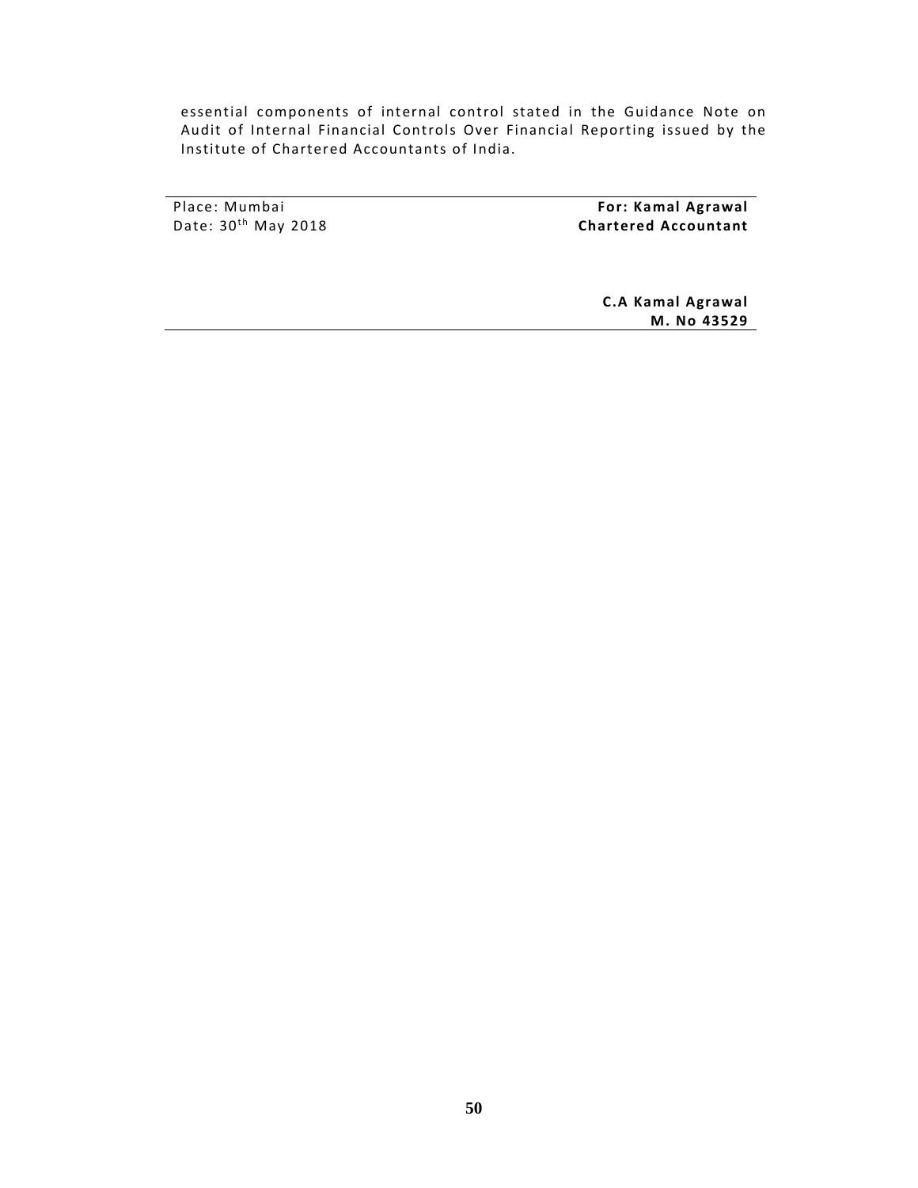essential components of internal control stated in the Guidance Note on Audit of Internal Financial Controls Over Financial Reporting issued by the Institute of Chartered Accountants of India.

| | |
|---|---|
| Place: Mumbai | **For: Kamal Agrawal** |
| Date: 30th May 2018 | **Chartered Accountant** |
| | |
| | **C.A Kamal Agrawal** |
| | **M. No 43529** |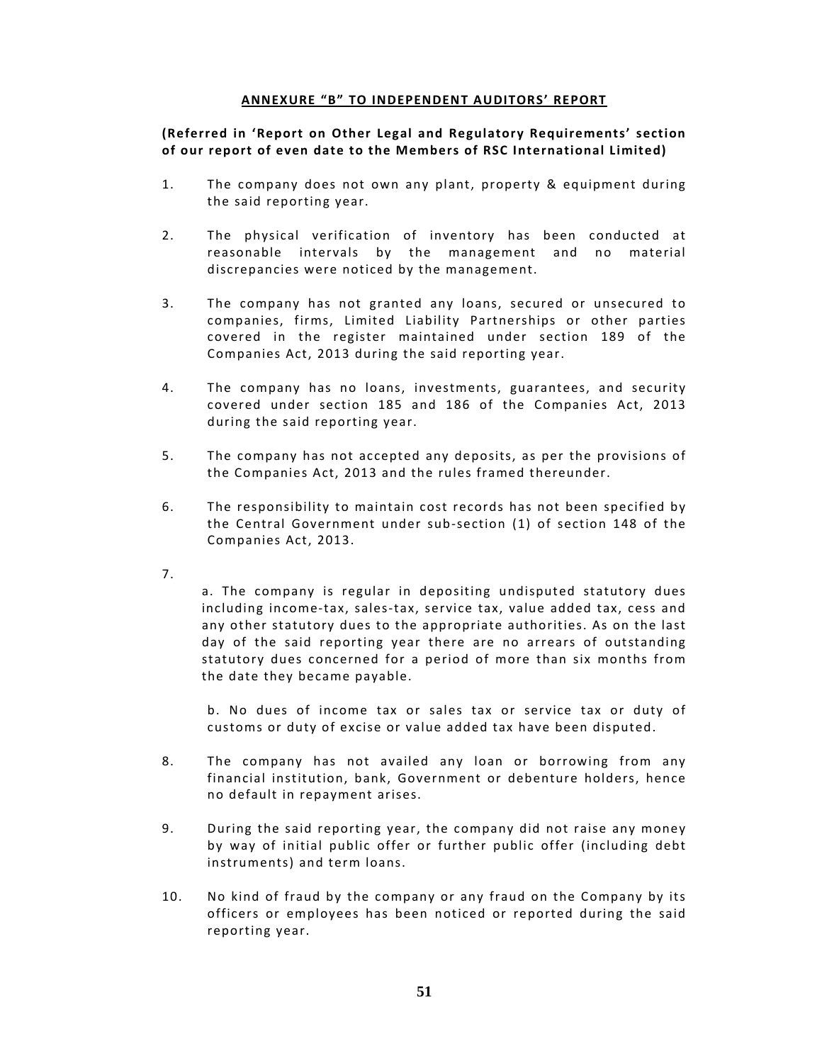## ANNEXURE "B" TO INDEPENDENT AUDITORS' REPORT

**(Referred in 'Report on Other Legal and Regulatory Requirements' section of our report of even date to the Members of RSC International Limited)**

1. The company does not own any plant, property & equipment during the said reporting year.

2. The physical verification of inventory has been conducted at reasonable intervals by the management and no material discrepancies were noticed by the management.

3. The company has not granted any loans, secured or unsecured to companies, firms, Limited Liability Partnerships or other parties covered in the register maintained under section 189 of the Companies Act, 2013 during the said reporting year.

4. The company has no loans, investments, guarantees, and security covered under section 185 and 186 of the Companies Act, 2013 during the said reporting year.

5. The company has not accepted any deposits, as per the provisions of the Companies Act, 2013 and the rules framed thereunder.

6. The responsibility to maintain cost records has not been specified by the Central Government under sub-section (1) of section 148 of the Companies Act, 2013.

7.
   a. The company is regular in depositing undisputed statutory dues including income-tax, sales-tax, service tax, value added tax, cess and any other statutory dues to the appropriate authorities. As on the last day of the said reporting year there are no arrears of outstanding statutory dues concerned for a period of more than six months from the date they became payable.

   b. No dues of income tax or sales tax or service tax or duty of customs or duty of excise or value added tax have been disputed.

8. The company has not availed any loan or borrowing from any financial institution, bank, Government or debenture holders, hence no default in repayment arises.

9. During the said reporting year, the company did not raise any money by way of initial public offer or further public offer (including debt instruments) and term loans.

10. No kind of fraud by the company or any fraud on the Company by its officers or employees has been noticed or reported during the said reporting year.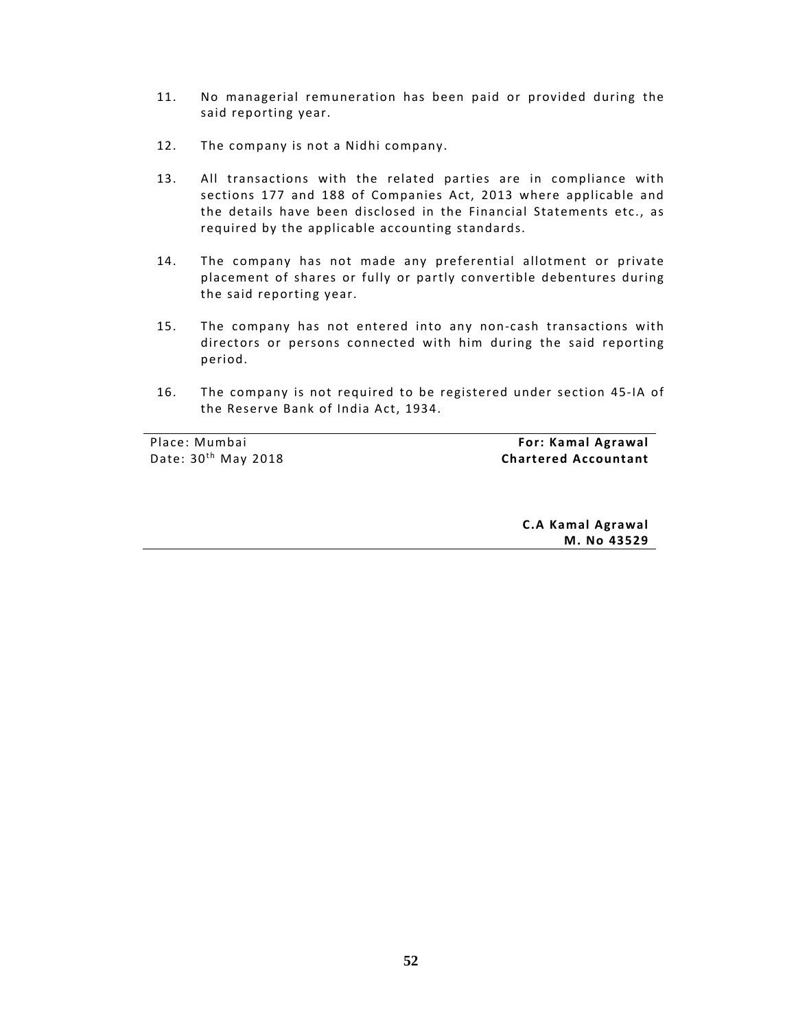11. No managerial remuneration has been paid or provided during the said reporting year.

12. The company is not a Nidhi company.

13. All transactions with the related parties are in compliance with sections 177 and 188 of Companies Act, 2013 where applicable and the details have been disclosed in the Financial Statements etc., as required by the applicable accounting standards.

14. The company has not made any preferential allotment or private placement of shares or fully or partly convertible debentures during the said reporting year.

15. The company has not entered into any non-cash transactions with directors or persons connected with him during the said reporting period.

16. The company is not required to be registered under section 45-IA of the Reserve Bank of India Act, 1934.

| | |
|---|---|
| Place: Mumbai | **For: Kamal Agrawal** |
| Date: 30th May 2018 | **Chartered Accountant** |
| | |
| | **C.A Kamal Agrawal** |
| | **M. No 43529** |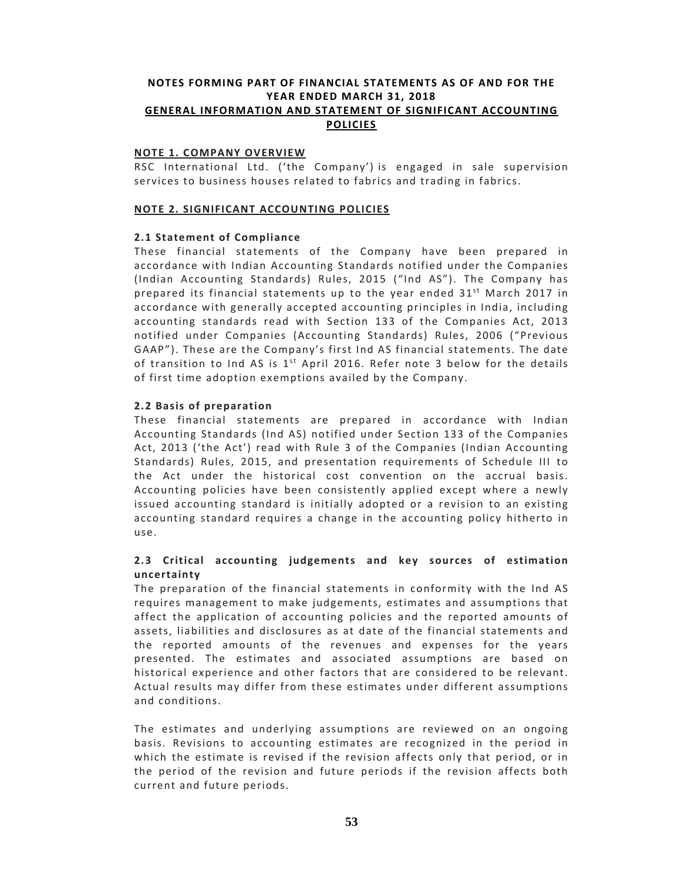**NOTES FORMING PART OF FINANCIAL STATEMENTS AS OF AND FOR THE YEAR ENDED MARCH 31, 2018**

**GENERAL INFORMATION AND STATEMENT OF SIGNIFICANT ACCOUNTING POLICIES**

**NOTE 1. COMPANY OVERVIEW**

RSC International Ltd. ('the Company') is engaged in sale supervision services to business houses related to fabrics and trading in fabrics.

**NOTE 2. SIGNIFICANT ACCOUNTING POLICIES**

**2.1 Statement of Compliance**

These financial statements of the Company have been prepared in accordance with Indian Accounting Standards notified under the Companies (Indian Accounting Standards) Rules, 2015 ("Ind AS"). The Company has prepared its financial statements up to the year ended 31st March 2017 in accordance with generally accepted accounting principles in India, including accounting standards read with Section 133 of the Companies Act, 2013 notified under Companies (Accounting Standards) Rules, 2006 ("Previous GAAP"). These are the Company's first Ind AS financial statements. The date of transition to Ind AS is 1st April 2016. Refer note 3 below for the details of first time adoption exemptions availed by the Company.

**2.2 Basis of preparation**

These financial statements are prepared in accordance with Indian Accounting Standards (Ind AS) notified under Section 133 of the Companies Act, 2013 ('the Act') read with Rule 3 of the Companies (Indian Accounting Standards) Rules, 2015, and presentation requirements of Schedule III to the Act under the historical cost convention on the accrual basis. Accounting policies have been consistently applied except where a newly issued accounting standard is initially adopted or a revision to an existing accounting standard requires a change in the accounting policy hitherto in use.

**2.3 Critical accounting judgements and key sources of estimation uncertainty**

The preparation of the financial statements in conformity with the Ind AS requires management to make judgements, estimates and assumptions that affect the application of accounting policies and the reported amounts of assets, liabilities and disclosures as at date of the financial statements and the reported amounts of the revenues and expenses for the years presented. The estimates and associated assumptions are based on historical experience and other factors that are considered to be relevant. Actual results may differ from these estimates under different assumptions and conditions.

The estimates and underlying assumptions are reviewed on an ongoing basis. Revisions to accounting estimates are recognized in the period in which the estimate is revised if the revision affects only that period, or in the period of the revision and future periods if the revision affects both current and future periods.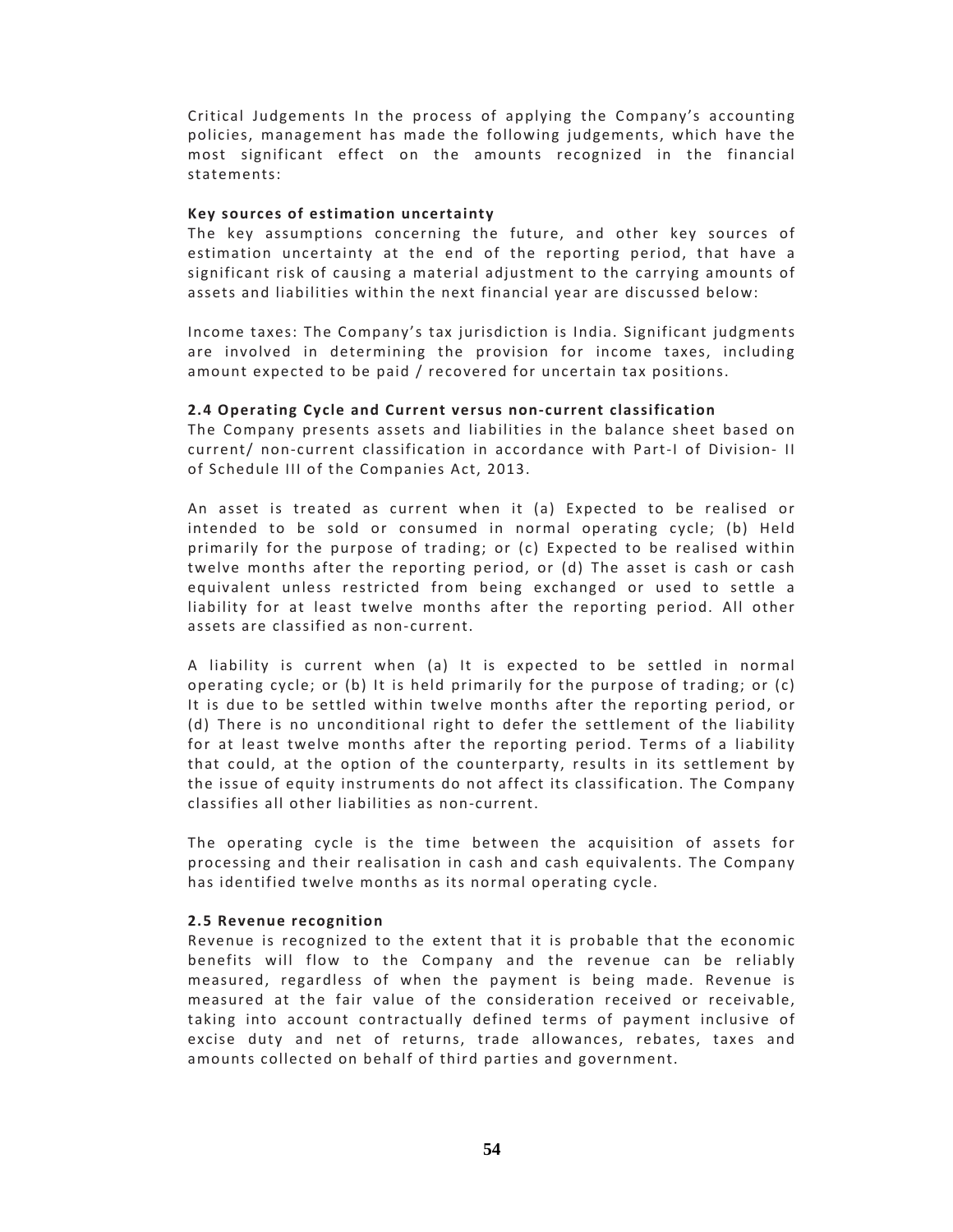Critical Judgements In the process of applying the Company's accounting policies, management has made the following judgements, which have the most significant effect on the amounts recognized in the financial statements:

**Key sources of estimation uncertainty**

The key assumptions concerning the future, and other key sources of estimation uncertainty at the end of the reporting period, that have a significant risk of causing a material adjustment to the carrying amounts of assets and liabilities within the next financial year are discussed below:

Income taxes: The Company's tax jurisdiction is India. Significant judgments are involved in determining the provision for income taxes, including amount expected to be paid / recovered for uncertain tax positions.

**2.4 Operating Cycle and Current versus non-current classification**

The Company presents assets and liabilities in the balance sheet based on current/ non-current classification in accordance with Part-I of Division- II of Schedule III of the Companies Act, 2013.

An asset is treated as current when it (a) Expected to be realised or intended to be sold or consumed in normal operating cycle; (b) Held primarily for the purpose of trading; or (c) Expected to be realised within twelve months after the reporting period, or (d) The asset is cash or cash equivalent unless restricted from being exchanged or used to settle a liability for at least twelve months after the reporting period. All other assets are classified as non-current.

A liability is current when (a) It is expected to be settled in normal operating cycle; or (b) It is held primarily for the purpose of trading; or (c) It is due to be settled within twelve months after the reporting period, or (d) There is no unconditional right to defer the settlement of the liability for at least twelve months after the reporting period. Terms of a liability that could, at the option of the counterparty, results in its settlement by the issue of equity instruments do not affect its classification. The Company classifies all other liabilities as non-current.

The operating cycle is the time between the acquisition of assets for processing and their realisation in cash and cash equivalents. The Company has identified twelve months as its normal operating cycle.

**2.5 Revenue recognition**

Revenue is recognized to the extent that it is probable that the economic benefits will flow to the Company and the revenue can be reliably measured, regardless of when the payment is being made. Revenue is measured at the fair value of the consideration received or receivable, taking into account contractually defined terms of payment inclusive of excise duty and net of returns, trade allowances, rebates, taxes and amounts collected on behalf of third parties and government.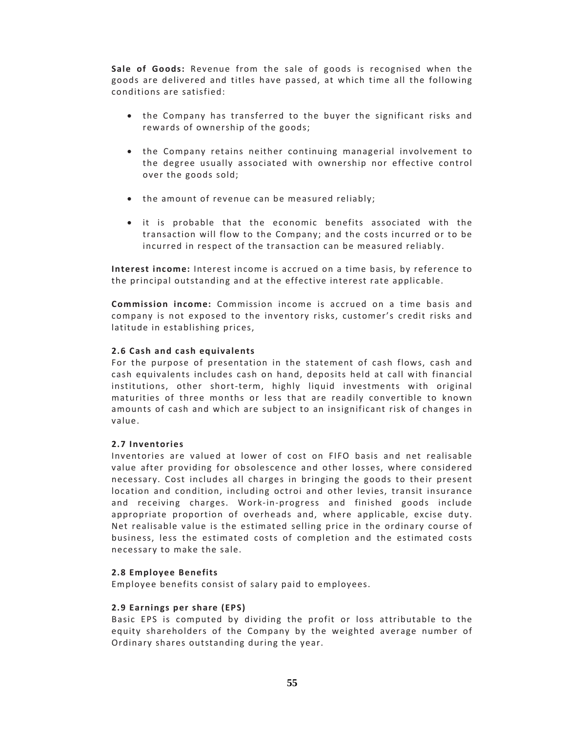**Sale of Goods:** Revenue from the sale of goods is recognised when the goods are delivered and titles have passed, at which time all the following conditions are satisfied:

- the Company has transferred to the buyer the significant risks and rewards of ownership of the goods;
- the Company retains neither continuing managerial involvement to the degree usually associated with ownership nor effective control over the goods sold;
- the amount of revenue can be measured reliably;
- it is probable that the economic benefits associated with the transaction will flow to the Company; and the costs incurred or to be incurred in respect of the transaction can be measured reliably.

**Interest income:** Interest income is accrued on a time basis, by reference to the principal outstanding and at the effective interest rate applicable.

**Commission income:** Commission income is accrued on a time basis and company is not exposed to the inventory risks, customer's credit risks and latitude in establishing prices,

#### 2.6 Cash and cash equivalents

For the purpose of presentation in the statement of cash flows, cash and cash equivalents includes cash on hand, deposits held at call with financial institutions, other short-term, highly liquid investments with original maturities of three months or less that are readily convertible to known amounts of cash and which are subject to an insignificant risk of changes in value.

#### 2.7 Inventories

Inventories are valued at lower of cost on FIFO basis and net realisable value after providing for obsolescence and other losses, where considered necessary. Cost includes all charges in bringing the goods to their present location and condition, including octroi and other levies, transit insurance and receiving charges. Work-in-progress and finished goods include appropriate proportion of overheads and, where applicable, excise duty. Net realisable value is the estimated selling price in the ordinary course of business, less the estimated costs of completion and the estimated costs necessary to make the sale.

#### 2.8 Employee Benefits

Employee benefits consist of salary paid to employees.

#### 2.9 Earnings per share (EPS)

Basic EPS is computed by dividing the profit or loss attributable to the equity shareholders of the Company by the weighted average number of Ordinary shares outstanding during the year.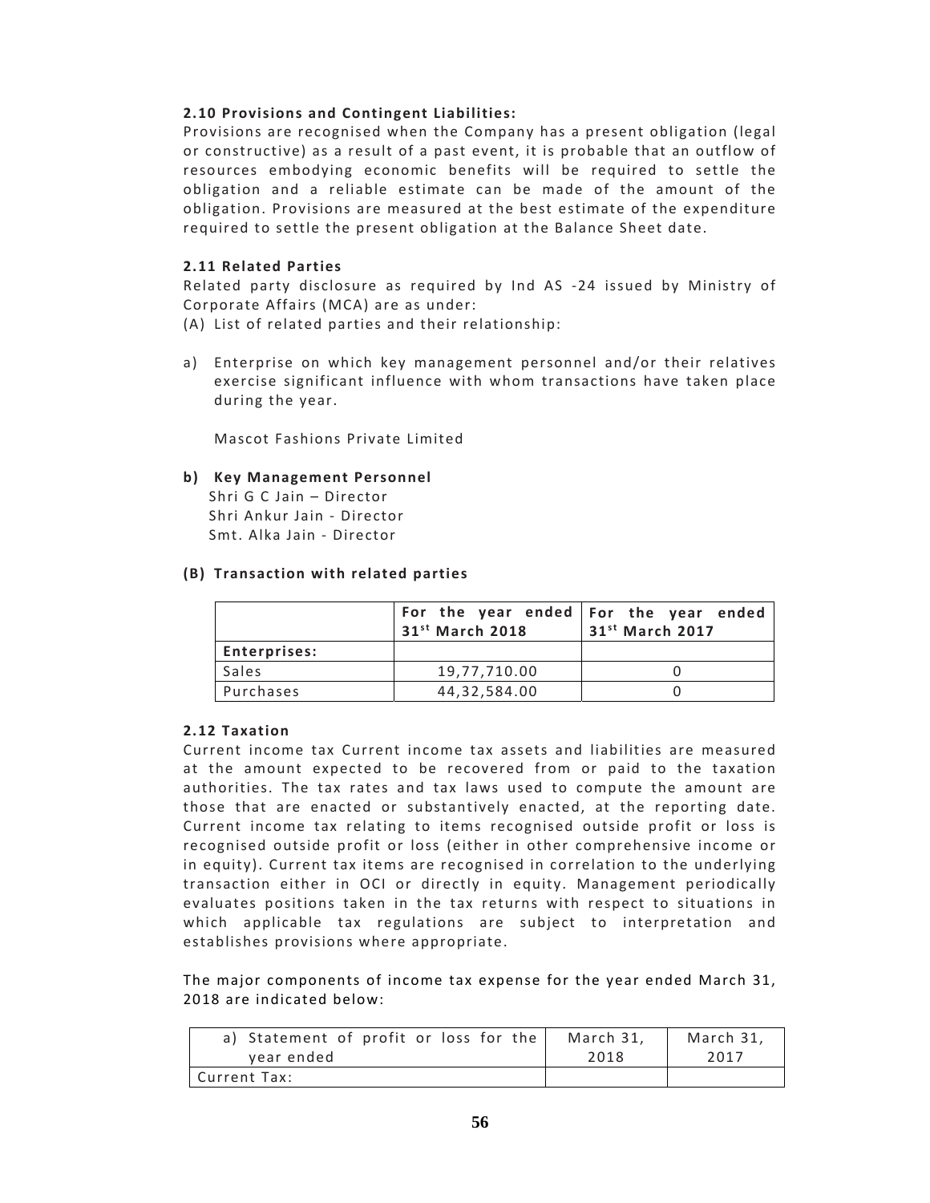### 2.10 Provisions and Contingent Liabilities:

Provisions are recognised when the Company has a present obligation (legal or constructive) as a result of a past event, it is probable that an outflow of resources embodying economic benefits will be required to settle the obligation and a reliable estimate can be made of the amount of the obligation. Provisions are measured at the best estimate of the expenditure required to settle the present obligation at the Balance Sheet date.

### 2.11 Related Parties

Related party disclosure as required by Ind AS -24 issued by Ministry of Corporate Affairs (MCA) are as under:

(A) List of related parties and their relationship:

a) Enterprise on which key management personnel and/or their relatives exercise significant influence with whom transactions have taken place during the year.

   Mascot Fashions Private Limited

**b) Key Management Personnel**

   Shri G C Jain – Director
   Shri Ankur Jain - Director
   Smt. Alka Jain - Director

**(B) Transaction with related parties**

| | For the year ended 31st March 2018 | For the year ended 31st March 2017 |
|---|---|---|
| **Enterprises:** | | |
| Sales | 19,77,710.00 | 0 |
| Purchases | 44,32,584.00 | 0 |

### 2.12 Taxation

Current income tax Current income tax assets and liabilities are measured at the amount expected to be recovered from or paid to the taxation authorities. The tax rates and tax laws used to compute the amount are those that are enacted or substantively enacted, at the reporting date. Current income tax relating to items recognised outside profit or loss is recognised outside profit or loss (either in other comprehensive income or in equity). Current tax items are recognised in correlation to the underlying transaction either in OCI or directly in equity. Management periodically evaluates positions taken in the tax returns with respect to situations in which applicable tax regulations are subject to interpretation and establishes provisions where appropriate.

The major components of income tax expense for the year ended March 31, 2018 are indicated below:

| a) Statement of profit or loss for the year ended | March 31, 2018 | March 31, 2017 |
|---|---|---|
| Current Tax: | | |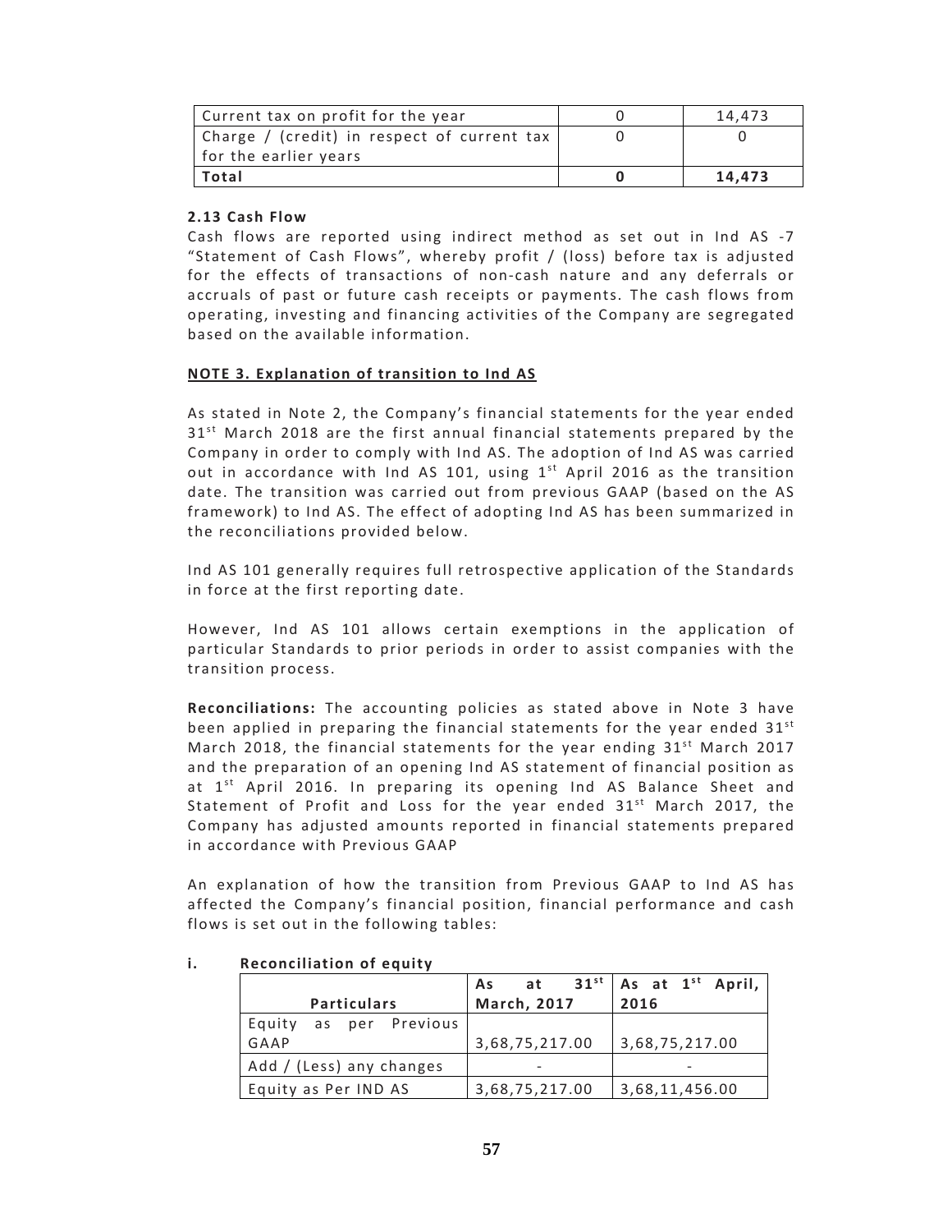| Current tax on profit for the year | 0 | 14,473 |
|---|---|---|
| Charge / (credit) in respect of current tax for the earlier years | 0 | 0 |
| **Total** | **0** | **14,473** |

**2.13 Cash Flow**

Cash flows are reported using indirect method as set out in Ind AS -7 "Statement of Cash Flows", whereby profit / (loss) before tax is adjusted for the effects of transactions of non-cash nature and any deferrals or accruals of past or future cash receipts or payments. The cash flows from operating, investing and financing activities of the Company are segregated based on the available information.

**NOTE 3. Explanation of transition to Ind AS**

As stated in Note 2, the Company's financial statements for the year ended 31st March 2018 are the first annual financial statements prepared by the Company in order to comply with Ind AS. The adoption of Ind AS was carried out in accordance with Ind AS 101, using 1st April 2016 as the transition date. The transition was carried out from previous GAAP (based on the AS framework) to Ind AS. The effect of adopting Ind AS has been summarized in the reconciliations provided below.

Ind AS 101 generally requires full retrospective application of the Standards in force at the first reporting date.

However, Ind AS 101 allows certain exemptions in the application of particular Standards to prior periods in order to assist companies with the transition process.

**Reconciliations:** The accounting policies as stated above in Note 3 have been applied in preparing the financial statements for the year ended 31st March 2018, the financial statements for the year ending 31st March 2017 and the preparation of an opening Ind AS statement of financial position as at 1st April 2016. In preparing its opening Ind AS Balance Sheet and Statement of Profit and Loss for the year ended 31st March 2017, the Company has adjusted amounts reported in financial statements prepared in accordance with Previous GAAP

An explanation of how the transition from Previous GAAP to Ind AS has affected the Company's financial position, financial performance and cash flows is set out in the following tables:

**i. Reconciliation of equity**

| Particulars | As at 31st March, 2017 | As at 1st April, 2016 |
|---|---|---|
| Equity as per Previous GAAP | 3,68,75,217.00 | 3,68,75,217.00 |
| Add / (Less) any changes | - | - |
| Equity as Per IND AS | 3,68,75,217.00 | 3,68,11,456.00 |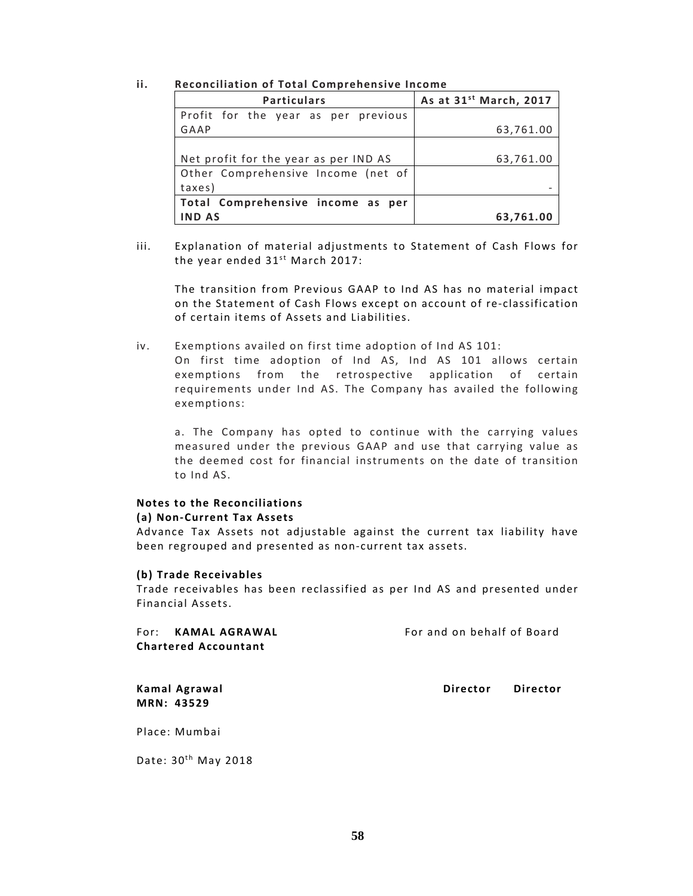ii. **Reconciliation of Total Comprehensive Income**

| Particulars | As at 31st March, 2017 |
|---|---|
| Profit for the year as per previous GAAP | 63,761.00 |
| | |
| Net profit for the year as per IND AS | 63,761.00 |
| Other Comprehensive Income (net of taxes) | - |
| **Total Comprehensive income as per IND AS** | **63,761.00** |

iii. Explanation of material adjustments to Statement of Cash Flows for the year ended 31st March 2017:

The transition from Previous GAAP to Ind AS has no material impact on the Statement of Cash Flows except on account of re-classification of certain items of Assets and Liabilities.

iv. Exemptions availed on first time adoption of Ind AS 101:
On first time adoption of Ind AS, Ind AS 101 allows certain exemptions from the retrospective application of certain requirements under Ind AS. The Company has availed the following exemptions:

a. The Company has opted to continue with the carrying values measured under the previous GAAP and use that carrying value as the deemed cost for financial instruments on the date of transition to Ind AS.

**Notes to the Reconciliations**

**(a) Non-Current Tax Assets**

Advance Tax Assets not adjustable against the current tax liability have been regrouped and presented as non-current tax assets.

**(b) Trade Receivables**

Trade receivables has been reclassified as per Ind AS and presented under Financial Assets.

For: **KAMAL AGRAWAL** For and on behalf of Board
**Chartered Accountant**

**Kamal Agrawal** **Director** **Director**
**MRN: 43529**

Place: Mumbai

Date: 30th May 2018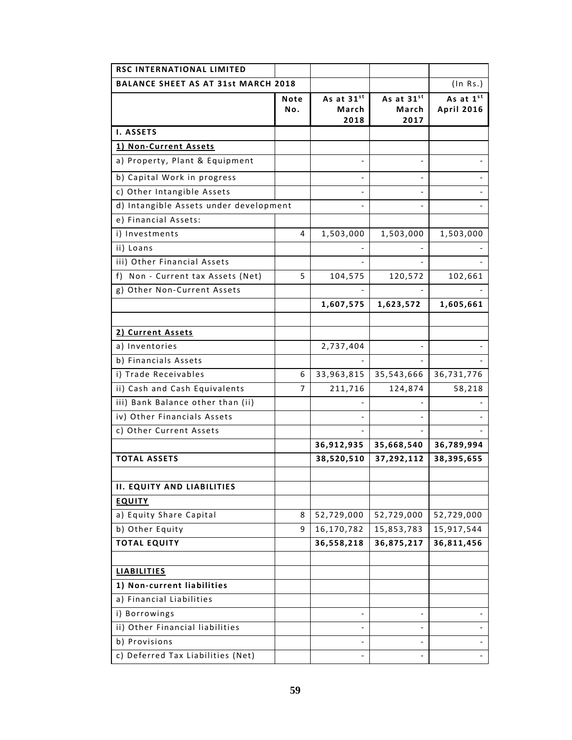| RSC INTERNATIONAL LIMITED | | | | |
|---|---|---|---|---|
| **BALANCE SHEET AS AT 31st MARCH 2018** | | | | (In Rs.) |
| | **Note No.** | **As at 31st March 2018** | **As at 31st March 2017** | **As at 1st April 2016** |
| **I. ASSETS** | | | | |
| **1) Non-Current Assets** | | | | |
| a) Property, Plant & Equipment | | - | - | - |
| b) Capital Work in progress | | - | - | - |
| c) Other Intangible Assets | | - | - | - |
| d) Intangible Assets under development | | - | - | - |
| e) Financial Assets: | | | | |
| i) Investments | 4 | 1,503,000 | 1,503,000 | 1,503,000 |
| ii) Loans | | - | - | - |
| iii) Other Financial Assets | | - | - | - |
| f) Non - Current tax Assets (Net) | 5 | 104,575 | 120,572 | 102,661 |
| g) Other Non-Current Assets | | - | - | - |
| | | **1,607,575** | **1,623,572** | **1,605,661** |
| | | | | |
| **2) Current Assets** | | | | |
| a) Inventories | | 2,737,404 | - | - |
| b) Financials Assets | | - | - | - |
| i) Trade Receivables | 6 | 33,963,815 | 35,543,666 | 36,731,776 |
| ii) Cash and Cash Equivalents | 7 | 211,716 | 124,874 | 58,218 |
| iii) Bank Balance other than (ii) | | - | - | - |
| iv) Other Financials Assets | | - | - | - |
| c) Other Current Assets | | - | - | - |
| | | **36,912,935** | **35,668,540** | **36,789,994** |
| **TOTAL ASSETS** | | **38,520,510** | **37,292,112** | **38,395,655** |
| | | | | |
| **II. EQUITY AND LIABILITIES** | | | | |
| **EQUITY** | | | | |
| a) Equity Share Capital | 8 | 52,729,000 | 52,729,000 | 52,729,000 |
| b) Other Equity | 9 | 16,170,782 | 15,853,783 | 15,917,544 |
| **TOTAL EQUITY** | | **36,558,218** | **36,875,217** | **36,811,456** |
| | | | | |
| **LIABILITIES** | | | | |
| **1) Non-current liabilities** | | | | |
| a) Financial Liabilities | | | | |
| i) Borrowings | | - | - | - |
| ii) Other Financial liabilities | | - | - | - |
| b) Provisions | | - | - | - |
| c) Deferred Tax Liabilities (Net) | | - | - | - |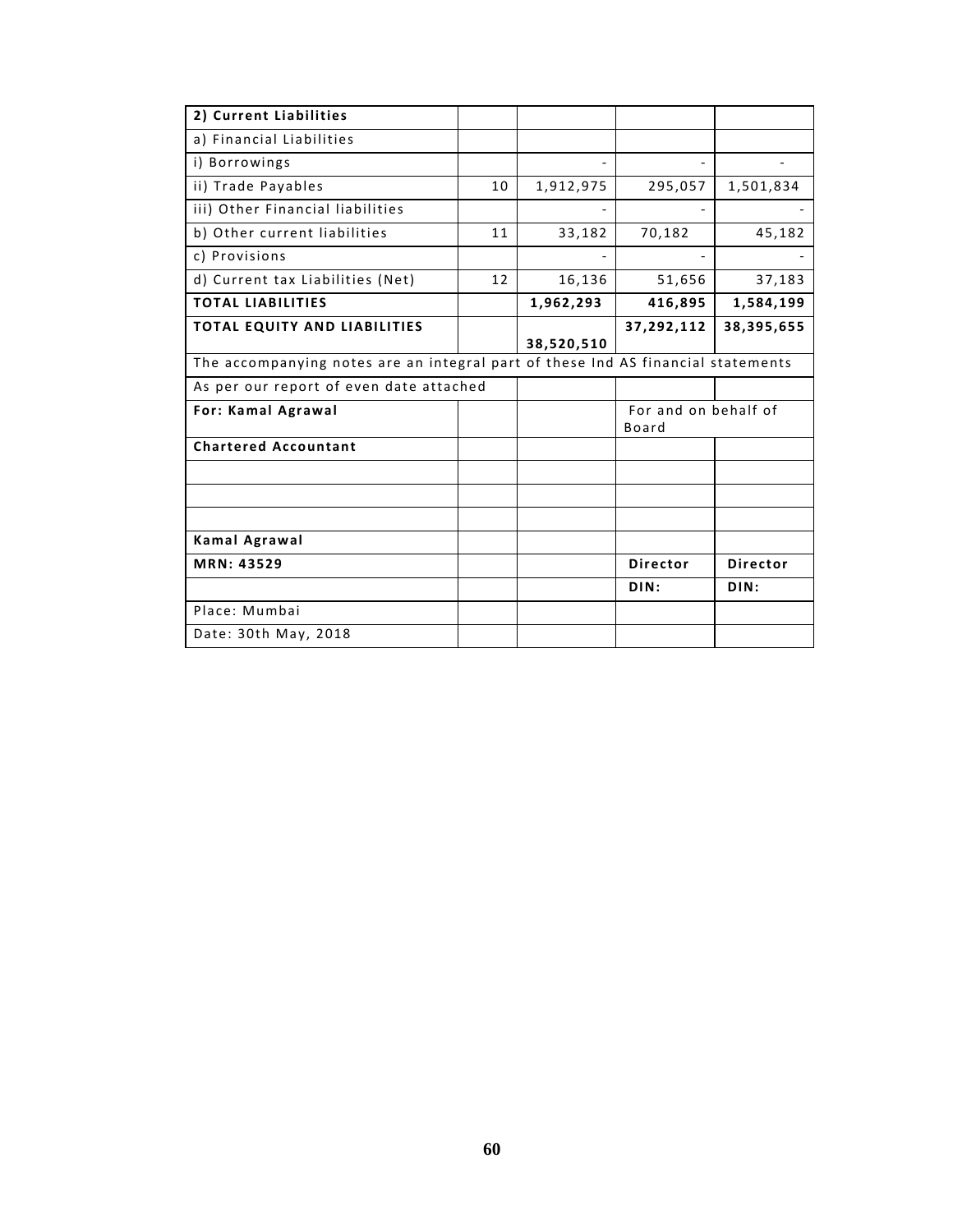| 2) Current Liabilities | | | | |
|---|---|---|---|---|
| a) Financial Liabilities | | | | |
| i) Borrowings | | - | - | - |
| ii) Trade Payables | 10 | 1,912,975 | 295,057 | 1,501,834 |
| iii) Other Financial liabilities | | - | - | - |
| b) Other current liabilities | 11 | 33,182 | 70,182 | 45,182 |
| c) Provisions | | - | - | - |
| d) Current tax Liabilities (Net) | 12 | 16,136 | 51,656 | 37,183 |
| **TOTAL LIABILITIES** | | **1,962,293** | **416,895** | **1,584,199** |
| **TOTAL EQUITY AND LIABILITIES** | | **38,520,510** | **37,292,112** | **38,395,655** |
| The accompanying notes are an integral part of these Ind AS financial statements | | | | |
| As per our report of even date attached | | | | |
| **For: Kamal Agrawal** | | | For and on behalf of Board | |
| **Chartered Accountant** | | | | |
| | | | | |
| | | | | |
| | | | | |
| **Kamal Agrawal** | | | | |
| **MRN: 43529** | | | **Director** | **Director** |
| | | | **DIN:** | **DIN:** |
| Place: Mumbai | | | | |
| Date: 30th May, 2018 | | | | |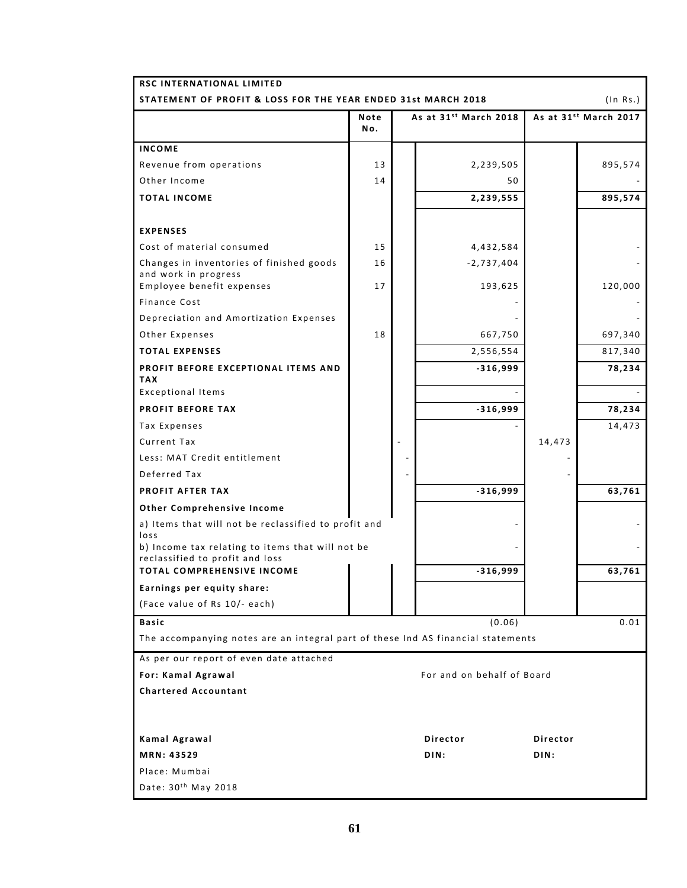**RSC INTERNATIONAL LIMITED**

**STATEMENT OF PROFIT & LOSS FOR THE YEAR ENDED 31st MARCH 2018** (In Rs.)

| | Note No. | As at 31st March 2018 | | As at 31st March 2017 | |
|---|---|---|---|---|---|
| **INCOME** | | | | | |
| Revenue from operations | 13 | | 2,239,505 | | 895,574 |
| Other Income | 14 | | 50 | | - |
| **TOTAL INCOME** | | | **2,239,555** | | **895,574** |
| **EXPENSES** | | | | | |
| Cost of material consumed | 15 | | 4,432,584 | | - |
| Changes in inventories of finished goods and work in progress | 16 | | -2,737,404 | | - |
| Employee benefit expenses | 17 | | 193,625 | | 120,000 |
| Finance Cost | | | - | | - |
| Depreciation and Amortization Expenses | | | - | | - |
| Other Expenses | 18 | | 667,750 | | 697,340 |
| **TOTAL EXPENSES** | | | 2,556,554 | | 817,340 |
| **PROFIT BEFORE EXCEPTIONAL ITEMS AND TAX** | | | **-316,999** | | **78,234** |
| Exceptional Items | | | - | | - |
| **PROFIT BEFORE TAX** | | | **-316,999** | | **78,234** |
| Tax Expenses | | | - | | 14,473 |
| Current Tax | | - | | 14,473 | |
| Less: MAT Credit entitlement | | - | | - | |
| Deferred Tax | | - | | - | |
| **PROFIT AFTER TAX** | | | **-316,999** | | **63,761** |
| **Other Comprehensive Income** | | | | | |
| a) Items that will not be reclassified to profit and loss | | | - | | - |
| b) Income tax relating to items that will not be reclassified to profit and loss | | | - | | - |
| **TOTAL COMPREHENSIVE INCOME** | | | **-316,999** | | **63,761** |
| **Earnings per equity share:** | | | | | |
| (Face value of Rs 10/- each) | | | | | |
| **Basic** | | | (0.06) | | 0.01 |

The accompanying notes are an integral part of these Ind AS financial statements

As per our report of even date attached

**For: Kamal Agrawal** For and on behalf of Board

**Chartered Accountant**

**Kamal Agrawal** **Director** **Director**

**MRN: 43529** **DIN:** **DIN:**

Place: Mumbai

Date: 30th May 2018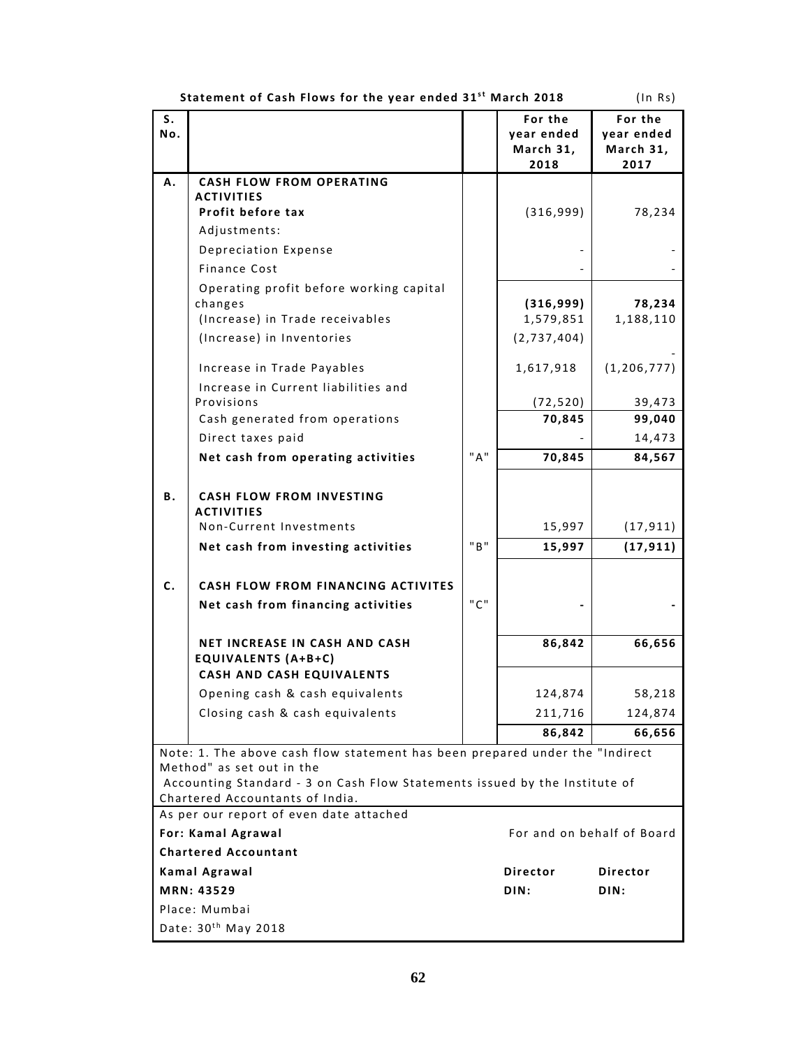**Statement of Cash Flows for the year ended 31st March 2018** (In Rs)

| S. No. | | | For the year ended March 31, 2018 | For the year ended March 31, 2017 |
|---|---|---|---|---|
| **A.** | **CASH FLOW FROM OPERATING ACTIVITIES** | | | |
| | **Profit before tax** | | (316,999) | 78,234 |
| | Adjustments: | | | |
| | Depreciation Expense | | - | - |
| | Finance Cost | | - | - |
| | Operating profit before working capital changes | | **(316,999)** | **78,234** |
| | (Increase) in Trade receivables | | 1,579,851 | 1,188,110 |
| | (Increase) in Inventories | | (2,737,404) | - |
| | Increase in Trade Payables | | 1,617,918 | (1,206,777) |
| | Increase in Current liabilities and Provisions | | (72,520) | 39,473 |
| | Cash generated from operations | | **70,845** | **99,040** |
| | Direct taxes paid | | - | 14,473 |
| | **Net cash from operating activities** | "A" | **70,845** | **84,567** |
| **B.** | **CASH FLOW FROM INVESTING ACTIVITIES** | | | |
| | Non-Current Investments | | 15,997 | (17,911) |
| | **Net cash from investing activities** | "B" | **15,997** | **(17,911)** |
| **C.** | **CASH FLOW FROM FINANCING ACTIVITES** | | | |
| | **Net cash from financing activities** | "C" | **-** | **-** |
| | **NET INCREASE IN CASH AND CASH EQUIVALENTS (A+B+C)** | | **86,842** | **66,656** |
| | **CASH AND CASH EQUIVALENTS** | | | |
| | Opening cash & cash equivalents | | 124,874 | 58,218 |
| | Closing cash & cash equivalents | | 211,716 | 124,874 |
| | | | **86,842** | **66,656** |

Note: 1. The above cash flow statement has been prepared under the "Indirect Method" as set out in the Accounting Standard - 3 on Cash Flow Statements issued by the Institute of Chartered Accountants of India.

As per our report of even date attached

**For: Kamal Agrawal** — For and on behalf of Board

**Chartered Accountant**

**Kamal Agrawal** — **Director** — **Director**

**MRN: 43529** — **DIN:** — **DIN:**

Place: Mumbai

Date: 30th May 2018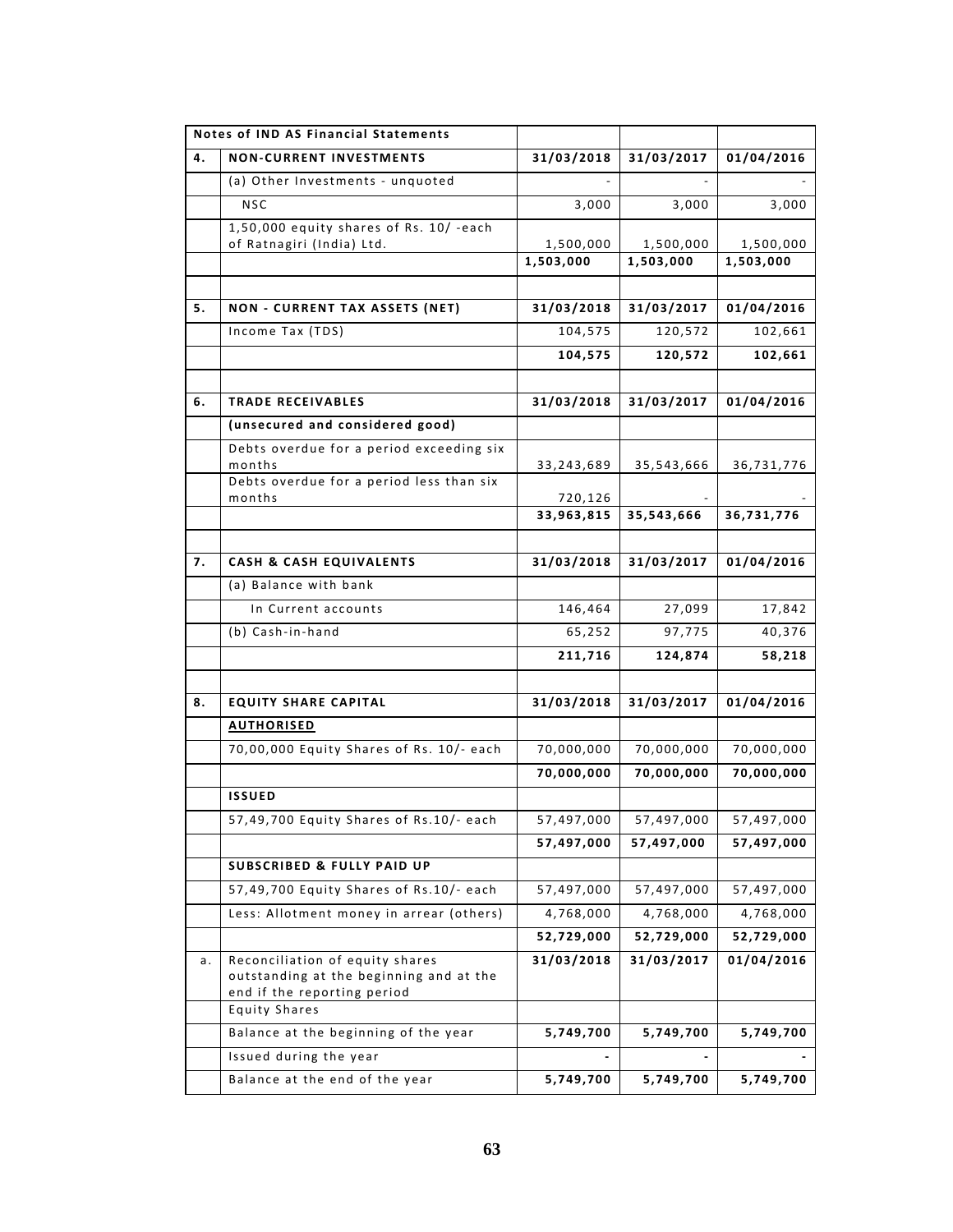| | Notes of IND AS Financial Statements | | | |
|---|---|---|---|---|
| **4.** | **NON-CURRENT INVESTMENTS** | **31/03/2018** | **31/03/2017** | **01/04/2016** |
| | (a) Other Investments - unquoted | - | - | - |
| | NSC | 3,000 | 3,000 | 3,000 |
| | 1,50,000 equity shares of Rs. 10/ -each of Ratnagiri (India) Ltd. | 1,500,000 | 1,500,000 | 1,500,000 |
| | | **1,503,000** | **1,503,000** | **1,503,000** |
| | | | | |
| **5.** | **NON - CURRENT TAX ASSETS (NET)** | **31/03/2018** | **31/03/2017** | **01/04/2016** |
| | Income Tax (TDS) | 104,575 | 120,572 | 102,661 |
| | | **104,575** | **120,572** | **102,661** |
| | | | | |
| **6.** | **TRADE RECEIVABLES** | **31/03/2018** | **31/03/2017** | **01/04/2016** |
| | **(unsecured and considered good)** | | | |
| | Debts overdue for a period exceeding six months | 33,243,689 | 35,543,666 | 36,731,776 |
| | Debts overdue for a period less than six months | 720,126 | - | - |
| | | **33,963,815** | **35,543,666** | **36,731,776** |
| | | | | |
| **7.** | **CASH & CASH EQUIVALENTS** | **31/03/2018** | **31/03/2017** | **01/04/2016** |
| | (a) Balance with bank | | | |
| | In Current accounts | 146,464 | 27,099 | 17,842 |
| | (b) Cash-in-hand | 65,252 | 97,775 | 40,376 |
| | | **211,716** | **124,874** | **58,218** |
| | | | | |
| **8.** | **EQUITY SHARE CAPITAL** | **31/03/2018** | **31/03/2017** | **01/04/2016** |
| | **AUTHORISED** | | | |
| | 70,00,000 Equity Shares of Rs. 10/- each | 70,000,000 | 70,000,000 | 70,000,000 |
| | | **70,000,000** | **70,000,000** | **70,000,000** |
| | **ISSUED** | | | |
| | 57,49,700 Equity Shares of Rs.10/- each | 57,497,000 | 57,497,000 | 57,497,000 |
| | | **57,497,000** | **57,497,000** | **57,497,000** |
| | **SUBSCRIBED & FULLY PAID UP** | | | |
| | 57,49,700 Equity Shares of Rs.10/- each | 57,497,000 | 57,497,000 | 57,497,000 |
| | Less: Allotment money in arrear (others) | 4,768,000 | 4,768,000 | 4,768,000 |
| | | **52,729,000** | **52,729,000** | **52,729,000** |
| a. | Reconciliation of equity shares outstanding at the beginning and at the end if the reporting period | **31/03/2018** | **31/03/2017** | **01/04/2016** |
| | Equity Shares | | | |
| | Balance at the beginning of the year | **5,749,700** | **5,749,700** | **5,749,700** |
| | Issued during the year | **-** | **-** | **-** |
| | Balance at the end of the year | **5,749,700** | **5,749,700** | **5,749,700** |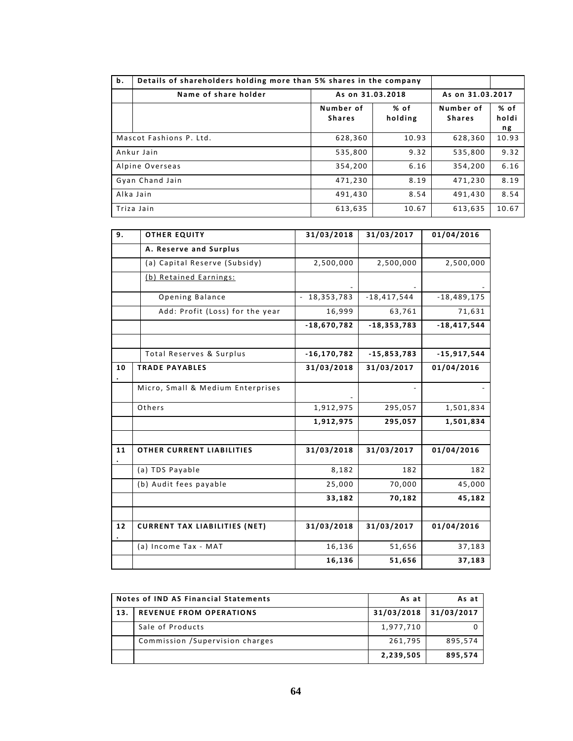| b. | Details of shareholders holding more than 5% shares in the company | | | | |
|---|---|---|---|---|---|
| | Name of share holder | As on 31.03.2018 | | As on 31.03.2017 | |
| | | Number of Shares | % of holding | Number of Shares | % of holding |
| Mascot Fashions P. Ltd. | | 628,360 | 10.93 | 628,360 | 10.93 |
| Ankur Jain | | 535,800 | 9.32 | 535,800 | 9.32 |
| Alpine Overseas | | 354,200 | 6.16 | 354,200 | 6.16 |
| Gyan Chand Jain | | 471,230 | 8.19 | 471,230 | 8.19 |
| Alka Jain | | 491,430 | 8.54 | 491,430 | 8.54 |
| Triza Jain | | 613,635 | 10.67 | 613,635 | 10.67 |

| 9. | OTHER EQUITY | 31/03/2018 | 31/03/2017 | 01/04/2016 |
|---|---|---|---|---|
| | **A. Reserve and Surplus** | | | |
| | (a) Capital Reserve (Subsidy) | 2,500,000 | 2,500,000 | 2,500,000 |
| | (b) Retained Earnings: | - | - | - |
| | Opening Balance | - 18,353,783 | -18,417,544 | -18,489,175 |
| | Add: Profit (Loss) for the year | 16,999 | 63,761 | 71,631 |
| | | **-18,670,782** | **-18,353,783** | **-18,417,544** |
| | | | | |
| | Total Reserves & Surplus | **-16,170,782** | **-15,853,783** | **-15,917,544** |
| 10. | **TRADE PAYABLES** | **31/03/2018** | **31/03/2017** | **01/04/2016** |
| | Micro, Small & Medium Enterprises | - | - | - |
| | Others | 1,912,975 | 295,057 | 1,501,834 |
| | | **1,912,975** | **295,057** | **1,501,834** |
| | | | | |
| 11. | **OTHER CURRENT LIABILITIES** | **31/03/2018** | **31/03/2017** | **01/04/2016** |
| | (a) TDS Payable | 8,182 | 182 | 182 |
| | (b) Audit fees payable | 25,000 | 70,000 | 45,000 |
| | | **33,182** | **70,182** | **45,182** |
| | | | | |
| 12. | **CURRENT TAX LIABILITIES (NET)** | **31/03/2018** | **31/03/2017** | **01/04/2016** |
| | (a) Income Tax - MAT | 16,136 | 51,656 | 37,183 |
| | | **16,136** | **51,656** | **37,183** |

| Notes of IND AS Financial Statements | | As at | As at |
|---|---|---|---|
| 13. | **REVENUE FROM OPERATIONS** | **31/03/2018** | **31/03/2017** |
| | Sale of Products | 1,977,710 | 0 |
| | Commission /Supervision charges | 261,795 | 895,574 |
| | | **2,239,505** | **895,574** |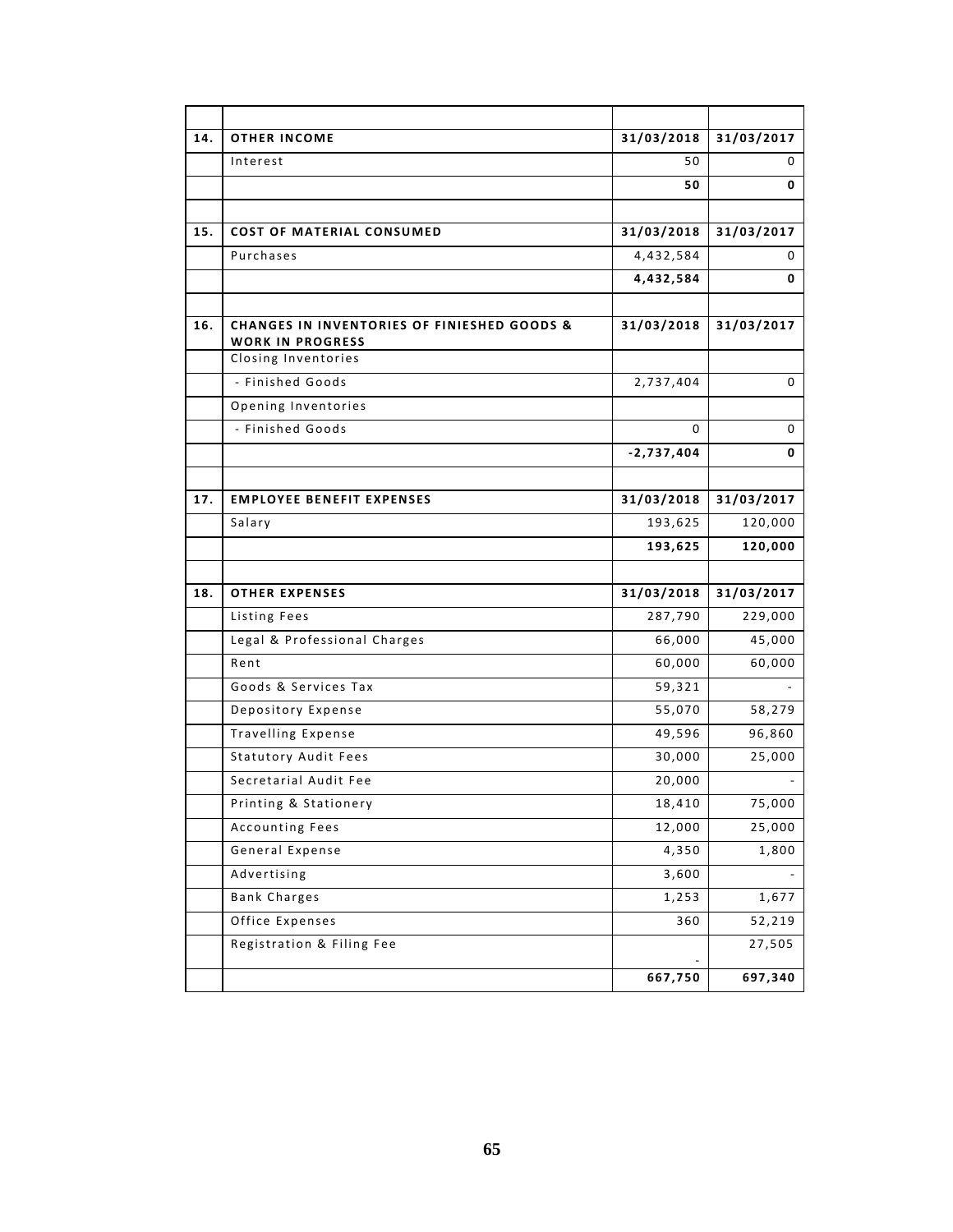| | | | |
|---|---|---|---|
| **14.** | **OTHER INCOME** | **31/03/2018** | **31/03/2017** |
| | Interest | 50 | 0 |
| | | **50** | **0** |
| | | | |
| **15.** | **COST OF MATERIAL CONSUMED** | **31/03/2018** | **31/03/2017** |
| | Purchases | 4,432,584 | 0 |
| | | **4,432,584** | **0** |
| | | | |
| **16.** | **CHANGES IN INVENTORIES OF FINIESHED GOODS & WORK IN PROGRESS** | **31/03/2018** | **31/03/2017** |
| | Closing Inventories | | |
| | - Finished Goods | 2,737,404 | 0 |
| | Opening Inventories | | |
| | - Finished Goods | 0 | 0 |
| | | **-2,737,404** | **0** |
| | | | |
| **17.** | **EMPLOYEE BENEFIT EXPENSES** | **31/03/2018** | **31/03/2017** |
| | Salary | 193,625 | 120,000 |
| | | **193,625** | **120,000** |
| | | | |
| **18.** | **OTHER EXPENSES** | **31/03/2018** | **31/03/2017** |
| | Listing Fees | 287,790 | 229,000 |
| | Legal & Professional Charges | 66,000 | 45,000 |
| | Rent | 60,000 | 60,000 |
| | Goods & Services Tax | 59,321 | - |
| | Depository Expense | 55,070 | 58,279 |
| | Travelling Expense | 49,596 | 96,860 |
| | Statutory Audit Fees | 30,000 | 25,000 |
| | Secretarial Audit Fee | 20,000 | - |
| | Printing & Stationery | 18,410 | 75,000 |
| | Accounting Fees | 12,000 | 25,000 |
| | General Expense | 4,350 | 1,800 |
| | Advertising | 3,600 | - |
| | Bank Charges | 1,253 | 1,677 |
| | Office Expenses | 360 | 52,219 |
| | Registration & Filing Fee | - | 27,505 |
| | | **667,750** | **697,340** |